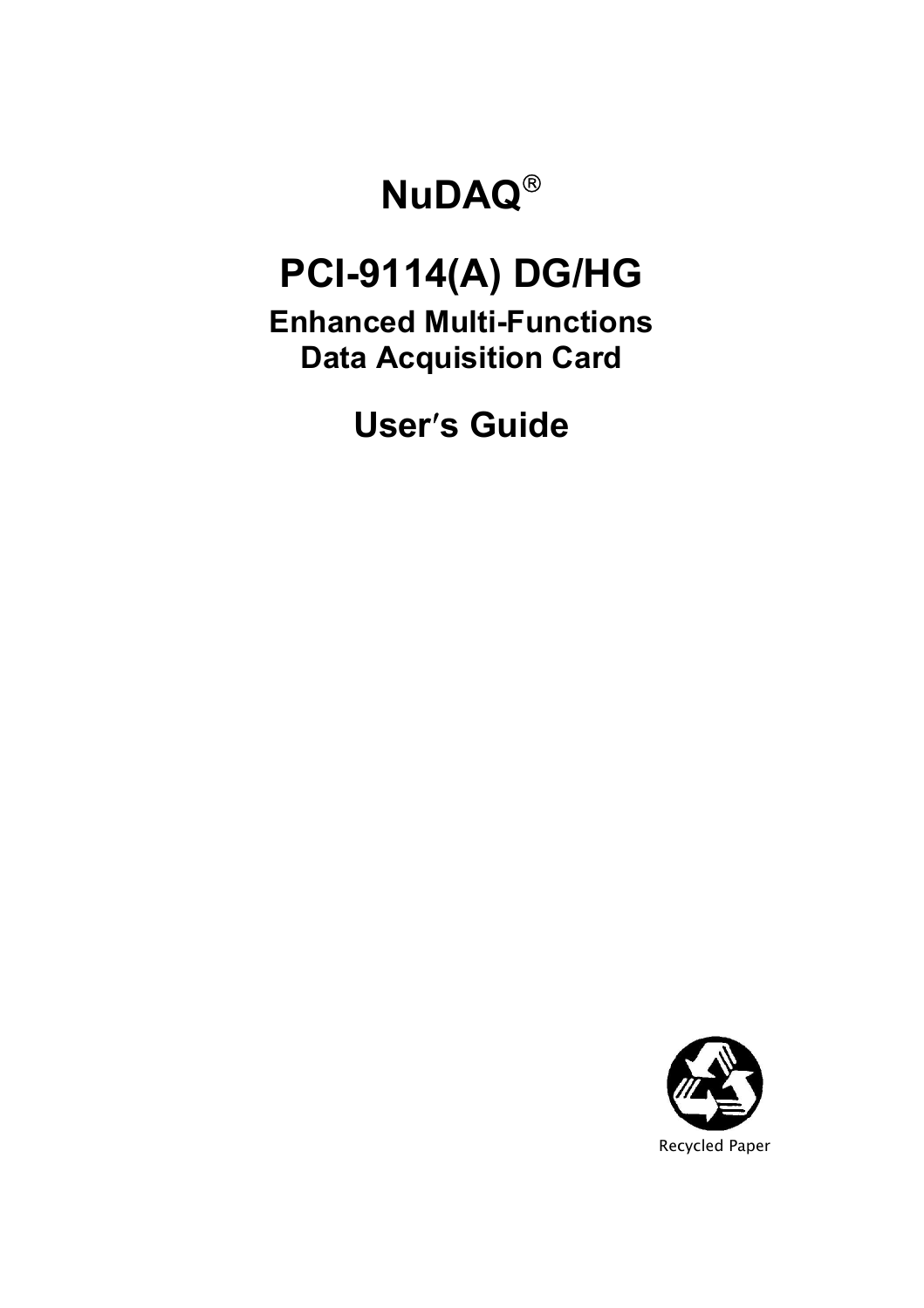# NuDAQ®

# PCI-9114(A) DG/HG

## Enhanced Multi-Functions Data Acquisition Card

## User′s Guide

Recycled Paper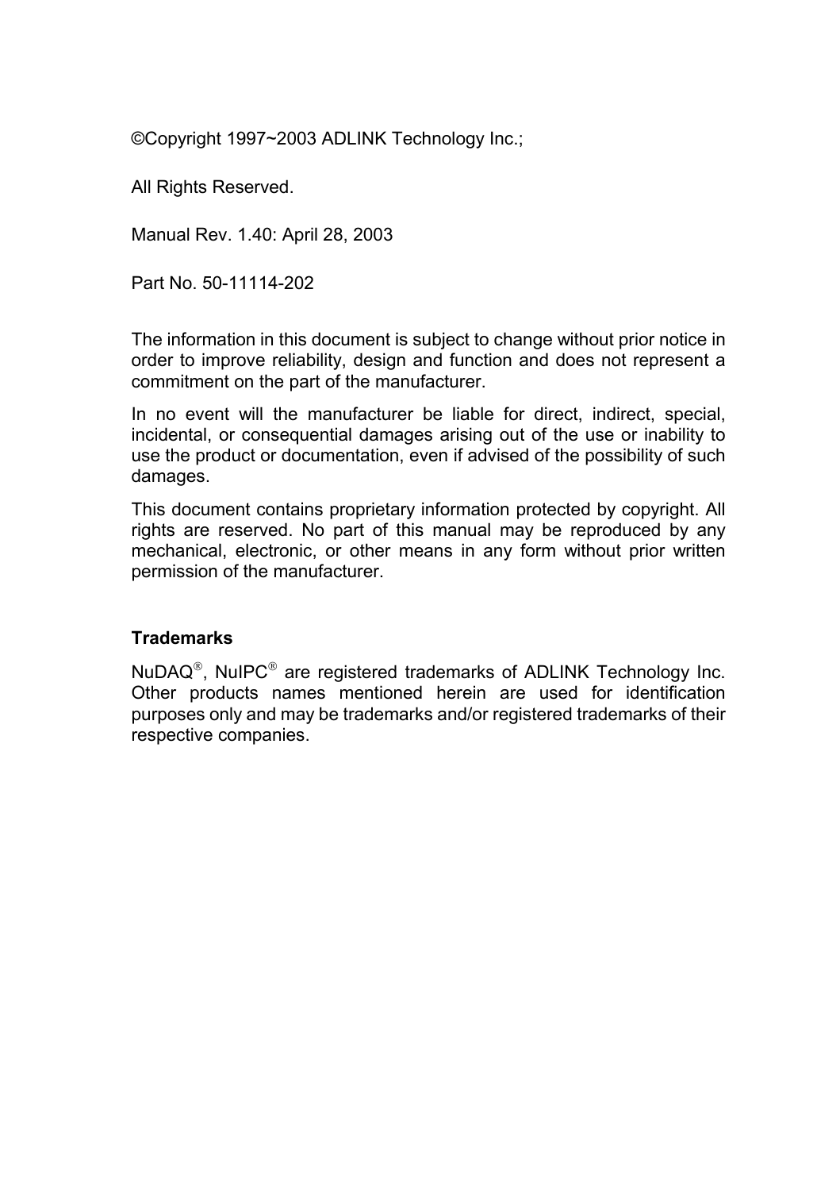©Copyright 1997~2003 ADLINK Technology Inc.;

All Rights Reserved.

Manual Rev. 1.40: April 28, 2003

Part No. 50-11114-202

The information in this document is subject to change without prior notice in order to improve reliability, design and function and does not represent a commitment on the part of the manufacturer.

In no event will the manufacturer be liable for direct, indirect, special, incidental, or consequential damages arising out of the use or inability to use the product or documentation, even if advised of the possibility of such damages.

This document contains proprietary information protected by copyright. All rights are reserved. No part of this manual may be reproduced by any mechanical, electronic, or other means in any form without prior written permission of the manufacturer.

**Trademarks**

NuDAQ®, NuIPC® are registered trademarks of ADLINK Technology Inc. Other products names mentioned herein are used for identification purposes only and may be trademarks and/or registered trademarks of their respective companies.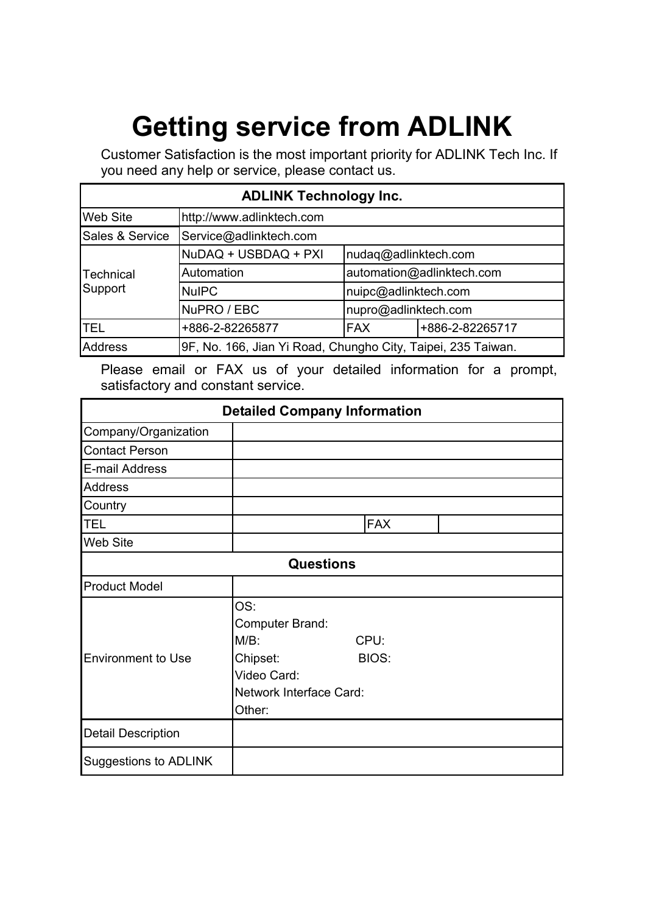# Getting service from ADLINK

Customer Satisfaction is the most important priority for ADLINK Tech Inc. If you need any help or service, please contact us.

| ADLINK Technology Inc. | | | |
|---|---|---|---|
| Web Site | http://www.adlinktech.com | | |
| Sales & Service | Service@adlinktech.com | | |
| Technical Support | NuDAQ + USBDAQ + PXI | nudaq@adlinktech.com | |
| | Automation | automation@adlinktech.com | |
| | NuIPC | nuipc@adlinktech.com | |
| | NuPRO / EBC | nupro@adlinktech.com | |
| TEL | +886-2-82265877 | FAX | +886-2-82265717 |
| Address | 9F, No. 166, Jian Yi Road, Chungho City, Taipei, 235 Taiwan. | | |

Please email or FAX us of your detailed information for a prompt, satisfactory and constant service.

| Detailed Company Information | | | |
|---|---|---|---|
| Company/Organization | | | |
| Contact Person | | | |
| E-mail Address | | | |
| Address | | | |
| Country | | | |
| TEL | | FAX | |
| Web Site | | | |
| **Questions** | | | |
| Product Model | | | |
| Environment to Use | OS:<br>Computer Brand:<br>M/B: CPU:<br>Chipset: BIOS:<br>Video Card:<br>Network Interface Card:<br>Other: | | |
| Detail Description | | | |
| Suggestions to ADLINK | | | |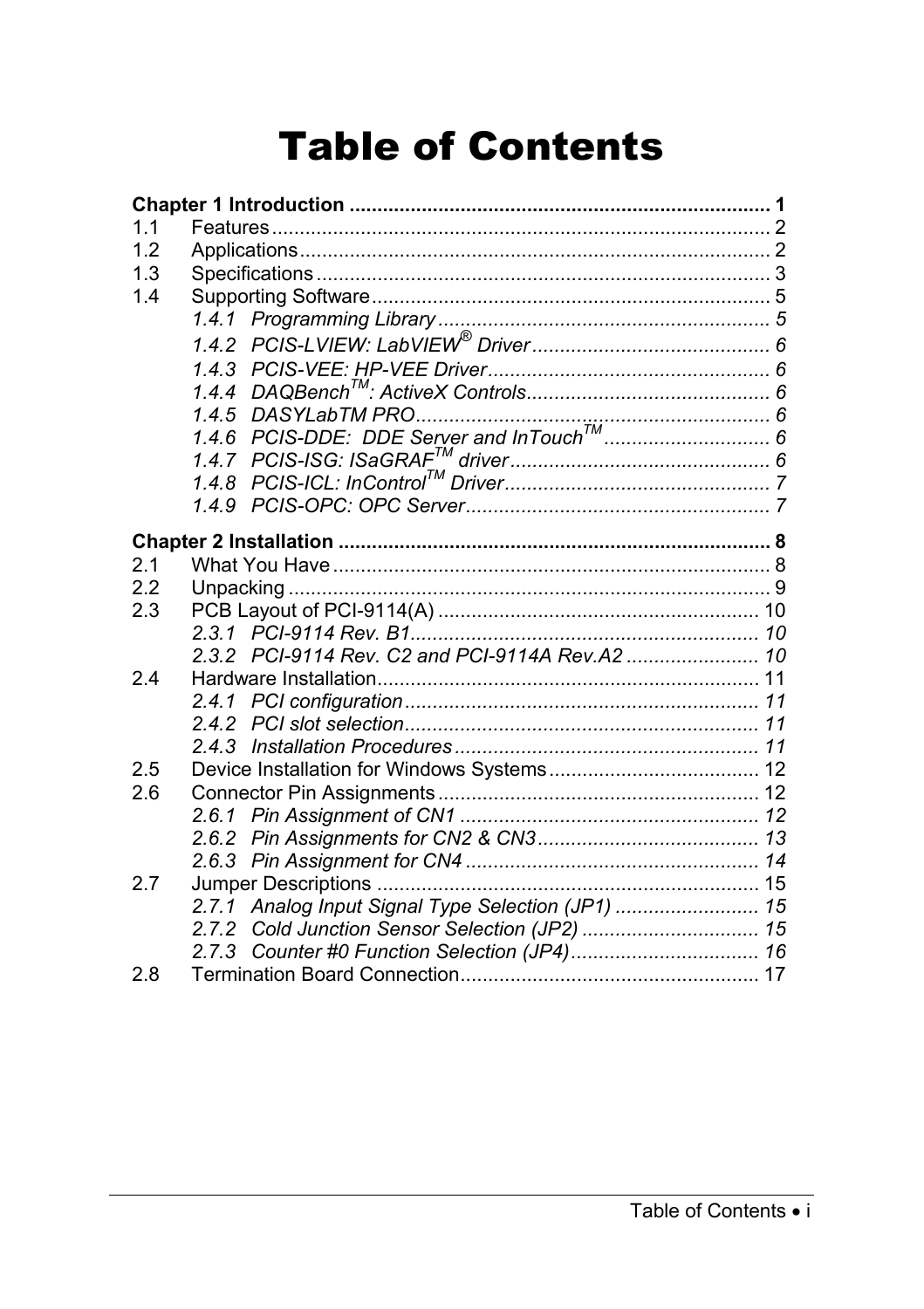# Table of Contents

**Chapter 1 Introduction ............................................................................ 1**

1.1 Features .......................................................................................... 2

1.2 Applications ..................................................................................... 2

1.3 Specifications .................................................................................. 3

1.4 Supporting Software ........................................................................ 5

*1.4.1 Programming Library ............................................................ 5*

*1.4.2 PCIS-LVIEW: LabVIEW® Driver ........................................... 6*

*1.4.3 PCIS-VEE: HP-VEE Driver ................................................... 6*

*1.4.4 DAQBench™: ActiveX Controls ............................................ 6*

*1.4.5 DASYLabTM PRO ................................................................ 6*

*1.4.6 PCIS-DDE: DDE Server and InTouch™ .............................. 6*

*1.4.7 PCIS-ISG: ISaGRAF™ driver ............................................... 6*

*1.4.8 PCIS-ICL: InControl™ Driver ................................................ 7*

*1.4.9 PCIS-OPC: OPC Server ....................................................... 7*

**Chapter 2 Installation .............................................................................. 8**

2.1 What You Have ............................................................................... 8

2.2 Unpacking ....................................................................................... 9

2.3 PCB Layout of PCI-9114(A) .......................................................... 10

*2.3.1 PCI-9114 Rev. B1 ............................................................... 10*

*2.3.2 PCI-9114 Rev. C2 and PCI-9114A Rev.A2 ........................ 10*

2.4 Hardware Installation ..................................................................... 11

*2.4.1 PCI configuration ................................................................ 11*

*2.4.2 PCI slot selection ................................................................ 11*

*2.4.3 Installation Procedures ....................................................... 11*

2.5 Device Installation for Windows Systems ...................................... 12

2.6 Connector Pin Assignments .......................................................... 12

*2.6.1 Pin Assignment of CN1 ...................................................... 12*

*2.6.2 Pin Assignments for CN2 & CN3 ........................................ 13*

*2.6.3 Pin Assignment for CN4 ..................................................... 14*

2.7 Jumper Descriptions ..................................................................... 15

*2.7.1 Analog Input Signal Type Selection (JP1) .......................... 15*

*2.7.2 Cold Junction Sensor Selection (JP2) ................................ 15*

*2.7.3 Counter #0 Function Selection (JP4) .................................. 16*

2.8 Termination Board Connection ...................................................... 17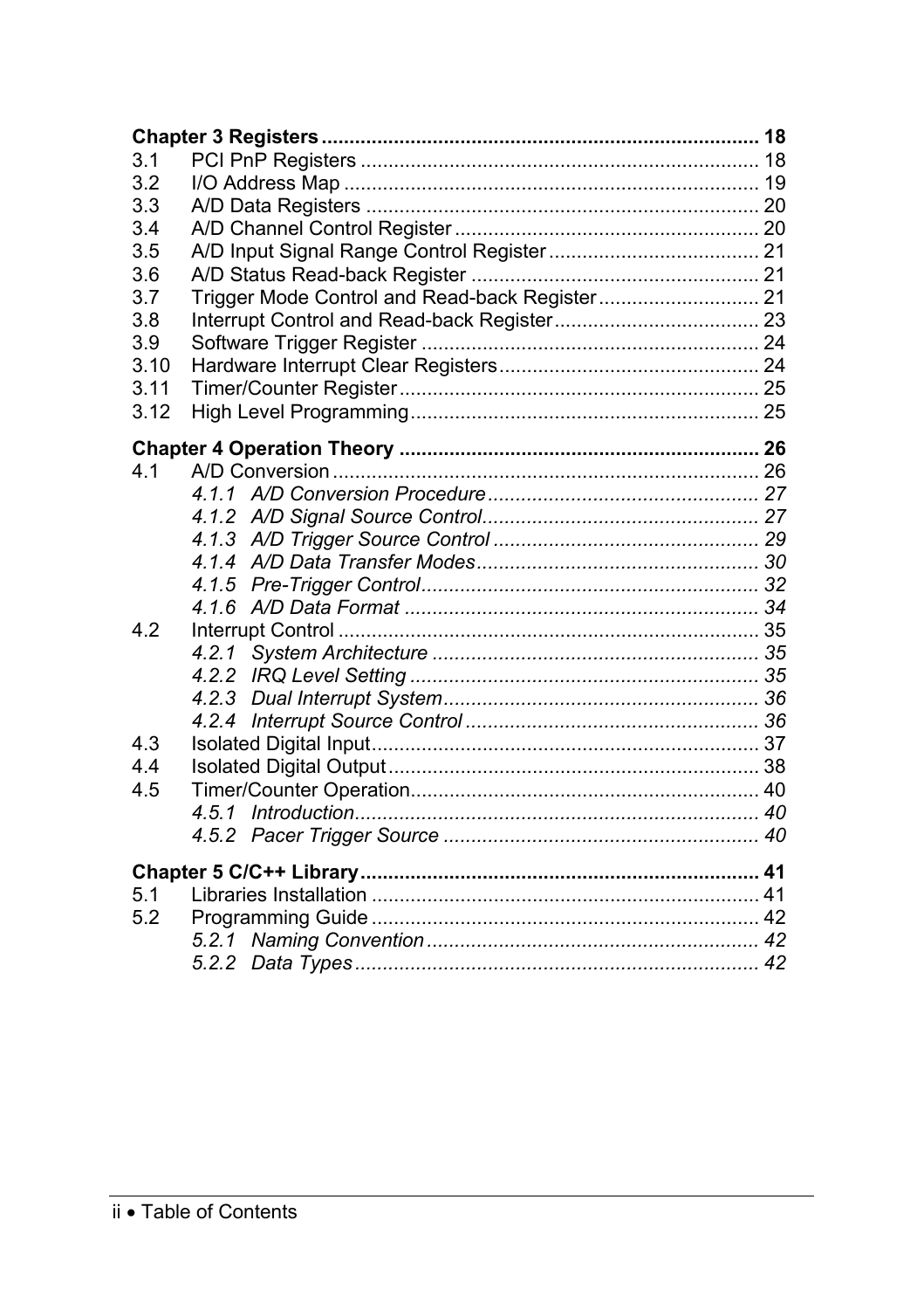**Chapter 3 Registers .............................................................................. 18**

3.1 PCI PnP Registers ....................................................................... 18
3.2 I/O Address Map .......................................................................... 19
3.3 A/D Data Registers ....................................................................... 20
3.4 A/D Channel Control Register ....................................................... 20
3.5 A/D Input Signal Range Control Register ...................................... 21
3.6 A/D Status Read-back Register .................................................... 21
3.7 Trigger Mode Control and Read-back Register ............................. 21
3.8 Interrupt Control and Read-back Register ..................................... 23
3.9 Software Trigger Register ............................................................. 24
3.10 Hardware Interrupt Clear Registers ............................................... 24
3.11 Timer/Counter Register ................................................................. 25
3.12 High Level Programming ............................................................... 25

**Chapter 4 Operation Theory ................................................................. 26**

4.1 A/D Conversion ............................................................................. 26
*4.1.1 A/D Conversion Procedure ................................................. 27*
*4.1.2 A/D Signal Source Control .................................................. 27*
*4.1.3 A/D Trigger Source Control ................................................ 29*
*4.1.4 A/D Data Transfer Modes ................................................... 30*
*4.1.5 Pre-Trigger Control ............................................................. 32*
*4.1.6 A/D Data Format ................................................................ 34*
4.2 Interrupt Control ............................................................................ 35
*4.2.1 System Architecture ........................................................... 35*
*4.2.2 IRQ Level Setting ............................................................... 35*
*4.2.3 Dual Interrupt System ......................................................... 36*
*4.2.4 Interrupt Source Control ..................................................... 36*
4.3 Isolated Digital Input ...................................................................... 37
4.4 Isolated Digital Output ................................................................... 38
4.5 Timer/Counter Operation ............................................................... 40
*4.5.1 Introduction ......................................................................... 40*
*4.5.2 Pacer Trigger Source ......................................................... 40*

**Chapter 5 C/C++ Library ........................................................................ 41**

5.1 Libraries Installation ...................................................................... 41
5.2 Programming Guide ...................................................................... 42
*5.2.1 Naming Convention ............................................................ 42*
*5.2.2 Data Types ......................................................................... 42*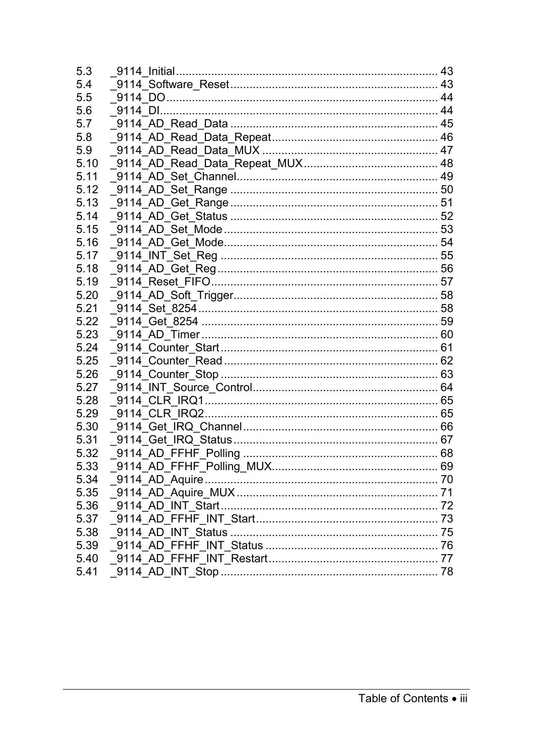5.3 _9114_Initial ..... 43
5.4 _9114_Software_Reset ..... 43
5.5 _9114_DO ..... 44
5.6 _9114_DI ..... 44
5.7 _9114_AD_Read_Data ..... 45
5.8 _9114_AD_Read_Data_Repeat ..... 46
5.9 _9114_AD_Read_Data_MUX ..... 47
5.10 _9114_AD_Read_Data_Repeat_MUX ..... 48
5.11 _9114_AD_Set_Channel ..... 49
5.12 _9114_AD_Set_Range ..... 50
5.13 _9114_AD_Get_Range ..... 51
5.14 _9114_AD_Get_Status ..... 52
5.15 _9114_AD_Set_Mode ..... 53
5.16 _9114_AD_Get_Mode ..... 54
5.17 _9114_INT_Set_Reg ..... 55
5.18 _9114_AD_Get_Reg ..... 56
5.19 _9114_Reset_FIFO ..... 57
5.20 _9114_AD_Soft_Trigger ..... 58
5.21 _9114_Set_8254 ..... 58
5.22 _9114_Get_8254 ..... 59
5.23 _9114_AD_Timer ..... 60
5.24 _9114_Counter_Start ..... 61
5.25 _9114_Counter_Read ..... 62
5.26 _9114_Counter_Stop ..... 63
5.27 _9114_INT_Source_Control ..... 64
5.28 _9114_CLR_IRQ1 ..... 65
5.29 _9114_CLR_IRQ2 ..... 65
5.30 _9114_Get_IRQ_Channel ..... 66
5.31 _9114_Get_IRQ_Status ..... 67
5.32 _9114_AD_FFHF_Polling ..... 68
5.33 _9114_AD_FFHF_Polling_MUX ..... 69
5.34 _9114_AD_Aquire ..... 70
5.35 _9114_AD_Aquire_MUX ..... 71
5.36 _9114_AD_INT_Start ..... 72
5.37 _9114_AD_FFHF_INT_Start ..... 73
5.38 _9114_AD_INT_Status ..... 75
5.39 _9114_AD_FFHF_INT_Status ..... 76
5.40 _9114_AD_FFHF_INT_Restart ..... 77
5.41 _9114_AD_INT_Stop ..... 78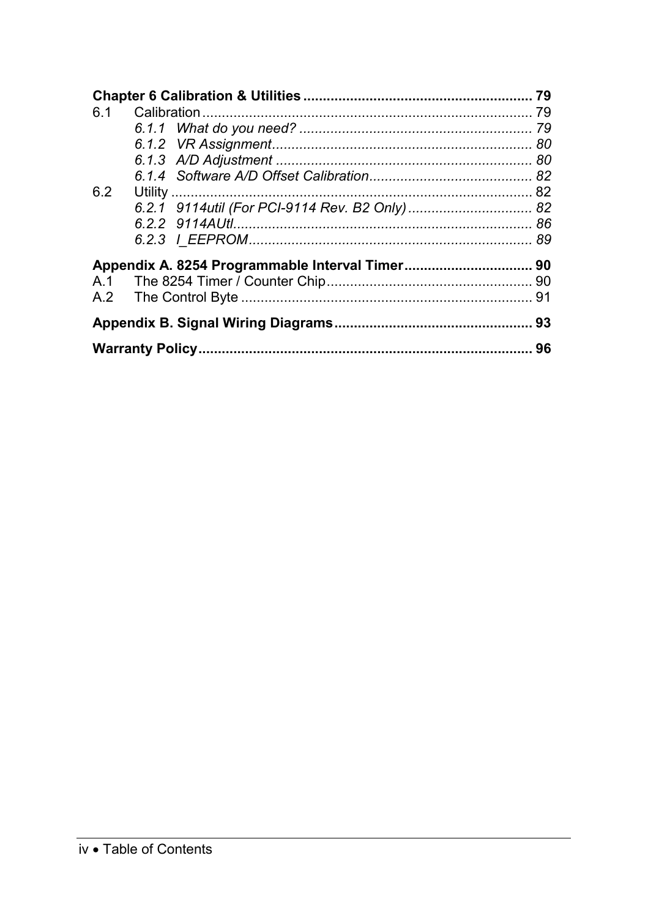**Chapter 6 Calibration & Utilities .......................................................... 79**

6.1 Calibration .................................................................................... 79

*6.1.1 What do you need? ........................................................... 79*

*6.1.2 VR Assignment.................................................................. 80*

*6.1.3 A/D Adjustment ................................................................. 80*

*6.1.4 Software A/D Offset Calibration.......................................... 82*

6.2 Utility ............................................................................................ 82

*6.2.1 9114util (For PCI-9114 Rev. B2 Only) ................................ 82*

*6.2.2 9114AUtl............................................................................ 86*

*6.2.3 I_EEPROM........................................................................ 89*

**Appendix A. 8254 Programmable Interval Timer................................ 90**

A.1 The 8254 Timer / Counter Chip.................................................... 90

A.2 The Control Byte .......................................................................... 91

**Appendix B. Signal Wiring Diagrams.................................................. 93**

**Warranty Policy.................................................................................... 96**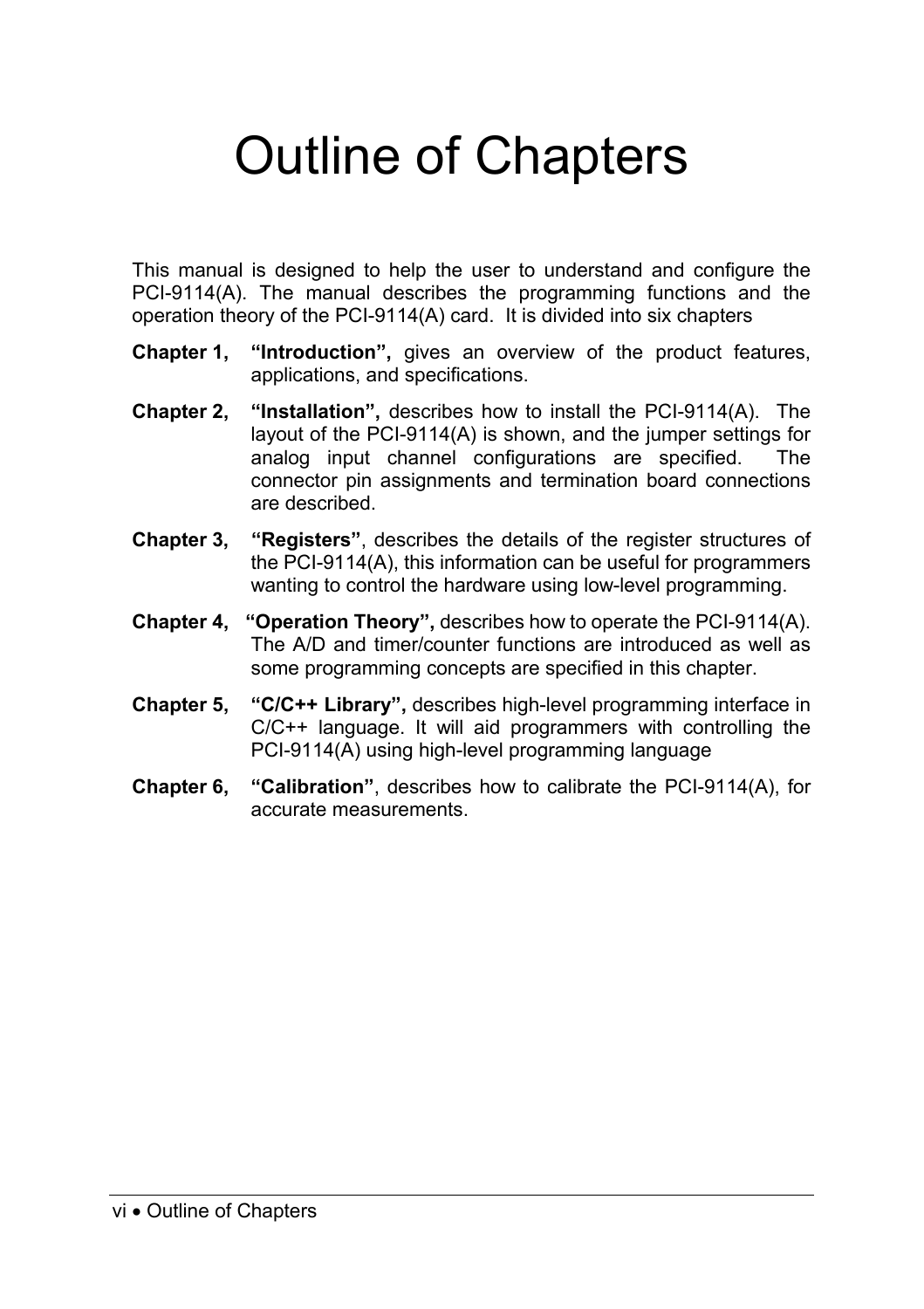# Outline of Chapters

This manual is designed to help the user to understand and configure the PCI-9114(A). The manual describes the programming functions and the operation theory of the PCI-9114(A) card. It is divided into six chapters

**Chapter 1, "Introduction",** gives an overview of the product features, applications, and specifications.

**Chapter 2, "Installation",** describes how to install the PCI-9114(A). The layout of the PCI-9114(A) is shown, and the jumper settings for analog input channel configurations are specified. The connector pin assignments and termination board connections are described.

**Chapter 3, "Registers"**, describes the details of the register structures of the PCI-9114(A), this information can be useful for programmers wanting to control the hardware using low-level programming.

**Chapter 4, "Operation Theory",** describes how to operate the PCI-9114(A). The A/D and timer/counter functions are introduced as well as some programming concepts are specified in this chapter.

**Chapter 5, "C/C++ Library",** describes high-level programming interface in C/C++ language. It will aid programmers with controlling the PCI-9114(A) using high-level programming language

**Chapter 6, "Calibration"**, describes how to calibrate the PCI-9114(A), for accurate measurements.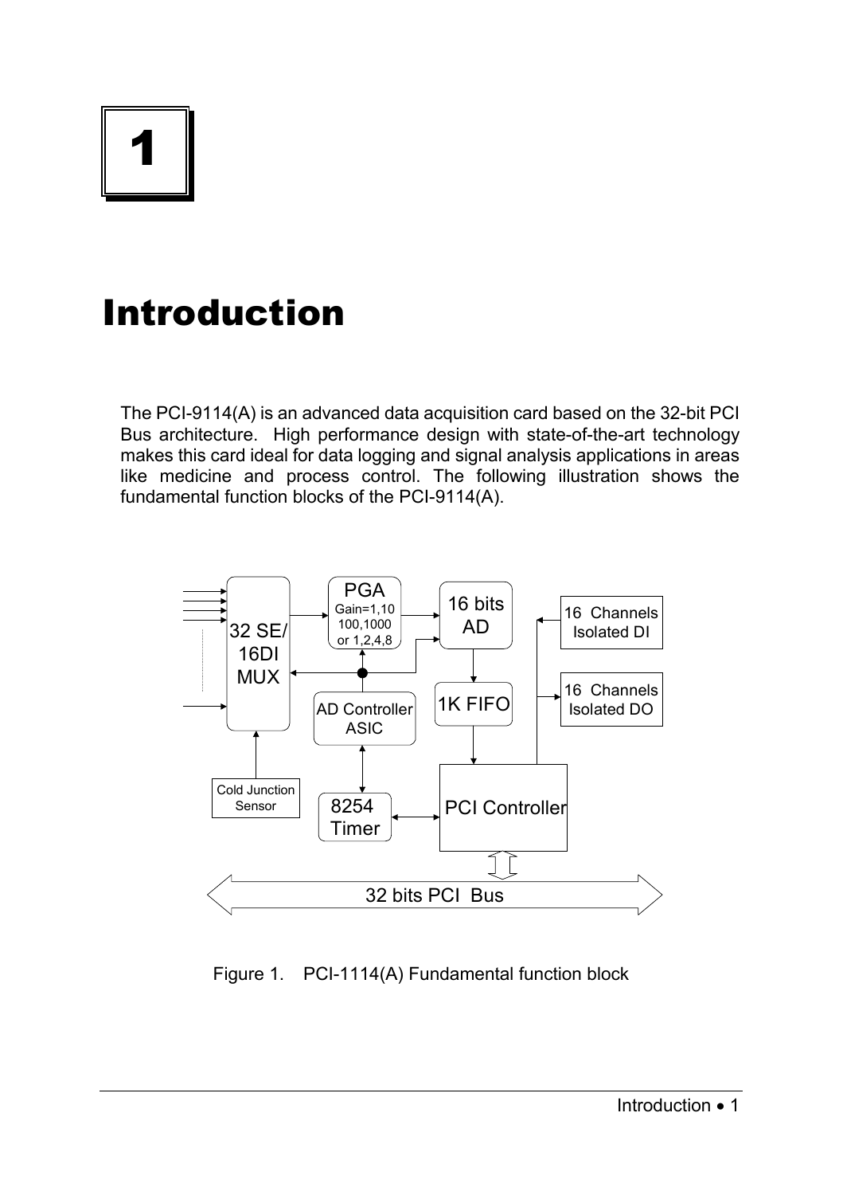# 1

# Introduction

The PCI-9114(A) is an advanced data acquisition card based on the 32-bit PCI Bus architecture. High performance design with state-of-the-art technology makes this card ideal for data logging and signal analysis applications in areas like medicine and process control. The following illustration shows the fundamental function blocks of the PCI-9114(A).

Figure 1. PCI-1114(A) Fundamental function block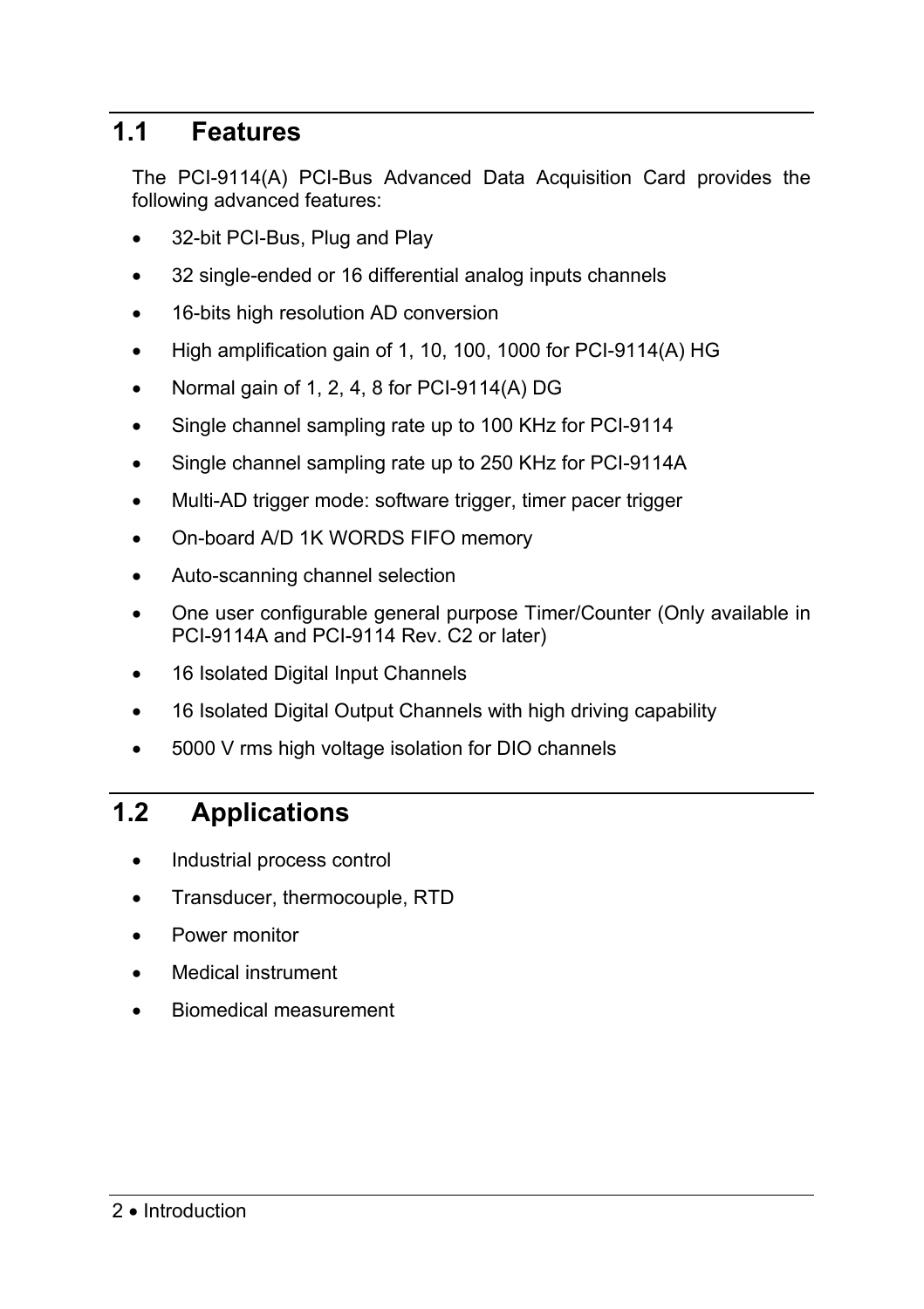## 1.1 Features

The PCI-9114(A) PCI-Bus Advanced Data Acquisition Card provides the following advanced features:

- 32-bit PCI-Bus, Plug and Play
- 32 single-ended or 16 differential analog inputs channels
- 16-bits high resolution AD conversion
- High amplification gain of 1, 10, 100, 1000 for PCI-9114(A) HG
- Normal gain of 1, 2, 4, 8 for PCI-9114(A) DG
- Single channel sampling rate up to 100 KHz for PCI-9114
- Single channel sampling rate up to 250 KHz for PCI-9114A
- Multi-AD trigger mode: software trigger, timer pacer trigger
- On-board A/D 1K WORDS FIFO memory
- Auto-scanning channel selection
- One user configurable general purpose Timer/Counter (Only available in PCI-9114A and PCI-9114 Rev. C2 or later)
- 16 Isolated Digital Input Channels
- 16 Isolated Digital Output Channels with high driving capability
- 5000 V rms high voltage isolation for DIO channels

## 1.2 Applications

- Industrial process control
- Transducer, thermocouple, RTD
- Power monitor
- Medical instrument
- Biomedical measurement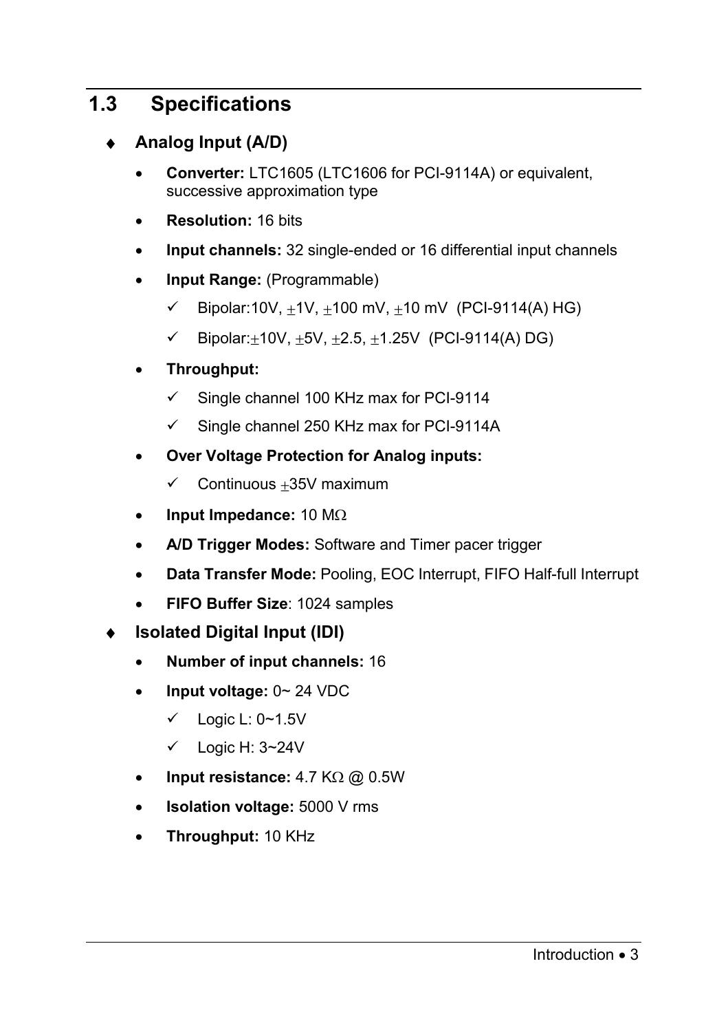## 1.3 Specifications

### ♦ Analog Input (A/D)

- **Converter:** LTC1605 (LTC1606 for PCI-9114A) or equivalent, successive approximation type
- **Resolution:** 16 bits
- **Input channels:** 32 single-ended or 16 differential input channels
- **Input Range:** (Programmable)
  - ✓ Bipolar:10V, ±1V, ±100 mV, ±10 mV (PCI-9114(A) HG)
  - ✓ Bipolar:±10V, ±5V, ±2.5, ±1.25V (PCI-9114(A) DG)
- **Throughput:**
  - ✓ Single channel 100 KHz max for PCI-9114
  - ✓ Single channel 250 KHz max for PCI-9114A
- **Over Voltage Protection for Analog inputs:**
  - ✓ Continuous ±35V maximum
- **Input Impedance:** 10 MΩ
- **A/D Trigger Modes:** Software and Timer pacer trigger
- **Data Transfer Mode:** Pooling, EOC Interrupt, FIFO Half-full Interrupt
- **FIFO Buffer Size**: 1024 samples

### ♦ Isolated Digital Input (IDI)

- **Number of input channels:** 16
- **Input voltage:** 0~ 24 VDC
  - ✓ Logic L: 0~1.5V
  - ✓ Logic H: 3~24V
- **Input resistance:** 4.7 KΩ @ 0.5W
- **Isolation voltage:** 5000 V rms
- **Throughput:** 10 KHz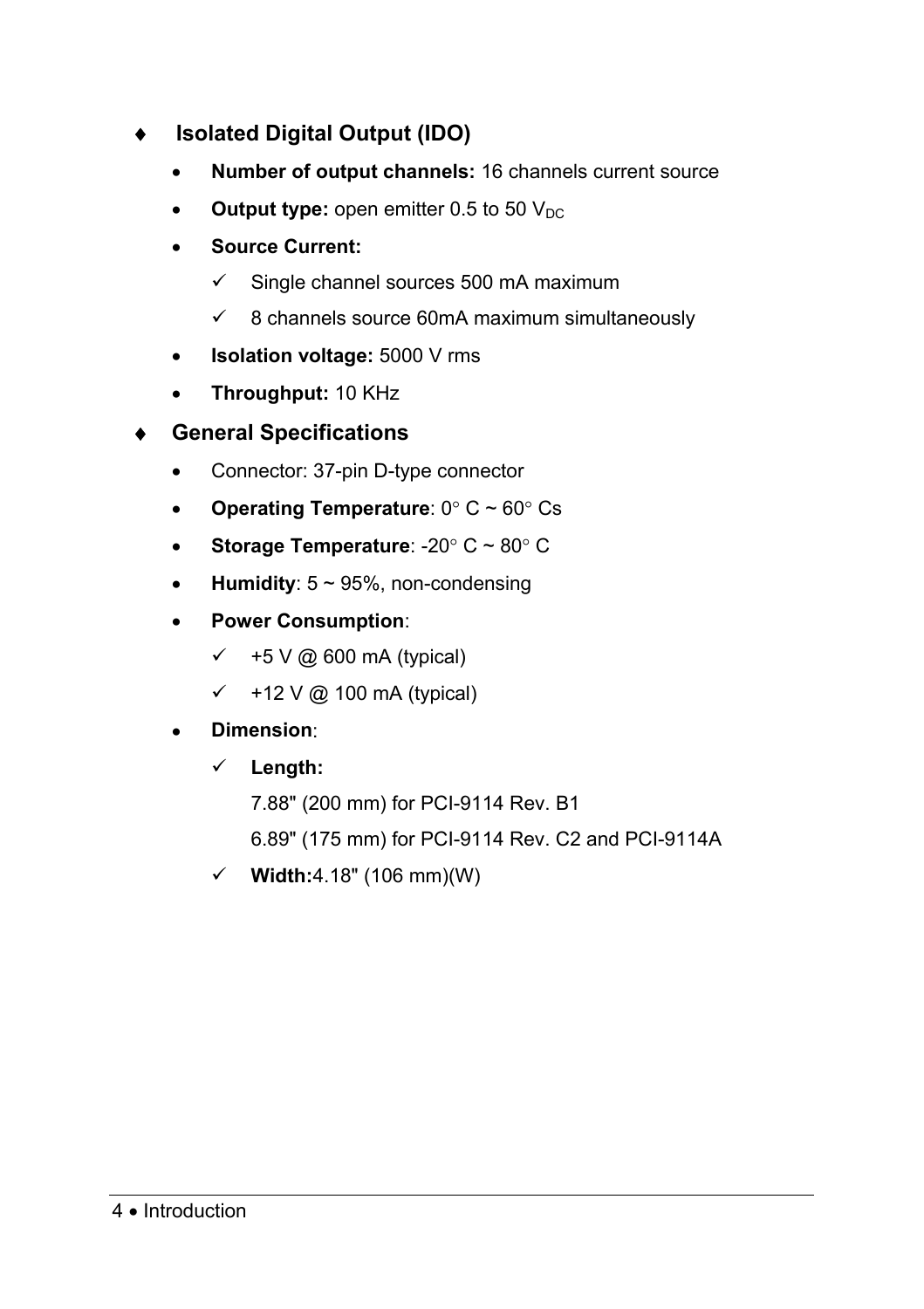- **Isolated Digital Output (IDO)**
  - **Number of output channels:** 16 channels current source
  - **Output type:** open emitter 0.5 to 50 $V_{DC}$
  - **Source Current:**
    - ✓ Single channel sources 500 mA maximum
    - ✓ 8 channels source 60mA maximum simultaneously
  - **Isolation voltage:** 5000 V rms
  - **Throughput:** 10 KHz

- **General Specifications**
  - Connector: 37-pin D-type connector
  - **Operating Temperature**: 0° C ~ 60° Cs
  - **Storage Temperature**: -20° C ~ 80° C
  - **Humidity**: 5 ~ 95%, non-condensing
  - **Power Consumption**:
    - ✓ +5 V @ 600 mA (typical)
    - ✓ +12 V @ 100 mA (typical)
  - **Dimension**:
    - ✓ **Length:**

      7.88" (200 mm) for PCI-9114 Rev. B1

      6.89" (175 mm) for PCI-9114 Rev. C2 and PCI-9114A
    - ✓ **Width:**4.18" (106 mm)(W)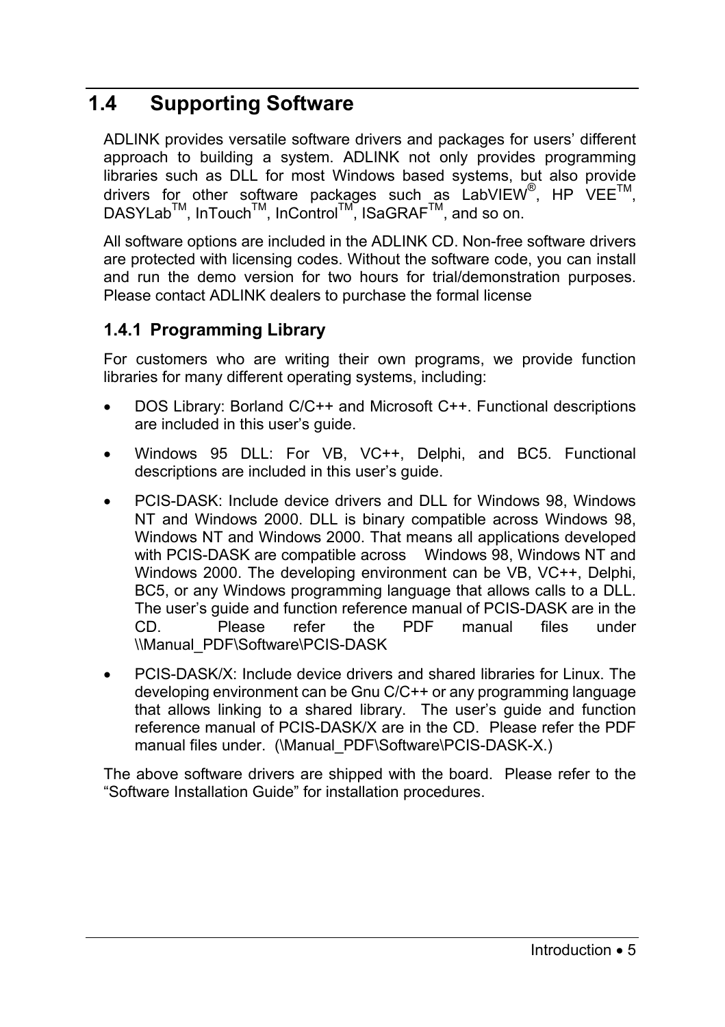## 1.4 Supporting Software

ADLINK provides versatile software drivers and packages for users' different approach to building a system. ADLINK not only provides programming libraries such as DLL for most Windows based systems, but also provide drivers for other software packages such as LabVIEW®, HP VEE™, DASYLab™, InTouch™, InControl™, ISaGRAF™, and so on.

All software options are included in the ADLINK CD. Non-free software drivers are protected with licensing codes. Without the software code, you can install and run the demo version for two hours for trial/demonstration purposes. Please contact ADLINK dealers to purchase the formal license

### 1.4.1 Programming Library

For customers who are writing their own programs, we provide function libraries for many different operating systems, including:

- DOS Library: Borland C/C++ and Microsoft C++. Functional descriptions are included in this user's guide.
- Windows 95 DLL: For VB, VC++, Delphi, and BC5. Functional descriptions are included in this user's guide.
- PCIS-DASK: Include device drivers and DLL for Windows 98, Windows NT and Windows 2000. DLL is binary compatible across Windows 98, Windows NT and Windows 2000. That means all applications developed with PCIS-DASK are compatible across Windows 98, Windows NT and Windows 2000. The developing environment can be VB, VC++, Delphi, BC5, or any Windows programming language that allows calls to a DLL. The user's guide and function reference manual of PCIS-DASK are in the CD. Please refer the PDF manual files under \\Manual_PDF\Software\PCIS-DASK
- PCIS-DASK/X: Include device drivers and shared libraries for Linux. The developing environment can be Gnu C/C++ or any programming language that allows linking to a shared library. The user's guide and function reference manual of PCIS-DASK/X are in the CD. Please refer the PDF manual files under. (\Manual_PDF\Software\PCIS-DASK-X.)

The above software drivers are shipped with the board. Please refer to the "Software Installation Guide" for installation procedures.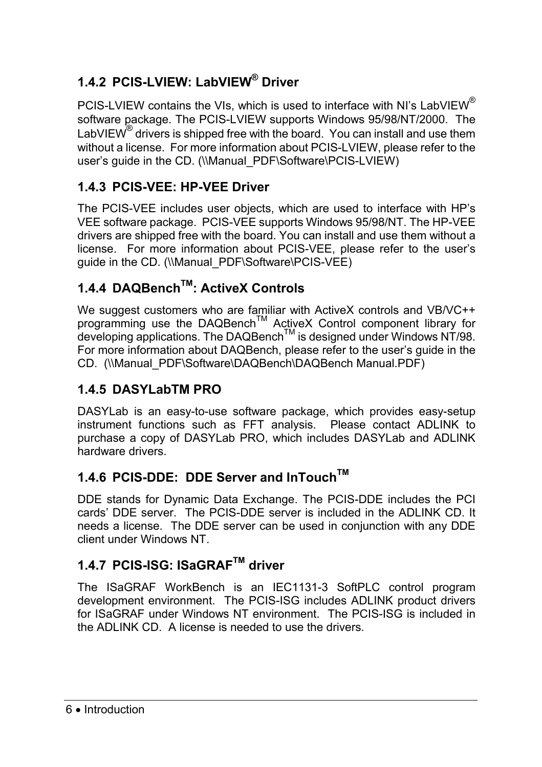### 1.4.2 PCIS-LVIEW: LabVIEW® Driver

PCIS-LVIEW contains the VIs, which is used to interface with NI's LabVIEW® software package. The PCIS-LVIEW supports Windows 95/98/NT/2000. The LabVIEW® drivers is shipped free with the board. You can install and use them without a license. For more information about PCIS-LVIEW, please refer to the user's guide in the CD. (\\Manual_PDF\Software\PCIS-LVIEW)

### 1.4.3 PCIS-VEE: HP-VEE Driver

The PCIS-VEE includes user objects, which are used to interface with HP's VEE software package. PCIS-VEE supports Windows 95/98/NT. The HP-VEE drivers are shipped free with the board. You can install and use them without a license. For more information about PCIS-VEE, please refer to the user's guide in the CD. (\\Manual_PDF\Software\PCIS-VEE)

### 1.4.4 DAQBench™: ActiveX Controls

We suggest customers who are familiar with ActiveX controls and VB/VC++ programming use the DAQBench™ ActiveX Control component library for developing applications. The DAQBench™ is designed under Windows NT/98. For more information about DAQBench, please refer to the user's guide in the CD. (\\Manual_PDF\Software\DAQBench\DAQBench Manual.PDF)

### 1.4.5 DASYLabTM PRO

DASYLab is an easy-to-use software package, which provides easy-setup instrument functions such as FFT analysis. Please contact ADLINK to purchase a copy of DASYLab PRO, which includes DASYLab and ADLINK hardware drivers.

### 1.4.6 PCIS-DDE: DDE Server and InTouch™

DDE stands for Dynamic Data Exchange. The PCIS-DDE includes the PCI cards' DDE server. The PCIS-DDE server is included in the ADLINK CD. It needs a license. The DDE server can be used in conjunction with any DDE client under Windows NT.

### 1.4.7 PCIS-ISG: ISaGRAF™ driver

The ISaGRAF WorkBench is an IEC1131-3 SoftPLC control program development environment. The PCIS-ISG includes ADLINK product drivers for ISaGRAF under Windows NT environment. The PCIS-ISG is included in the ADLINK CD. A license is needed to use the drivers.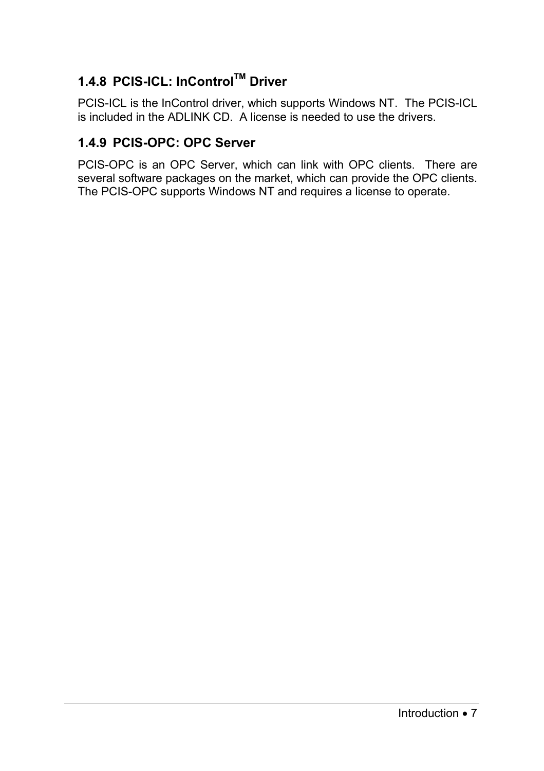### 1.4.8 PCIS-ICL: InControl™ Driver

PCIS-ICL is the InControl driver, which supports Windows NT. The PCIS-ICL is included in the ADLINK CD. A license is needed to use the drivers.

### 1.4.9 PCIS-OPC: OPC Server

PCIS-OPC is an OPC Server, which can link with OPC clients. There are several software packages on the market, which can provide the OPC clients. The PCIS-OPC supports Windows NT and requires a license to operate.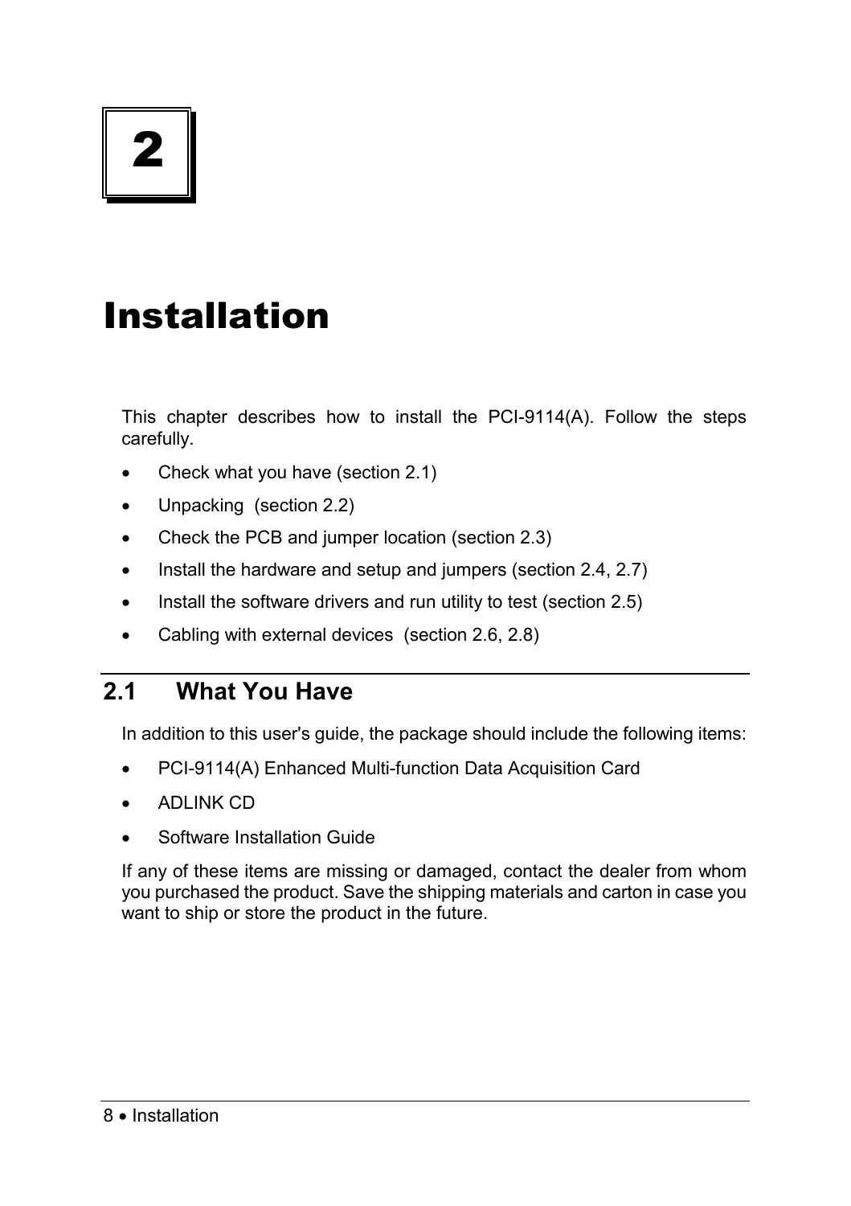# 2

# Installation

This chapter describes how to install the PCI-9114(A). Follow the steps carefully.

- Check what you have (section 2.1)
- Unpacking (section 2.2)
- Check the PCB and jumper location (section 2.3)
- Install the hardware and setup and jumpers (section 2.4, 2.7)
- Install the software drivers and run utility to test (section 2.5)
- Cabling with external devices (section 2.6, 2.8)

## 2.1 What You Have

In addition to this user's guide, the package should include the following items:

- PCI-9114(A) Enhanced Multi-function Data Acquisition Card
- ADLINK CD
- Software Installation Guide

If any of these items are missing or damaged, contact the dealer from whom you purchased the product. Save the shipping materials and carton in case you want to ship or store the product in the future.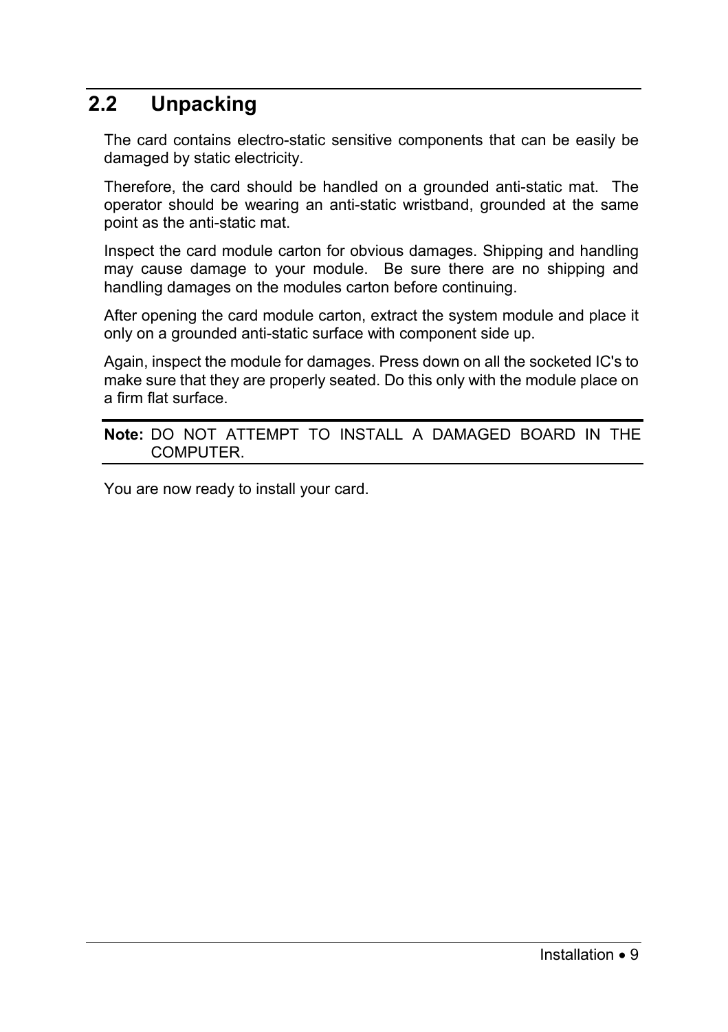## 2.2 Unpacking

The card contains electro-static sensitive components that can be easily be damaged by static electricity.

Therefore, the card should be handled on a grounded anti-static mat. The operator should be wearing an anti-static wristband, grounded at the same point as the anti-static mat.

Inspect the card module carton for obvious damages. Shipping and handling may cause damage to your module. Be sure there are no shipping and handling damages on the modules carton before continuing.

After opening the card module carton, extract the system module and place it only on a grounded anti-static surface with component side up.

Again, inspect the module for damages. Press down on all the socketed IC's to make sure that they are properly seated. Do this only with the module place on a firm flat surface.

---

**Note:** DO NOT ATTEMPT TO INSTALL A DAMAGED BOARD IN THE COMPUTER.

---

You are now ready to install your card.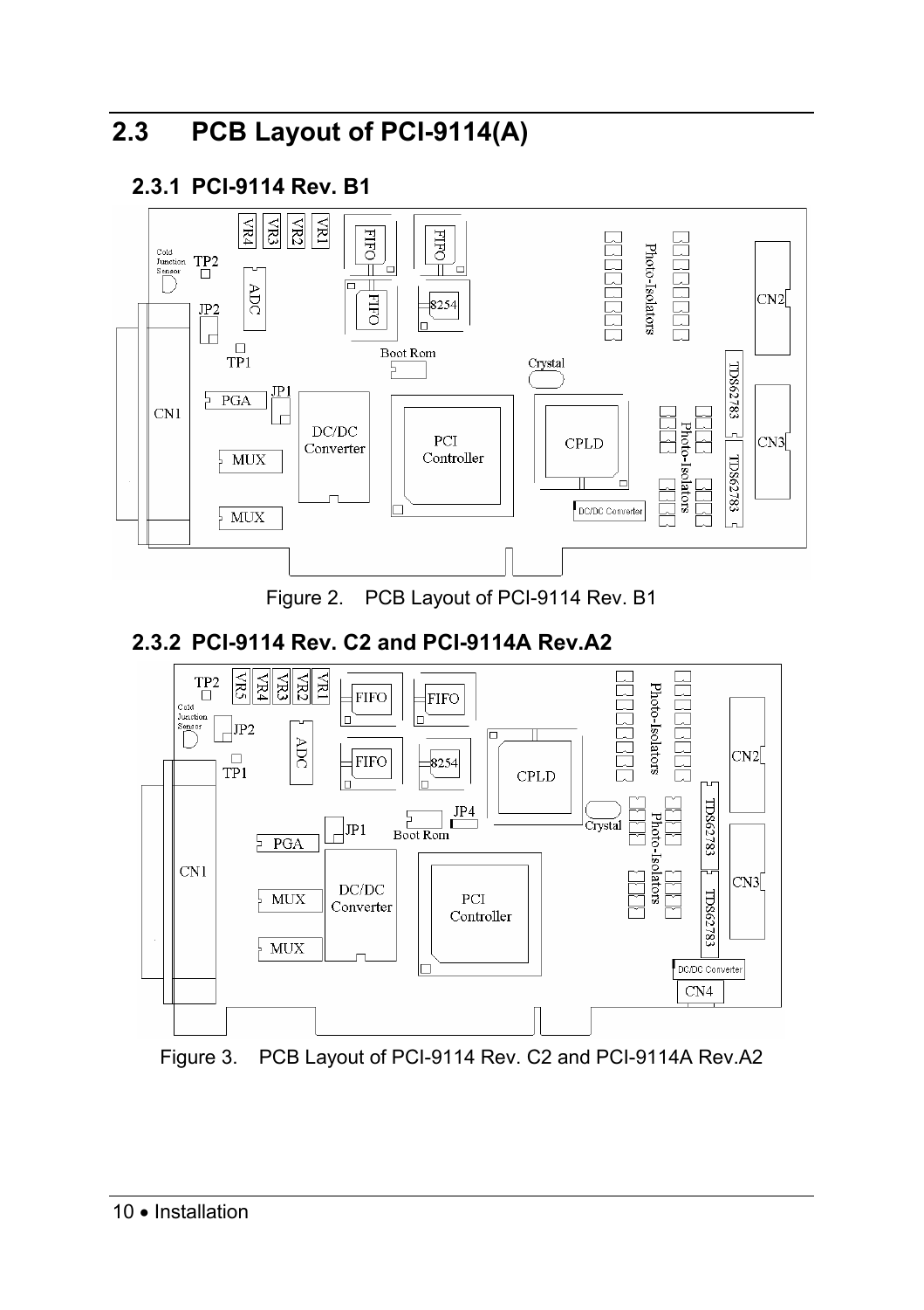## 2.3 PCB Layout of PCI-9114(A)

### 2.3.1 PCI-9114 Rev. B1

Figure 2. PCB Layout of PCI-9114 Rev. B1

### 2.3.2 PCI-9114 Rev. C2 and PCI-9114A Rev.A2

Figure 3. PCB Layout of PCI-9114 Rev. C2 and PCI-9114A Rev.A2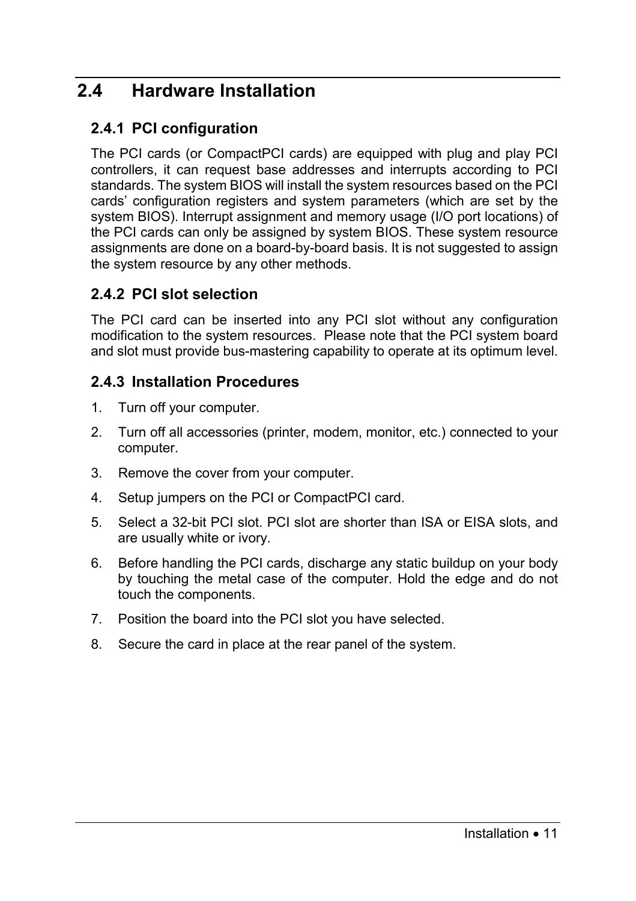## 2.4 Hardware Installation

### 2.4.1 PCI configuration

The PCI cards (or CompactPCI cards) are equipped with plug and play PCI controllers, it can request base addresses and interrupts according to PCI standards. The system BIOS will install the system resources based on the PCI cards' configuration registers and system parameters (which are set by the system BIOS). Interrupt assignment and memory usage (I/O port locations) of the PCI cards can only be assigned by system BIOS. These system resource assignments are done on a board-by-board basis. It is not suggested to assign the system resource by any other methods.

### 2.4.2 PCI slot selection

The PCI card can be inserted into any PCI slot without any configuration modification to the system resources. Please note that the PCI system board and slot must provide bus-mastering capability to operate at its optimum level.

### 2.4.3 Installation Procedures

1. Turn off your computer.
2. Turn off all accessories (printer, modem, monitor, etc.) connected to your computer.
3. Remove the cover from your computer.
4. Setup jumpers on the PCI or CompactPCI card.
5. Select a 32-bit PCI slot. PCI slot are shorter than ISA or EISA slots, and are usually white or ivory.
6. Before handling the PCI cards, discharge any static buildup on your body by touching the metal case of the computer. Hold the edge and do not touch the components.
7. Position the board into the PCI slot you have selected.
8. Secure the card in place at the rear panel of the system.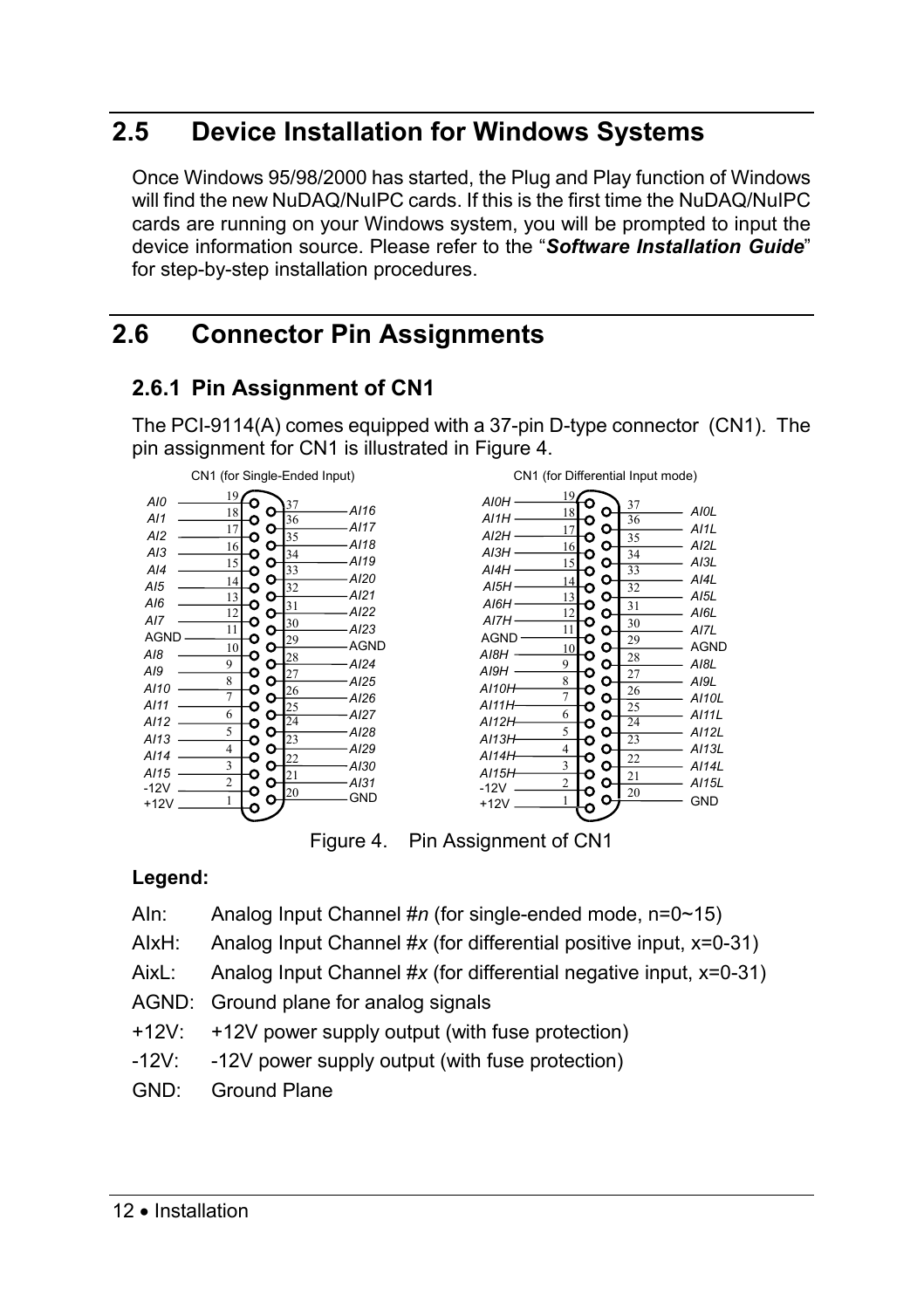## 2.5 Device Installation for Windows Systems

Once Windows 95/98/2000 has started, the Plug and Play function of Windows will find the new NuDAQ/NuIPC cards. If this is the first time the NuDAQ/NuIPC cards are running on your Windows system, you will be prompted to input the device information source. Please refer to the "***Software Installation Guide***" for step-by-step installation procedures.

## 2.6 Connector Pin Assignments

### 2.6.1 Pin Assignment of CN1

The PCI-9114(A) comes equipped with a 37-pin D-type connector (CN1). The pin assignment for CN1 is illustrated in Figure 4.

CN1 (for Single-Ended Input)

| Signal | Pin | Pin | Signal |
|---|---|---|---|
| AI0 | 19 | | |
| AI1 | 18 | 37 | AI16 |
| AI2 | 17 | 36 | AI17 |
| AI3 | 16 | 35 | AI18 |
| AI4 | 15 | 34 | AI19 |
| AI5 | 14 | 33 | AI20 |
| AI6 | 13 | 32 | AI21 |
| AI7 | 12 | 31 | AI22 |
| AGND | 11 | 30 | AI23 |
| AI8 | 10 | 29 | AGND |
| AI9 | 9 | 28 | AI24 |
| AI10 | 8 | 27 | AI25 |
| AI11 | 7 | 26 | AI26 |
| AI12 | 6 | 25 | AI27 |
| AI13 | 5 | 24 | AI28 |
| AI14 | 4 | 23 | AI29 |
| AI15 | 3 | 22 | AI30 |
| -12V | 2 | 21 | AI31 |
| +12V | 1 | 20 | GND |

CN1 (for Differential Input mode)

| Signal | Pin | Pin | Signal |
|---|---|---|---|
| AI0H | 19 | | |
| AI1H | 18 | 37 | AI0L |
| AI2H | 17 | 36 | AI1L |
| AI3H | 16 | 35 | AI2L |
| AI4H | 15 | 34 | AI3L |
| AI5H | 14 | 33 | AI4L |
| AI6H | 13 | 32 | AI5L |
| AI7H | 12 | 31 | AI6L |
| AGND | 11 | 30 | AI7L |
| AI8H | 10 | 29 | AGND |
| AI9H | 9 | 28 | AI8L |
| AI10H | 8 | 27 | AI9L |
| AI11H | 7 | 26 | AI10L |
| AI12H | 6 | 25 | AI11L |
| AI13H | 5 | 24 | AI12L |
| AI14H | 4 | 23 | AI13L |
| AI15H | 3 | 22 | AI14L |
| -12V | 2 | 21 | AI15L |
| +12V | 1 | 20 | GND |

Figure 4. Pin Assignment of CN1

**Legend:**

AIn: Analog Input Channel #*n* (for single-ended mode, n=0~15)

AIxH: Analog Input Channel #*x* (for differential positive input, x=0-31)

AixL: Analog Input Channel #*x* (for differential negative input, x=0-31)

AGND: Ground plane for analog signals

+12V: +12V power supply output (with fuse protection)

-12V: -12V power supply output (with fuse protection)

GND: Ground Plane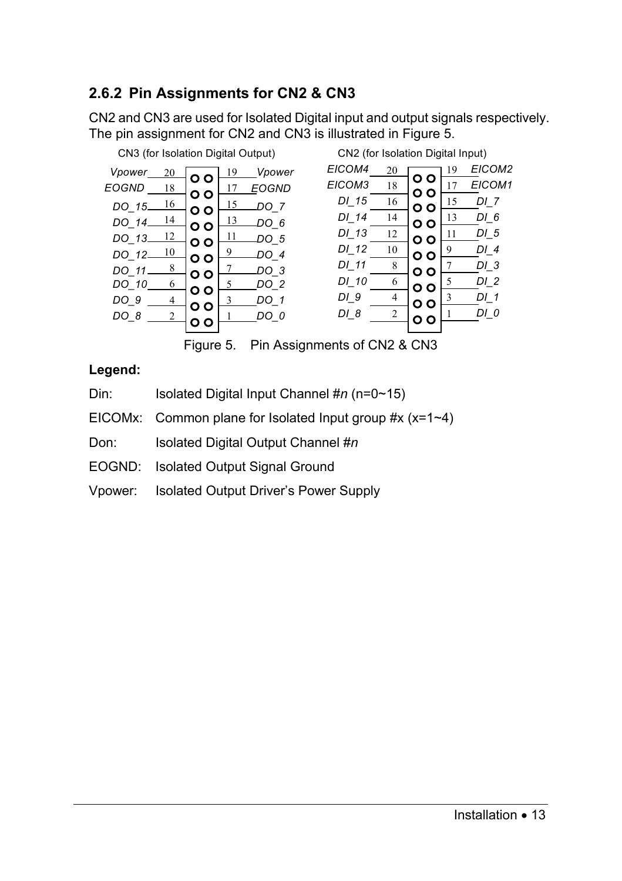### 2.6.2 Pin Assignments for CN2 & CN3

CN2 and CN3 are used for Isolated Digital input and output signals respectively. The pin assignment for CN2 and CN3 is illustrated in Figure 5.

CN3 (for Isolation Digital Output)

| Signal | Pin | Pin | Signal |
|---|---|---|---|
| Vpower | 20 | 19 | Vpower |
| EOGND | 18 | 17 | EOGND |
| DO_15 | 16 | 15 | DO_7 |
| DO_14 | 14 | 13 | DO_6 |
| DO_13 | 12 | 11 | DO_5 |
| DO_12 | 10 | 9 | DO_4 |
| DO_11 | 8 | 7 | DO_3 |
| DO_10 | 6 | 5 | DO_2 |
| DO_9 | 4 | 3 | DO_1 |
| DO_8 | 2 | 1 | DO_0 |

CN2 (for Isolation Digital Input)

| Signal | Pin | Pin | Signal |
|---|---|---|---|
| EICOM4 | 20 | 19 | EICOM2 |
| EICOM3 | 18 | 17 | EICOM1 |
| DI_15 | 16 | 15 | DI_7 |
| DI_14 | 14 | 13 | DI_6 |
| DI_13 | 12 | 11 | DI_5 |
| DI_12 | 10 | 9 | DI_4 |
| DI_11 | 8 | 7 | DI_3 |
| DI_10 | 6 | 5 | DI_2 |
| DI_9 | 4 | 3 | DI_1 |
| DI_8 | 2 | 1 | DI_0 |

Figure 5. Pin Assignments of CN2 & CN3

**Legend:**

Din: Isolated Digital Input Channel #*n* (n=0~15)

EICOMx: Common plane for Isolated Input group #x (x=1~4)

Don: Isolated Digital Output Channel #*n*

EOGND: Isolated Output Signal Ground

Vpower: Isolated Output Driver's Power Supply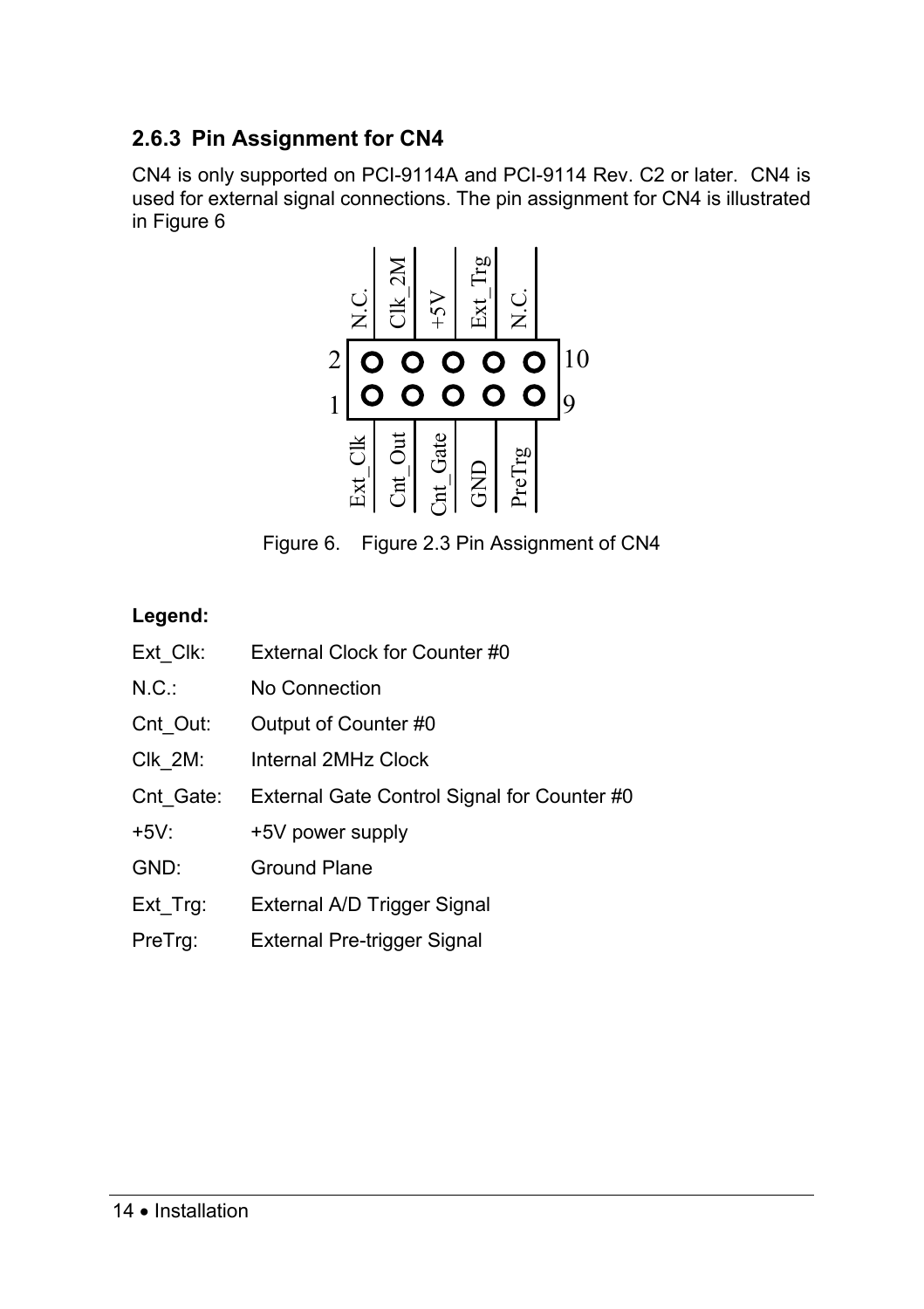### 2.6.3 Pin Assignment for CN4

CN4 is only supported on PCI-9114A and PCI-9114 Rev. C2 or later. CN4 is used for external signal connections. The pin assignment for CN4 is illustrated in Figure 6

| Pin | Signal | Pin | Signal |
| --- | --- | --- | --- |
| 1 | Ext_Clk | 2 | N.C. |
| 3 | Cnt_Out | 4 | Clk_2M |
| 5 | Cnt_Gate | 6 | +5V |
| 7 | GND | 8 | Ext_Trg |
| 9 | PreTrg | 10 | N.C. |

Figure 6. Figure 2.3 Pin Assignment of CN4

**Legend:**

Ext_Clk: External Clock for Counter #0

N.C.: No Connection

Cnt_Out: Output of Counter #0

Clk_2M: Internal 2MHz Clock

Cnt_Gate: External Gate Control Signal for Counter #0

+5V: +5V power supply

GND: Ground Plane

Ext_Trg: External A/D Trigger Signal

PreTrg: External Pre-trigger Signal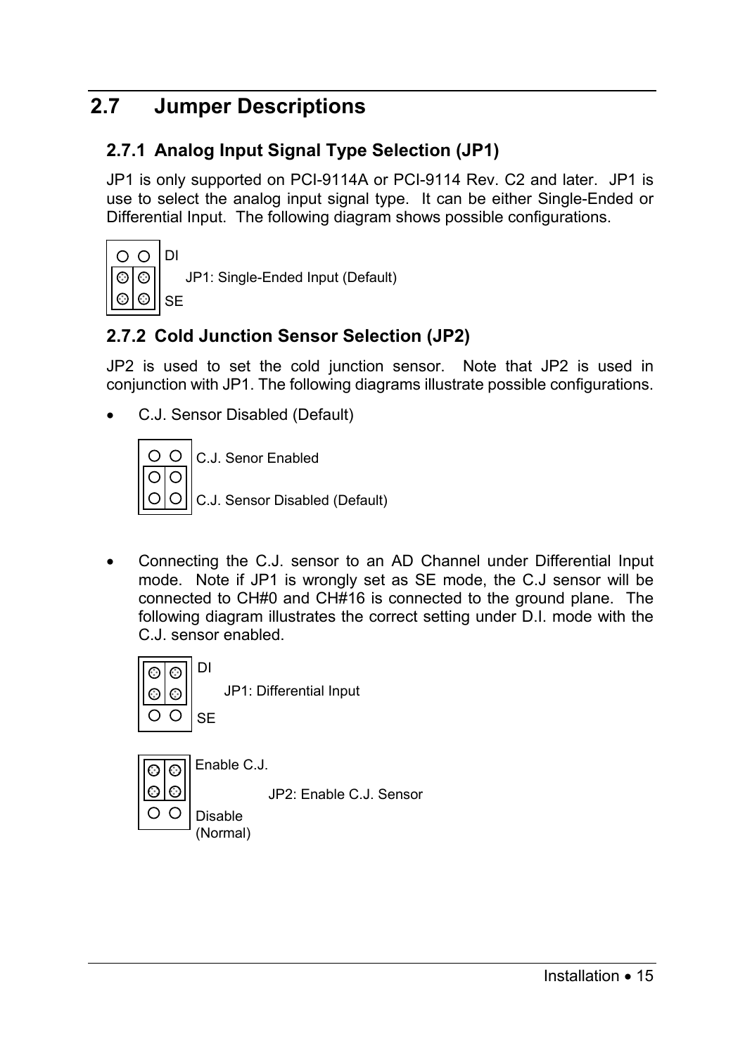## 2.7 Jumper Descriptions

### 2.7.1 Analog Input Signal Type Selection (JP1)

JP1 is only supported on PCI-9114A or PCI-9114 Rev. C2 and later. JP1 is use to select the analog input signal type. It can be either Single-Ended or Differential Input. The following diagram shows possible configurations.

DI

JP1: Single-Ended Input (Default)

SE

### 2.7.2 Cold Junction Sensor Selection (JP2)

JP2 is used to set the cold junction sensor. Note that JP2 is used in conjunction with JP1. The following diagrams illustrate possible configurations.

- C.J. Sensor Disabled (Default)

C.J. Senor Enabled

C.J. Sensor Disabled (Default)

- Connecting the C.J. sensor to an AD Channel under Differential Input mode. Note if JP1 is wrongly set as SE mode, the C.J sensor will be connected to CH#0 and CH#16 is connected to the ground plane. The following diagram illustrates the correct setting under D.I. mode with the C.J. sensor enabled.

DI

JP1: Differential Input

SE

Enable C.J.

JP2: Enable C.J. Sensor

Disable (Normal)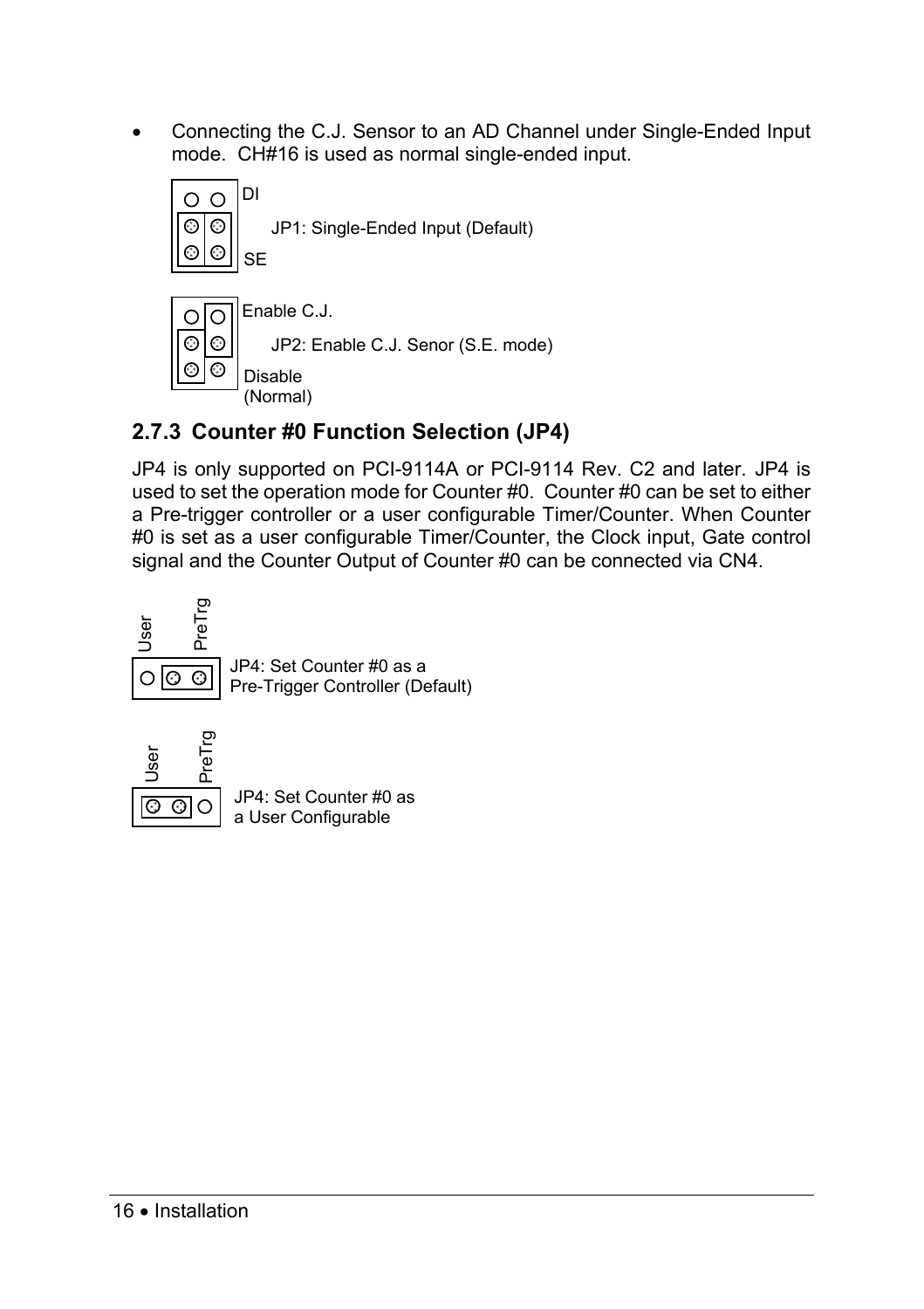- Connecting the C.J. Sensor to an AD Channel under Single-Ended Input mode. CH#16 is used as normal single-ended input.

DI

JP1: Single-Ended Input (Default)

SE

Enable C.J.

JP2: Enable C.J. Senor (S.E. mode)

Disable (Normal)

### 2.7.3 Counter #0 Function Selection (JP4)

JP4 is only supported on PCI-9114A or PCI-9114 Rev. C2 and later. JP4 is used to set the operation mode for Counter #0. Counter #0 can be set to either a Pre-trigger controller or a user configurable Timer/Counter. When Counter #0 is set as a user configurable Timer/Counter, the Clock input, Gate control signal and the Counter Output of Counter #0 can be connected via CN4.

User PreTrg

JP4: Set Counter #0 as a Pre-Trigger Controller (Default)

User PreTrg

JP4: Set Counter #0 as a User Configurable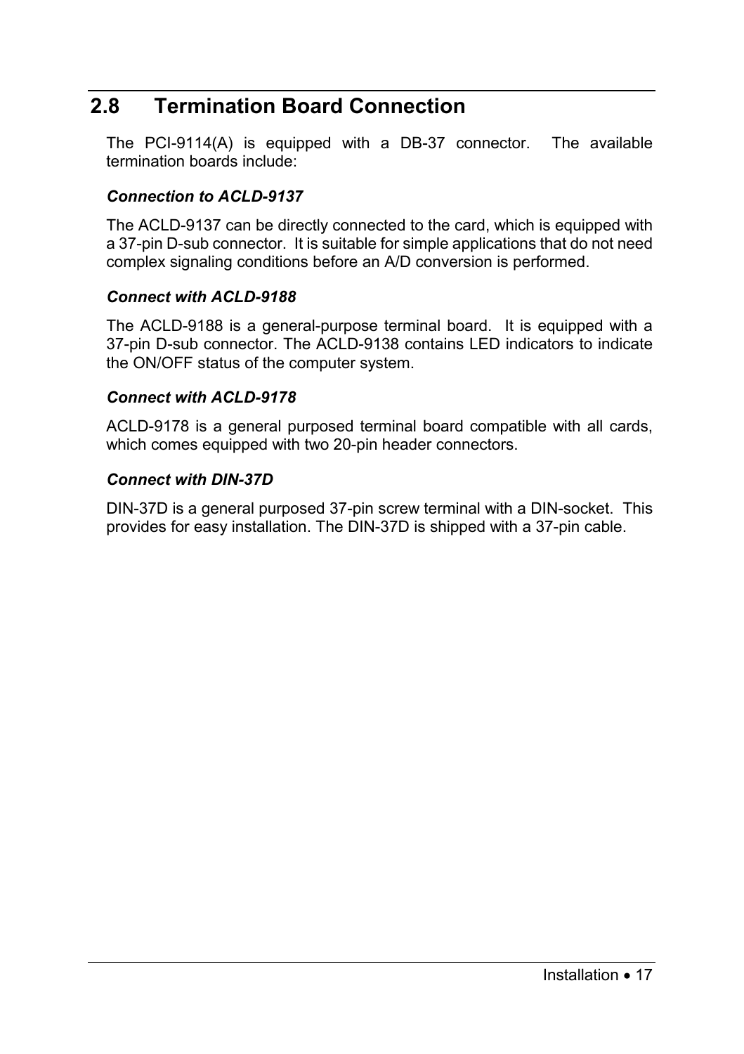## 2.8 Termination Board Connection

The PCI-9114(A) is equipped with a DB-37 connector. The available termination boards include:

***Connection to ACLD-9137***

The ACLD-9137 can be directly connected to the card, which is equipped with a 37-pin D-sub connector. It is suitable for simple applications that do not need complex signaling conditions before an A/D conversion is performed.

***Connect with ACLD-9188***

The ACLD-9188 is a general-purpose terminal board. It is equipped with a 37-pin D-sub connector. The ACLD-9138 contains LED indicators to indicate the ON/OFF status of the computer system.

***Connect with ACLD-9178***

ACLD-9178 is a general purposed terminal board compatible with all cards, which comes equipped with two 20-pin header connectors.

***Connect with DIN-37D***

DIN-37D is a general purposed 37-pin screw terminal with a DIN-socket. This provides for easy installation. The DIN-37D is shipped with a 37-pin cable.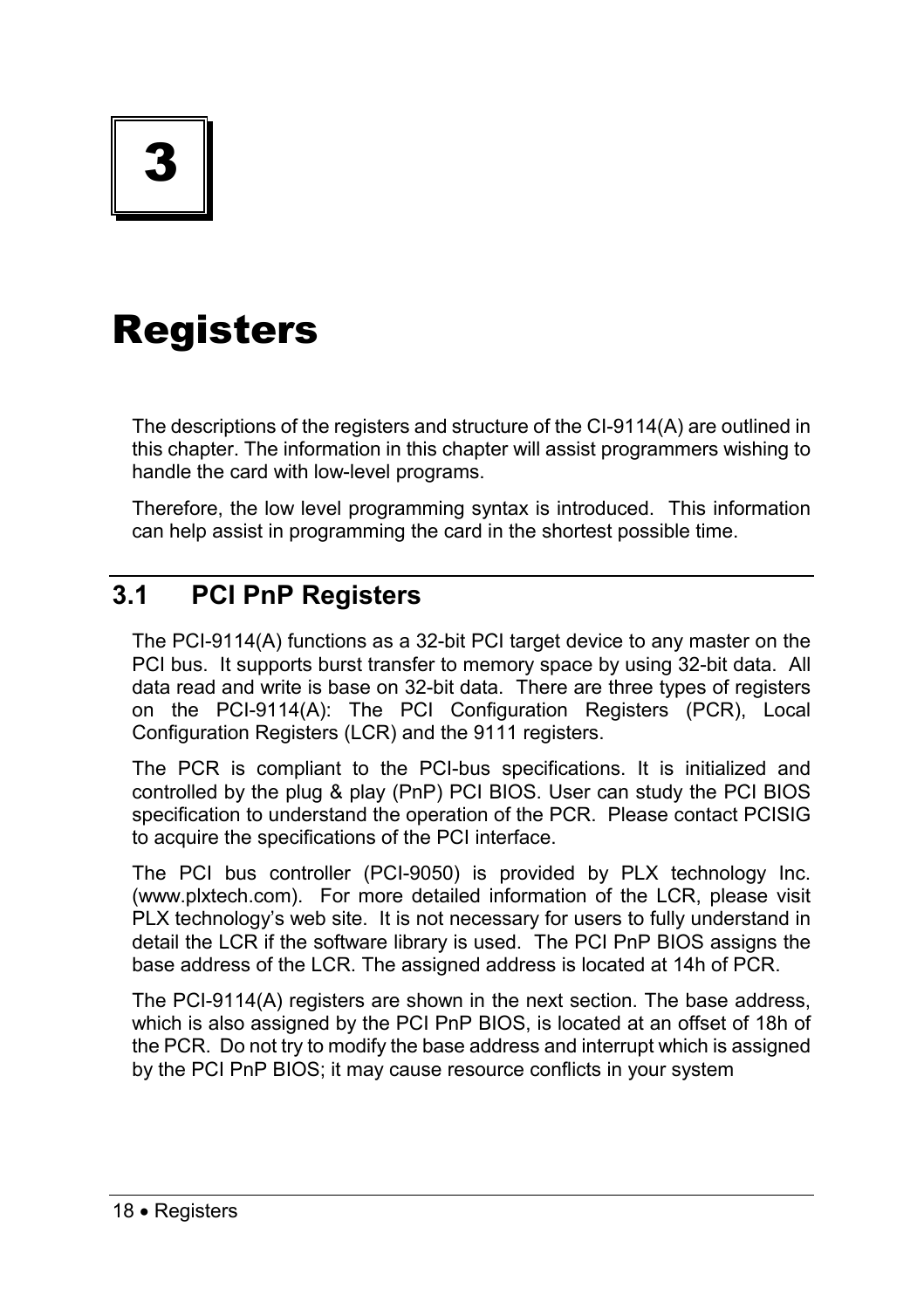# 3

# Registers

The descriptions of the registers and structure of the CI-9114(A) are outlined in this chapter. The information in this chapter will assist programmers wishing to handle the card with low-level programs.

Therefore, the low level programming syntax is introduced. This information can help assist in programming the card in the shortest possible time.

## 3.1 PCI PnP Registers

The PCI-9114(A) functions as a 32-bit PCI target device to any master on the PCI bus. It supports burst transfer to memory space by using 32-bit data. All data read and write is base on 32-bit data. There are three types of registers on the PCI-9114(A): The PCI Configuration Registers (PCR), Local Configuration Registers (LCR) and the 9111 registers.

The PCR is compliant to the PCI-bus specifications. It is initialized and controlled by the plug & play (PnP) PCI BIOS. User can study the PCI BIOS specification to understand the operation of the PCR. Please contact PCISIG to acquire the specifications of the PCI interface.

The PCI bus controller (PCI-9050) is provided by PLX technology Inc. (www.plxtech.com). For more detailed information of the LCR, please visit PLX technology's web site. It is not necessary for users to fully understand in detail the LCR if the software library is used. The PCI PnP BIOS assigns the base address of the LCR. The assigned address is located at 14h of PCR.

The PCI-9114(A) registers are shown in the next section. The base address, which is also assigned by the PCI PnP BIOS, is located at an offset of 18h of the PCR. Do not try to modify the base address and interrupt which is assigned by the PCI PnP BIOS; it may cause resource conflicts in your system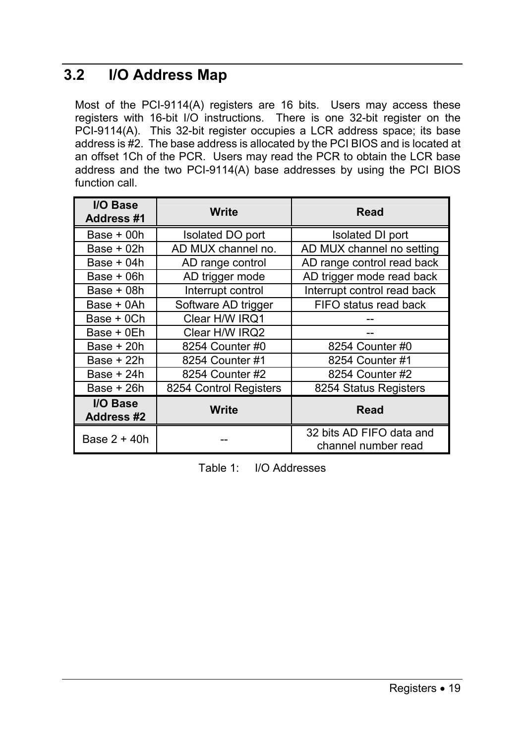## 3.2 I/O Address Map

Most of the PCI-9114(A) registers are 16 bits. Users may access these registers with 16-bit I/O instructions. There is one 32-bit register on the PCI-9114(A). This 32-bit register occupies a LCR address space; its base address is #2. The base address is allocated by the PCI BIOS and is located at an offset 1Ch of the PCR. Users may read the PCR to obtain the LCR base address and the two PCI-9114(A) base addresses by using the PCI BIOS function call.

| I/O Base Address #1 | Write | Read |
|---|---|---|
| Base + 00h | Isolated DO port | Isolated DI port |
| Base + 02h | AD MUX channel no. | AD MUX channel no setting |
| Base + 04h | AD range control | AD range control read back |
| Base + 06h | AD trigger mode | AD trigger mode read back |
| Base + 08h | Interrupt control | Interrupt control read back |
| Base + 0Ah | Software AD trigger | FIFO status read back |
| Base + 0Ch | Clear H/W IRQ1 | -- |
| Base + 0Eh | Clear H/W IRQ2 | -- |
| Base + 20h | 8254 Counter #0 | 8254 Counter #0 |
| Base + 22h | 8254 Counter #1 | 8254 Counter #1 |
| Base + 24h | 8254 Counter #2 | 8254 Counter #2 |
| Base + 26h | 8254 Control Registers | 8254 Status Registers |
| **I/O Base Address #2** | **Write** | **Read** |
| Base 2 + 40h | -- | 32 bits AD FIFO data and channel number read |

Table 1: I/O Addresses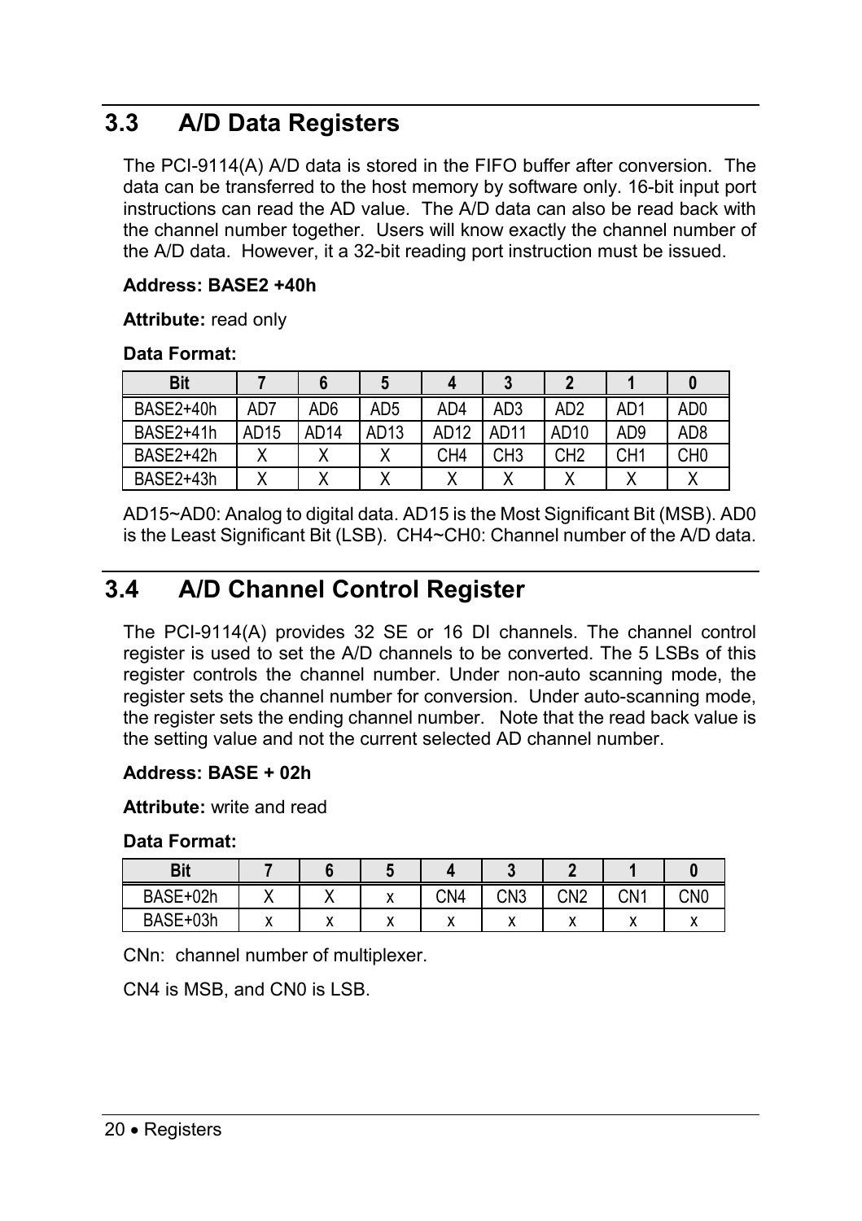## 3.3 A/D Data Registers

The PCI-9114(A) A/D data is stored in the FIFO buffer after conversion. The data can be transferred to the host memory by software only. 16-bit input port instructions can read the AD value. The A/D data can also be read back with the channel number together. Users will know exactly the channel number of the A/D data. However, it a 32-bit reading port instruction must be issued.

**Address: BASE2 +40h**

**Attribute:** read only

**Data Format:**

| Bit | 7 | 6 | 5 | 4 | 3 | 2 | 1 | 0 |
|---|---|---|---|---|---|---|---|---|
| BASE2+40h | AD7 | AD6 | AD5 | AD4 | AD3 | AD2 | AD1 | AD0 |
| BASE2+41h | AD15 | AD14 | AD13 | AD12 | AD11 | AD10 | AD9 | AD8 |
| BASE2+42h | X | X | X | CH4 | CH3 | CH2 | CH1 | CH0 |
| BASE2+43h | X | X | X | X | X | X | X | X |

AD15~AD0: Analog to digital data. AD15 is the Most Significant Bit (MSB). AD0 is the Least Significant Bit (LSB). CH4~CH0: Channel number of the A/D data.

## 3.4 A/D Channel Control Register

The PCI-9114(A) provides 32 SE or 16 DI channels. The channel control register is used to set the A/D channels to be converted. The 5 LSBs of this register controls the channel number. Under non-auto scanning mode, the register sets the channel number for conversion. Under auto-scanning mode, the register sets the ending channel number. Note that the read back value is the setting value and not the current selected AD channel number.

**Address: BASE + 02h**

**Attribute:** write and read

**Data Format:**

| Bit | 7 | 6 | 5 | 4 | 3 | 2 | 1 | 0 |
|---|---|---|---|---|---|---|---|---|
| BASE+02h | X | X | x | CN4 | CN3 | CN2 | CN1 | CN0 |
| BASE+03h | x | x | x | x | x | x | x | x |

CNn: channel number of multiplexer.

CN4 is MSB, and CN0 is LSB.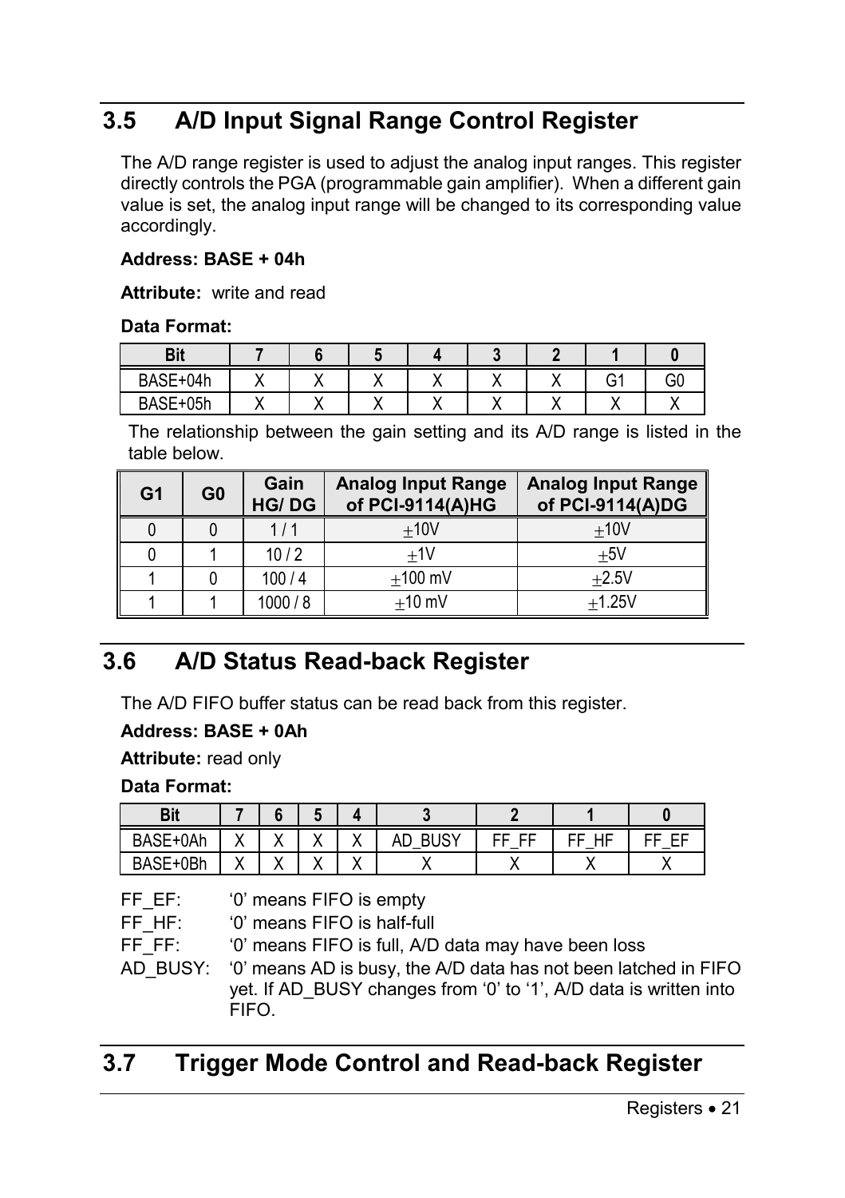## 3.5 A/D Input Signal Range Control Register

The A/D range register is used to adjust the analog input ranges. This register directly controls the PGA (programmable gain amplifier). When a different gain value is set, the analog input range will be changed to its corresponding value accordingly.

**Address: BASE + 04h**

**Attribute:** write and read

**Data Format:**

| Bit | 7 | 6 | 5 | 4 | 3 | 2 | 1 | 0 |
|---|---|---|---|---|---|---|---|---|
| BASE+04h | X | X | X | X | X | X | G1 | G0 |
| BASE+05h | X | X | X | X | X | X | X | X |

The relationship between the gain setting and its A/D range is listed in the table below.

| G1 | G0 | Gain HG/ DG | Analog Input Range of PCI-9114(A)HG | Analog Input Range of PCI-9114(A)DG |
|---|---|---|---|---|
| 0 | 0 | 1 / 1 | ±10V | ±10V |
| 0 | 1 | 10 / 2 | ±1V | ±5V |
| 1 | 0 | 100 / 4 | ±100 mV | ±2.5V |
| 1 | 1 | 1000 / 8 | ±10 mV | ±1.25V |

## 3.6 A/D Status Read-back Register

The A/D FIFO buffer status can be read back from this register.

**Address: BASE + 0Ah**

**Attribute:** read only

**Data Format:**

| Bit | 7 | 6 | 5 | 4 | 3 | 2 | 1 | 0 |
|---|---|---|---|---|---|---|---|---|
| BASE+0Ah | X | X | X | X | AD_BUSY | FF_FF | FF_HF | FF_EF |
| BASE+0Bh | X | X | X | X | X | X | X | X |

FF_EF: '0' means FIFO is empty

FF_HF: '0' means FIFO is half-full

FF_FF: '0' means FIFO is full, A/D data may have been loss

AD_BUSY: '0' means AD is busy, the A/D data has not been latched in FIFO yet. If AD_BUSY changes from '0' to '1', A/D data is written into FIFO.

## 3.7 Trigger Mode Control and Read-back Register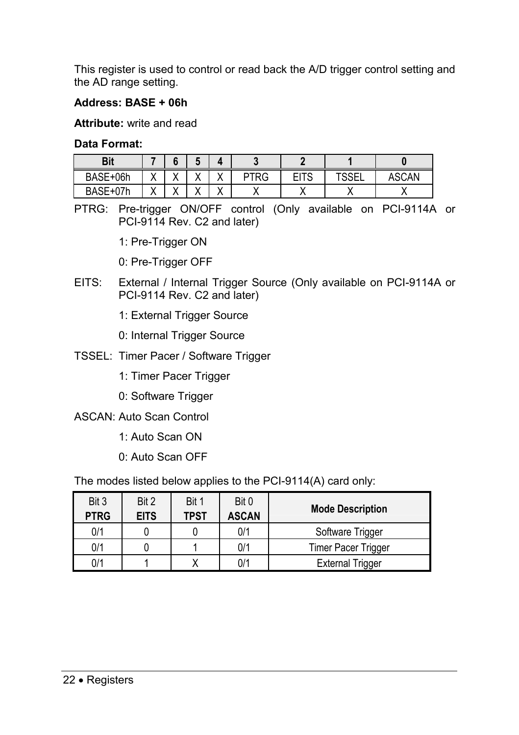This register is used to control or read back the A/D trigger control setting and the AD range setting.

**Address: BASE + 06h**

**Attribute:** write and read

**Data Format:**

| Bit | 7 | 6 | 5 | 4 | 3 | 2 | 1 | 0 |
|---|---|---|---|---|---|---|---|---|
| BASE+06h | X | X | X | X | PTRG | EITS | TSSEL | ASCAN |
| BASE+07h | X | X | X | X | X | X | X | X |

PTRG: Pre-trigger ON/OFF control (Only available on PCI-9114A or PCI-9114 Rev. C2 and later)

1: Pre-Trigger ON

0: Pre-Trigger OFF

EITS: External / Internal Trigger Source (Only available on PCI-9114A or PCI-9114 Rev. C2 and later)

1: External Trigger Source

0: Internal Trigger Source

TSSEL: Timer Pacer / Software Trigger

1: Timer Pacer Trigger

0: Software Trigger

ASCAN: Auto Scan Control

1: Auto Scan ON

0: Auto Scan OFF

The modes listed below applies to the PCI-9114(A) card only:

| Bit 3 **PTRG** | Bit 2 **EITS** | Bit 1 **TPST** | Bit 0 **ASCAN** | **Mode Description** |
|---|---|---|---|---|
| 0/1 | 0 | 0 | 0/1 | Software Trigger |
| 0/1 | 0 | 1 | 0/1 | Timer Pacer Trigger |
| 0/1 | 1 | X | 0/1 | External Trigger |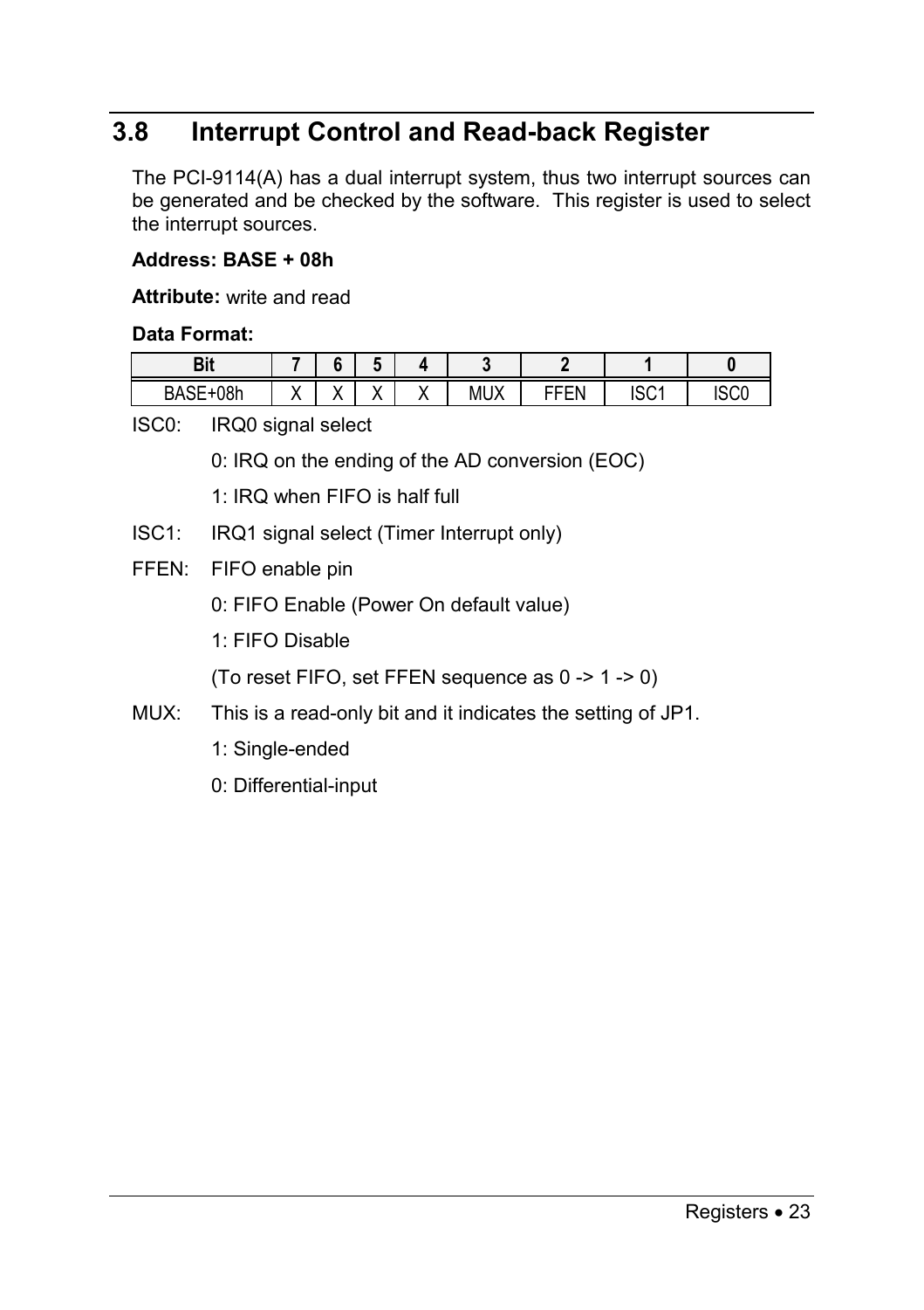## 3.8 Interrupt Control and Read-back Register

The PCI-9114(A) has a dual interrupt system, thus two interrupt sources can be generated and be checked by the software. This register is used to select the interrupt sources.

**Address: BASE + 08h**

**Attribute:** write and read

**Data Format:**

| Bit | 7 | 6 | 5 | 4 | 3 | 2 | 1 | 0 |
|---|---|---|---|---|---|---|---|---|
| BASE+08h | X | X | X | X | MUX | FFEN | ISC1 | ISC0 |

ISC0: IRQ0 signal select

0: IRQ on the ending of the AD conversion (EOC)

1: IRQ when FIFO is half full

ISC1: IRQ1 signal select (Timer Interrupt only)

FFEN: FIFO enable pin

0: FIFO Enable (Power On default value)

1: FIFO Disable

(To reset FIFO, set FFEN sequence as 0 -> 1 -> 0)

MUX: This is a read-only bit and it indicates the setting of JP1.

1: Single-ended

0: Differential-input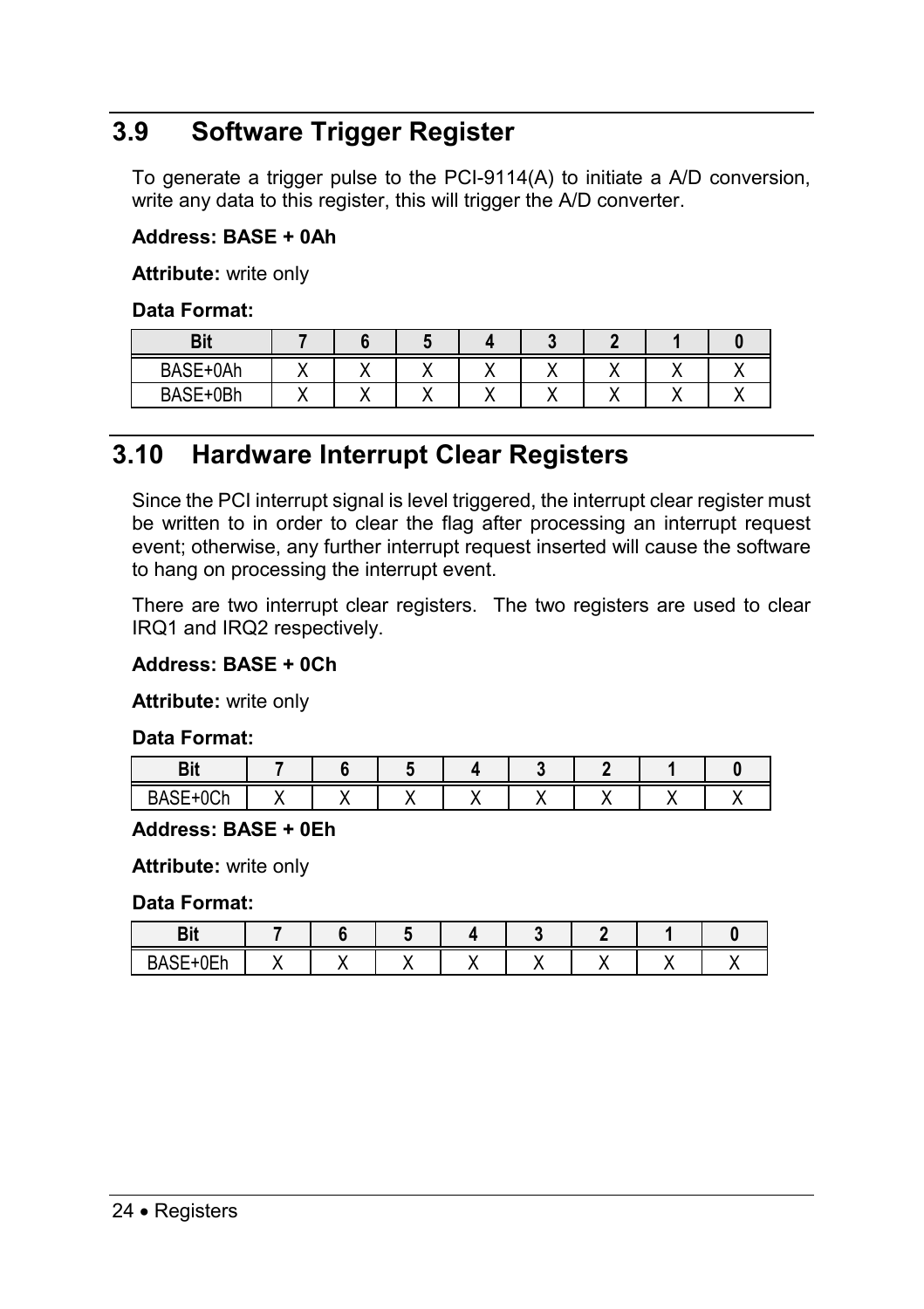## 3.9 Software Trigger Register

To generate a trigger pulse to the PCI-9114(A) to initiate a A/D conversion, write any data to this register, this will trigger the A/D converter.

**Address: BASE + 0Ah**

**Attribute:** write only

**Data Format:**

| Bit | 7 | 6 | 5 | 4 | 3 | 2 | 1 | 0 |
|---|---|---|---|---|---|---|---|---|
| BASE+0Ah | X | X | X | X | X | X | X | X |
| BASE+0Bh | X | X | X | X | X | X | X | X |

## 3.10 Hardware Interrupt Clear Registers

Since the PCI interrupt signal is level triggered, the interrupt clear register must be written to in order to clear the flag after processing an interrupt request event; otherwise, any further interrupt request inserted will cause the software to hang on processing the interrupt event.

There are two interrupt clear registers. The two registers are used to clear IRQ1 and IRQ2 respectively.

**Address: BASE + 0Ch**

**Attribute:** write only

**Data Format:**

| Bit | 7 | 6 | 5 | 4 | 3 | 2 | 1 | 0 |
|---|---|---|---|---|---|---|---|---|
| BASE+0Ch | X | X | X | X | X | X | X | X |

**Address: BASE + 0Eh**

**Attribute:** write only

**Data Format:**

| Bit | 7 | 6 | 5 | 4 | 3 | 2 | 1 | 0 |
|---|---|---|---|---|---|---|---|---|
| BASE+0Eh | X | X | X | X | X | X | X | X |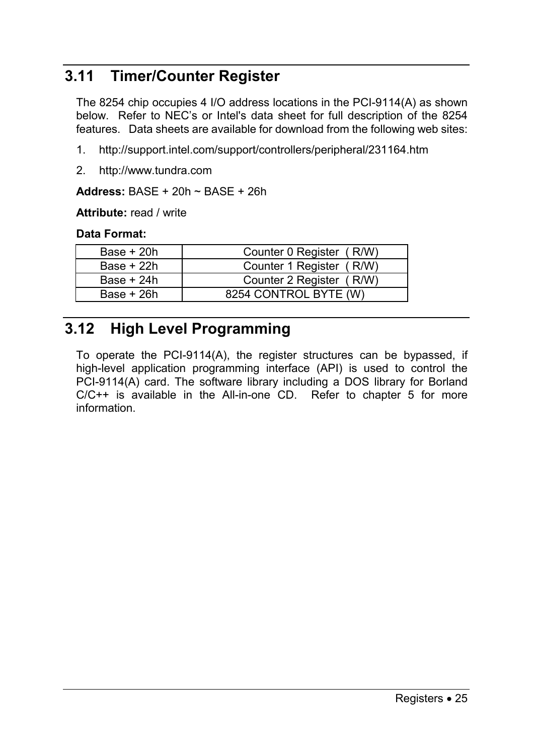## 3.11 Timer/Counter Register

The 8254 chip occupies 4 I/O address locations in the PCI-9114(A) as shown below. Refer to NEC's or Intel's data sheet for full description of the 8254 features. Data sheets are available for download from the following web sites:

1. http://support.intel.com/support/controllers/peripheral/231164.htm
2. http://www.tundra.com

**Address:** BASE + 20h ~ BASE + 26h

**Attribute:** read / write

**Data Format:**

| | |
|---|---|
| Base + 20h | Counter 0 Register ( R/W) |
| Base + 22h | Counter 1 Register ( R/W) |
| Base + 24h | Counter 2 Register ( R/W) |
| Base + 26h | 8254 CONTROL BYTE (W) |

## 3.12 High Level Programming

To operate the PCI-9114(A), the register structures can be bypassed, if high-level application programming interface (API) is used to control the PCI-9114(A) card. The software library including a DOS library for Borland C/C++ is available in the All-in-one CD. Refer to chapter 5 for more information.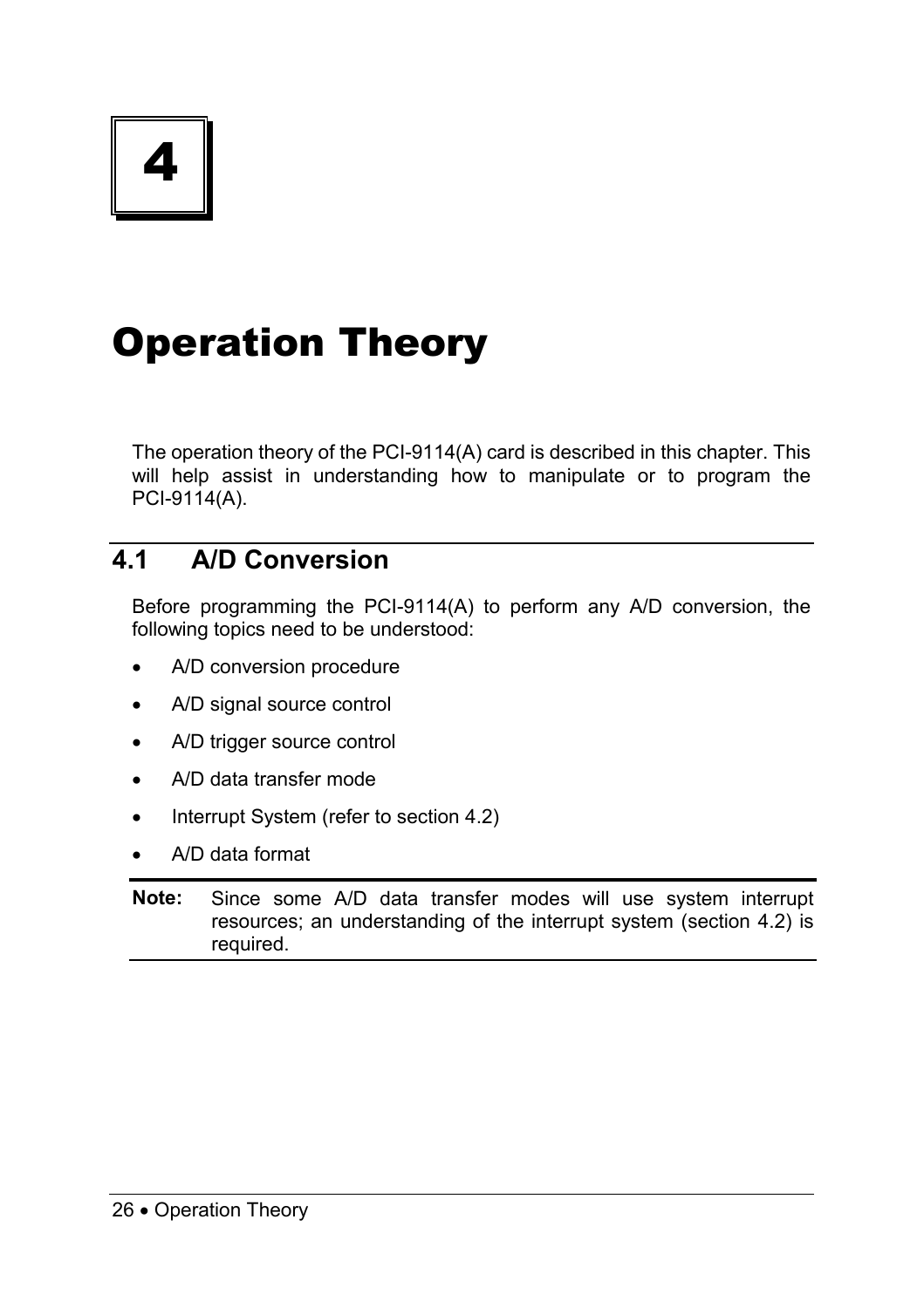# 4

# Operation Theory

The operation theory of the PCI-9114(A) card is described in this chapter. This will help assist in understanding how to manipulate or to program the PCI-9114(A).

## 4.1 A/D Conversion

Before programming the PCI-9114(A) to perform any A/D conversion, the following topics need to be understood:

- A/D conversion procedure
- A/D signal source control
- A/D trigger source control
- A/D data transfer mode
- Interrupt System (refer to section 4.2)
- A/D data format

**Note:** Since some A/D data transfer modes will use system interrupt resources; an understanding of the interrupt system (section 4.2) is required.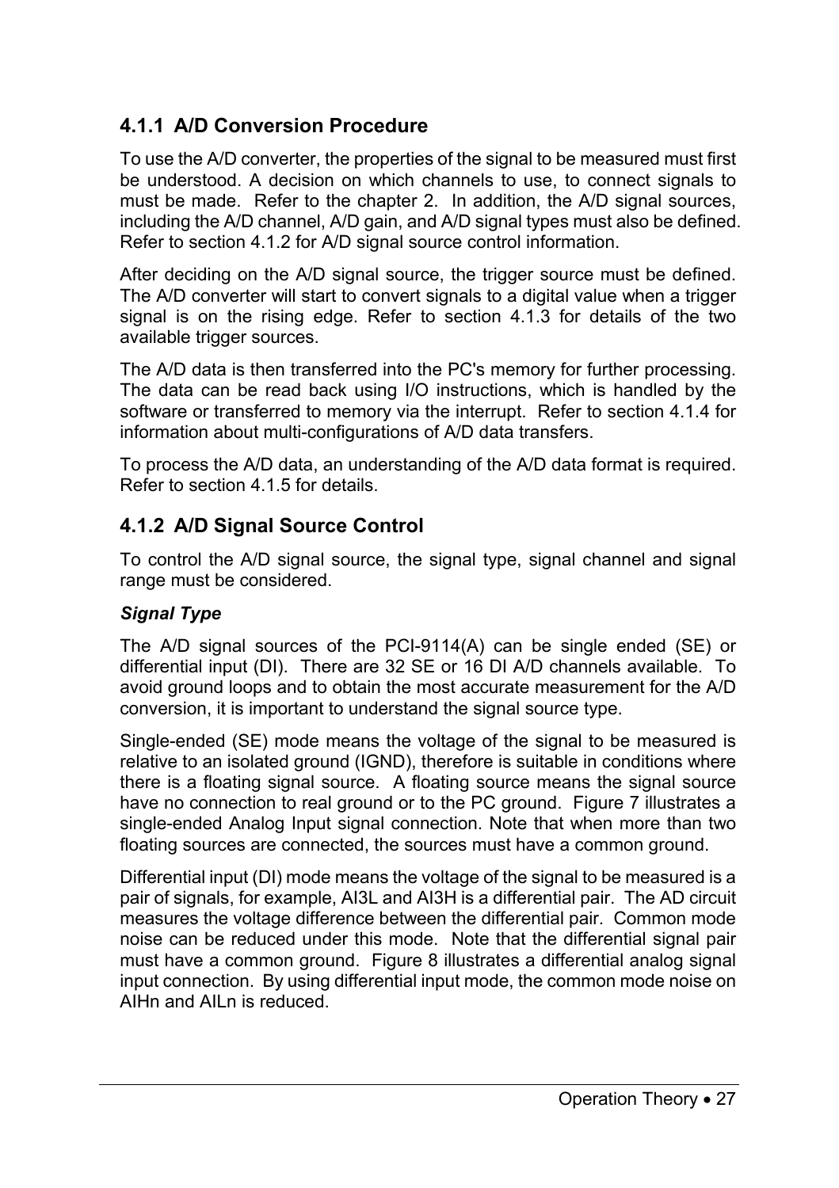### 4.1.1 A/D Conversion Procedure

To use the A/D converter, the properties of the signal to be measured must first be understood. A decision on which channels to use, to connect signals to must be made. Refer to the chapter 2. In addition, the A/D signal sources, including the A/D channel, A/D gain, and A/D signal types must also be defined. Refer to section 4.1.2 for A/D signal source control information.

After deciding on the A/D signal source, the trigger source must be defined. The A/D converter will start to convert signals to a digital value when a trigger signal is on the rising edge. Refer to section 4.1.3 for details of the two available trigger sources.

The A/D data is then transferred into the PC's memory for further processing. The data can be read back using I/O instructions, which is handled by the software or transferred to memory via the interrupt. Refer to section 4.1.4 for information about multi-configurations of A/D data transfers.

To process the A/D data, an understanding of the A/D data format is required. Refer to section 4.1.5 for details.

### 4.1.2 A/D Signal Source Control

To control the A/D signal source, the signal type, signal channel and signal range must be considered.

***Signal Type***

The A/D signal sources of the PCI-9114(A) can be single ended (SE) or differential input (DI). There are 32 SE or 16 DI A/D channels available. To avoid ground loops and to obtain the most accurate measurement for the A/D conversion, it is important to understand the signal source type.

Single-ended (SE) mode means the voltage of the signal to be measured is relative to an isolated ground (IGND), therefore is suitable in conditions where there is a floating signal source. A floating source means the signal source have no connection to real ground or to the PC ground. Figure 7 illustrates a single-ended Analog Input signal connection. Note that when more than two floating sources are connected, the sources must have a common ground.

Differential input (DI) mode means the voltage of the signal to be measured is a pair of signals, for example, AI3L and AI3H is a differential pair. The AD circuit measures the voltage difference between the differential pair. Common mode noise can be reduced under this mode. Note that the differential signal pair must have a common ground. Figure 8 illustrates a differential analog signal input connection. By using differential input mode, the common mode noise on AIHn and AILn is reduced.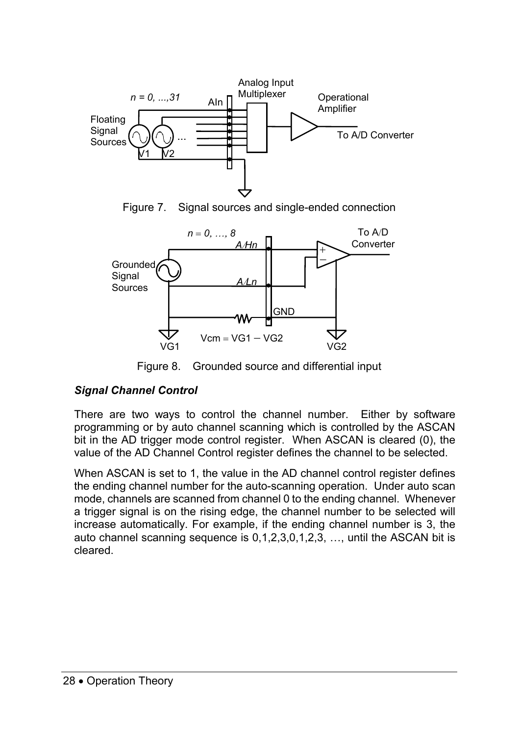Figure 7. Signal sources and single-ended connection

Figure 8. Grounded source and differential input

***Signal Channel Control***

There are two ways to control the channel number. Either by software programming or by auto channel scanning which is controlled by the ASCAN bit in the AD trigger mode control register. When ASCAN is cleared (0), the value of the AD Channel Control register defines the channel to be selected.

When ASCAN is set to 1, the value in the AD channel control register defines the ending channel number for the auto-scanning operation. Under auto scan mode, channels are scanned from channel 0 to the ending channel. Whenever a trigger signal is on the rising edge, the channel number to be selected will increase automatically. For example, if the ending channel number is 3, the auto channel scanning sequence is 0,1,2,3,0,1,2,3, …, until the ASCAN bit is cleared.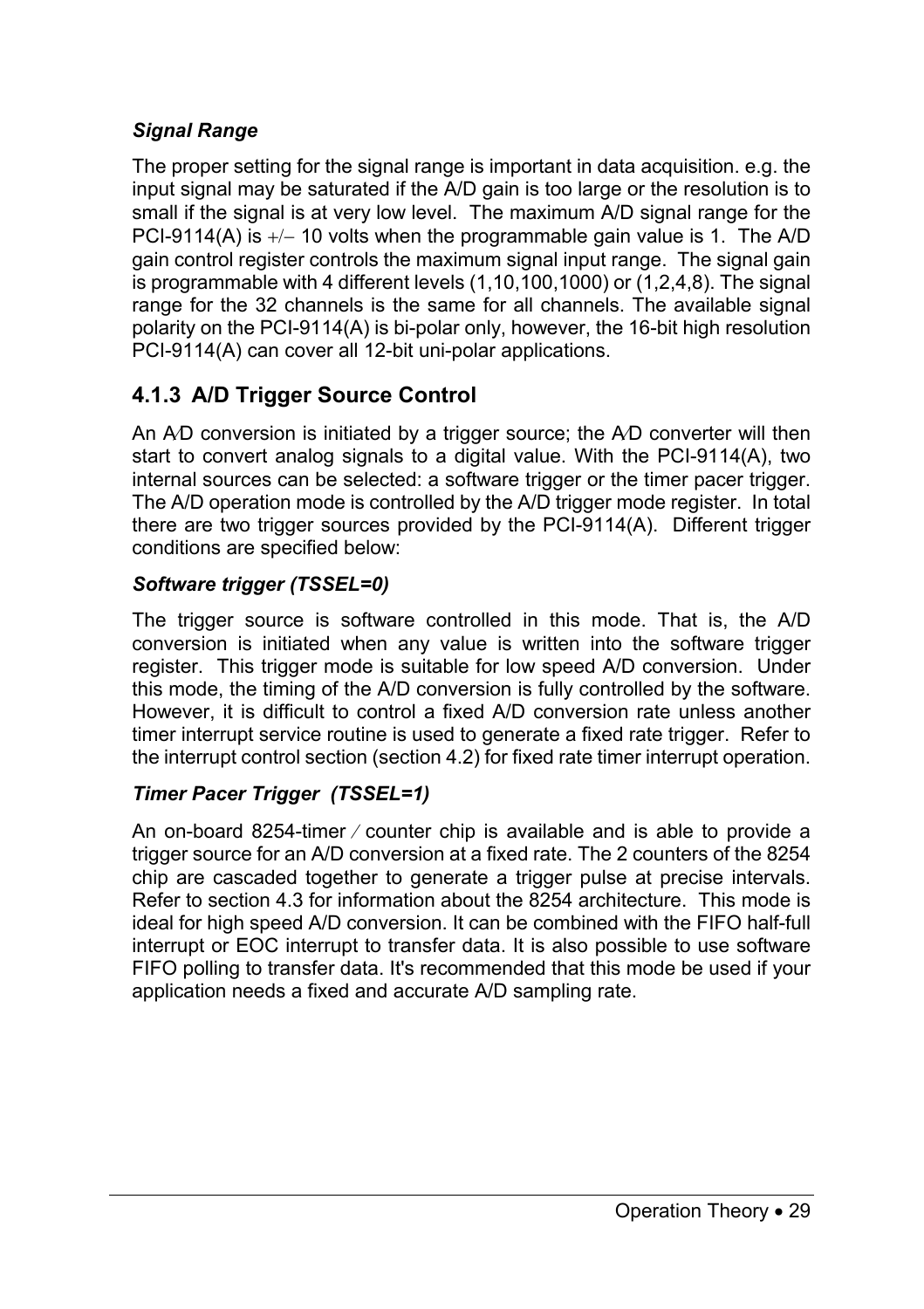***Signal Range***

The proper setting for the signal range is important in data acquisition. e.g. the input signal may be saturated if the A/D gain is too large or the resolution is to small if the signal is at very low level. The maximum A/D signal range for the PCI-9114(A) is +/− 10 volts when the programmable gain value is 1. The A/D gain control register controls the maximum signal input range. The signal gain is programmable with 4 different levels (1,10,100,1000) or (1,2,4,8). The signal range for the 32 channels is the same for all channels. The available signal polarity on the PCI-9114(A) is bi-polar only, however, the 16-bit high resolution PCI-9114(A) can cover all 12-bit uni-polar applications.

### 4.1.3 A/D Trigger Source Control

An A/D conversion is initiated by a trigger source; the A/D converter will then start to convert analog signals to a digital value. With the PCI-9114(A), two internal sources can be selected: a software trigger or the timer pacer trigger. The A/D operation mode is controlled by the A/D trigger mode register. In total there are two trigger sources provided by the PCI-9114(A). Different trigger conditions are specified below:

***Software trigger (TSSEL=0)***

The trigger source is software controlled in this mode. That is, the A/D conversion is initiated when any value is written into the software trigger register. This trigger mode is suitable for low speed A/D conversion. Under this mode, the timing of the A/D conversion is fully controlled by the software. However, it is difficult to control a fixed A/D conversion rate unless another timer interrupt service routine is used to generate a fixed rate trigger. Refer to the interrupt control section (section 4.2) for fixed rate timer interrupt operation.

***Timer Pacer Trigger (TSSEL=1)***

An on-board 8254-timer / counter chip is available and is able to provide a trigger source for an A/D conversion at a fixed rate. The 2 counters of the 8254 chip are cascaded together to generate a trigger pulse at precise intervals. Refer to section 4.3 for information about the 8254 architecture. This mode is ideal for high speed A/D conversion. It can be combined with the FIFO half-full interrupt or EOC interrupt to transfer data. It is also possible to use software FIFO polling to transfer data. It's recommended that this mode be used if your application needs a fixed and accurate A/D sampling rate.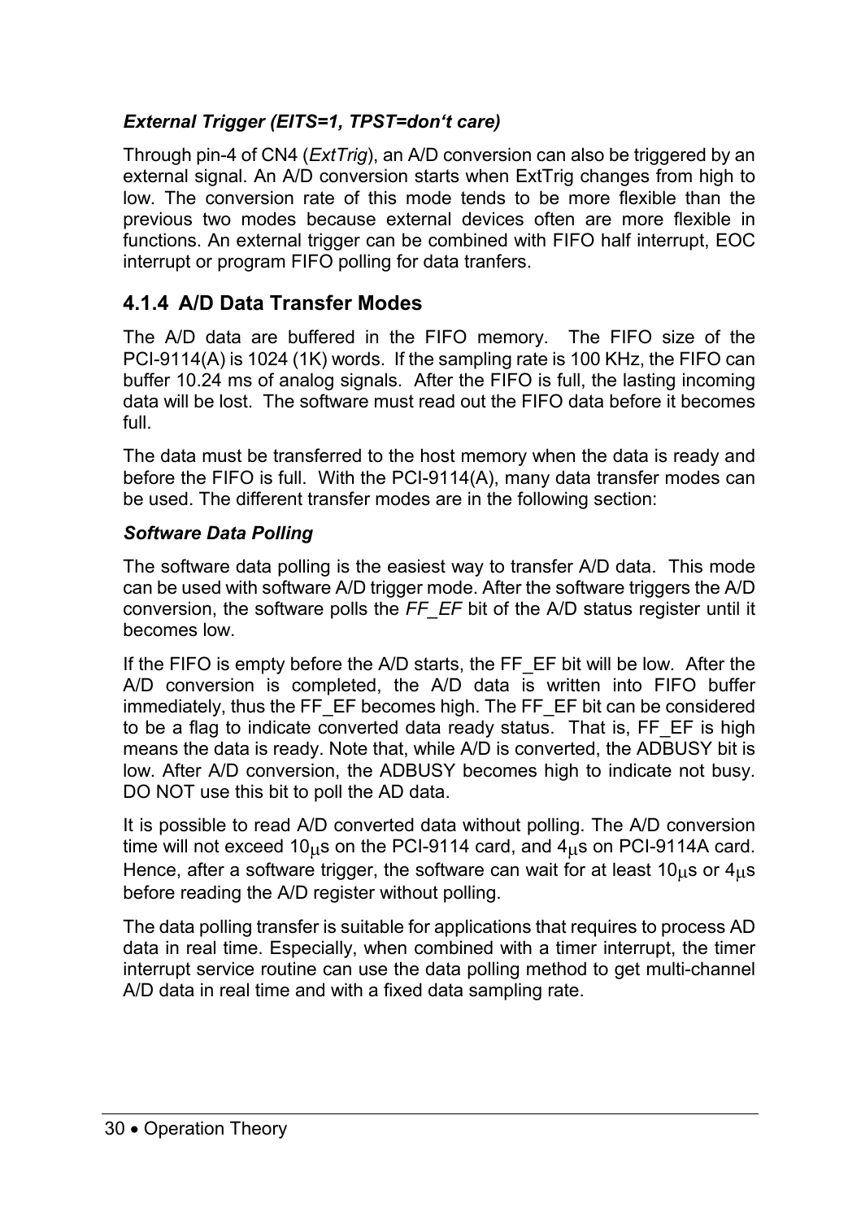*External Trigger (EITS=1, TPST=don't care)*

Through pin-4 of CN4 (*ExtTrig*), an A/D conversion can also be triggered by an external signal. An A/D conversion starts when ExtTrig changes from high to low. The conversion rate of this mode tends to be more flexible than the previous two modes because external devices often are more flexible in functions. An external trigger can be combined with FIFO half interrupt, EOC interrupt or program FIFO polling for data tranfers.

### 4.1.4 A/D Data Transfer Modes

The A/D data are buffered in the FIFO memory. The FIFO size of the PCI-9114(A) is 1024 (1K) words. If the sampling rate is 100 KHz, the FIFO can buffer 10.24 ms of analog signals. After the FIFO is full, the lasting incoming data will be lost. The software must read out the FIFO data before it becomes full.

The data must be transferred to the host memory when the data is ready and before the FIFO is full. With the PCI-9114(A), many data transfer modes can be used. The different transfer modes are in the following section:

***Software Data Polling***

The software data polling is the easiest way to transfer A/D data. This mode can be used with software A/D trigger mode. After the software triggers the A/D conversion, the software polls the *FF_EF* bit of the A/D status register until it becomes low.

If the FIFO is empty before the A/D starts, the FF_EF bit will be low. After the A/D conversion is completed, the A/D data is written into FIFO buffer immediately, thus the FF_EF becomes high. The FF_EF bit can be considered to be a flag to indicate converted data ready status. That is, FF_EF is high means the data is ready. Note that, while A/D is converted, the ADBUSY bit is low. After A/D conversion, the ADBUSY becomes high to indicate not busy. DO NOT use this bit to poll the AD data.

It is possible to read A/D converted data without polling. The A/D conversion time will not exceed 10μs on the PCI-9114 card, and 4μs on PCI-9114A card. Hence, after a software trigger, the software can wait for at least 10μs or 4μs before reading the A/D register without polling.

The data polling transfer is suitable for applications that requires to process AD data in real time. Especially, when combined with a timer interrupt, the timer interrupt service routine can use the data polling method to get multi-channel A/D data in real time and with a fixed data sampling rate.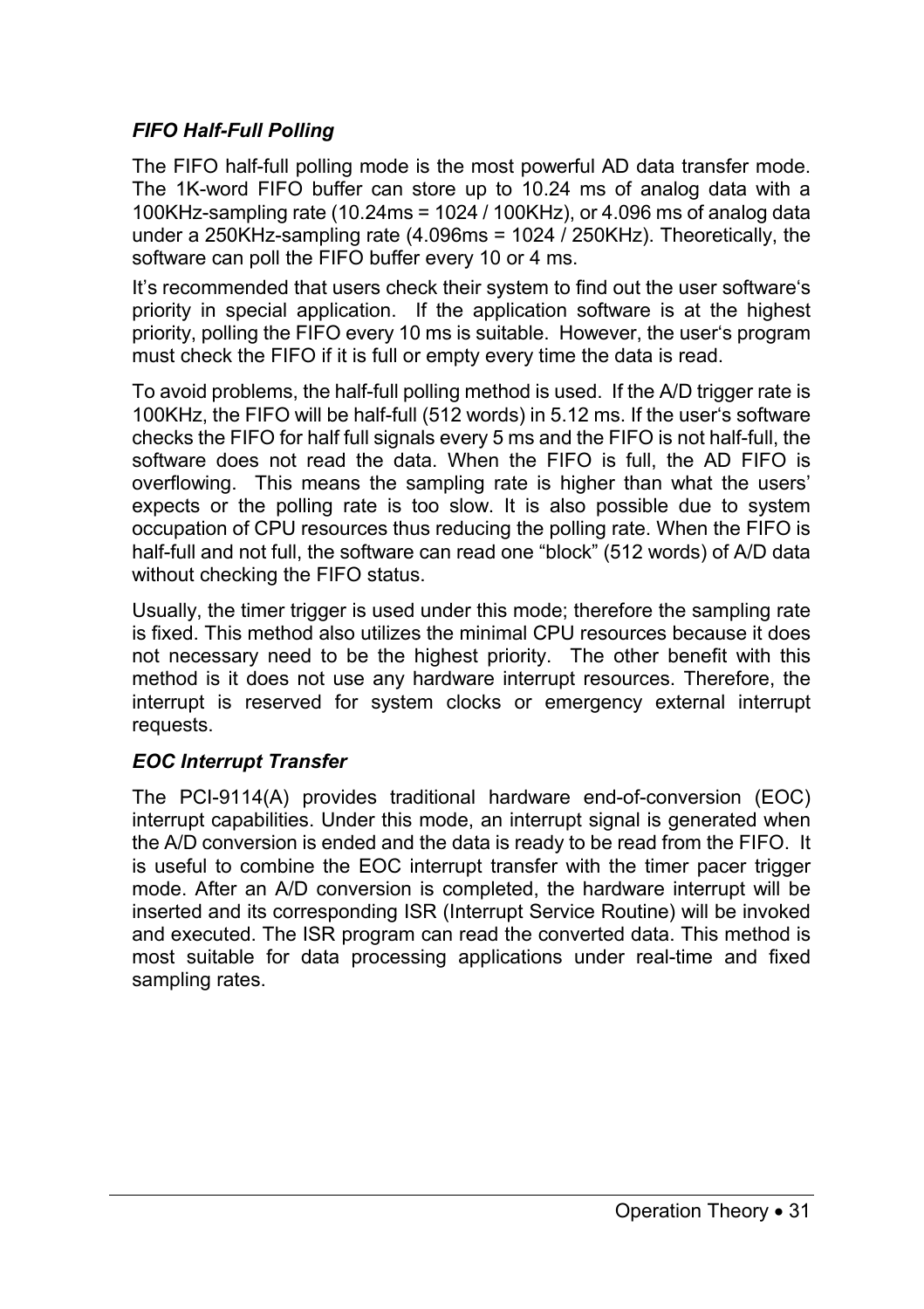### *FIFO Half-Full Polling*

The FIFO half-full polling mode is the most powerful AD data transfer mode. The 1K-word FIFO buffer can store up to 10.24 ms of analog data with a 100KHz-sampling rate (10.24ms = 1024 / 100KHz), or 4.096 ms of analog data under a 250KHz-sampling rate (4.096ms = 1024 / 250KHz). Theoretically, the software can poll the FIFO buffer every 10 or 4 ms.

It's recommended that users check their system to find out the user software's priority in special application. If the application software is at the highest priority, polling the FIFO every 10 ms is suitable. However, the user's program must check the FIFO if it is full or empty every time the data is read.

To avoid problems, the half-full polling method is used. If the A/D trigger rate is 100KHz, the FIFO will be half-full (512 words) in 5.12 ms. If the user's software checks the FIFO for half full signals every 5 ms and the FIFO is not half-full, the software does not read the data. When the FIFO is full, the AD FIFO is overflowing. This means the sampling rate is higher than what the users' expects or the polling rate is too slow. It is also possible due to system occupation of CPU resources thus reducing the polling rate. When the FIFO is half-full and not full, the software can read one "block" (512 words) of A/D data without checking the FIFO status.

Usually, the timer trigger is used under this mode; therefore the sampling rate is fixed. This method also utilizes the minimal CPU resources because it does not necessary need to be the highest priority. The other benefit with this method is it does not use any hardware interrupt resources. Therefore, the interrupt is reserved for system clocks or emergency external interrupt requests.

### *EOC Interrupt Transfer*

The PCI-9114(A) provides traditional hardware end-of-conversion (EOC) interrupt capabilities. Under this mode, an interrupt signal is generated when the A/D conversion is ended and the data is ready to be read from the FIFO. It is useful to combine the EOC interrupt transfer with the timer pacer trigger mode. After an A/D conversion is completed, the hardware interrupt will be inserted and its corresponding ISR (Interrupt Service Routine) will be invoked and executed. The ISR program can read the converted data. This method is most suitable for data processing applications under real-time and fixed sampling rates.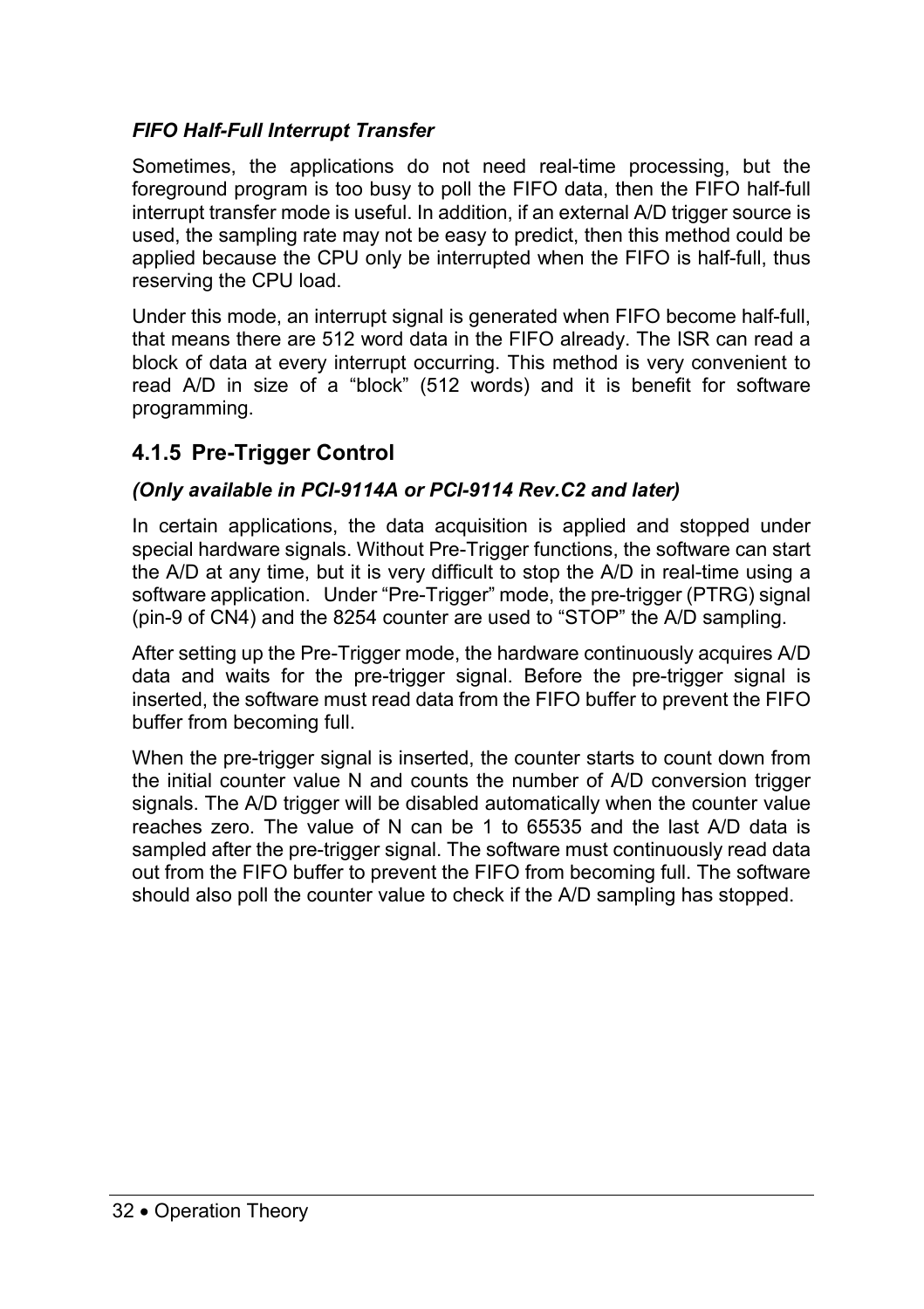*FIFO Half-Full Interrupt Transfer*

Sometimes, the applications do not need real-time processing, but the foreground program is too busy to poll the FIFO data, then the FIFO half-full interrupt transfer mode is useful. In addition, if an external A/D trigger source is used, the sampling rate may not be easy to predict, then this method could be applied because the CPU only be interrupted when the FIFO is half-full, thus reserving the CPU load.

Under this mode, an interrupt signal is generated when FIFO become half-full, that means there are 512 word data in the FIFO already. The ISR can read a block of data at every interrupt occurring. This method is very convenient to read A/D in size of a "block" (512 words) and it is benefit for software programming.

### 4.1.5 Pre-Trigger Control

***(Only available in PCI-9114A or PCI-9114 Rev.C2 and later)***

In certain applications, the data acquisition is applied and stopped under special hardware signals. Without Pre-Trigger functions, the software can start the A/D at any time, but it is very difficult to stop the A/D in real-time using a software application. Under "Pre-Trigger" mode, the pre-trigger (PTRG) signal (pin-9 of CN4) and the 8254 counter are used to "STOP" the A/D sampling.

After setting up the Pre-Trigger mode, the hardware continuously acquires A/D data and waits for the pre-trigger signal. Before the pre-trigger signal is inserted, the software must read data from the FIFO buffer to prevent the FIFO buffer from becoming full.

When the pre-trigger signal is inserted, the counter starts to count down from the initial counter value N and counts the number of A/D conversion trigger signals. The A/D trigger will be disabled automatically when the counter value reaches zero. The value of N can be 1 to 65535 and the last A/D data is sampled after the pre-trigger signal. The software must continuously read data out from the FIFO buffer to prevent the FIFO from becoming full. The software should also poll the counter value to check if the A/D sampling has stopped.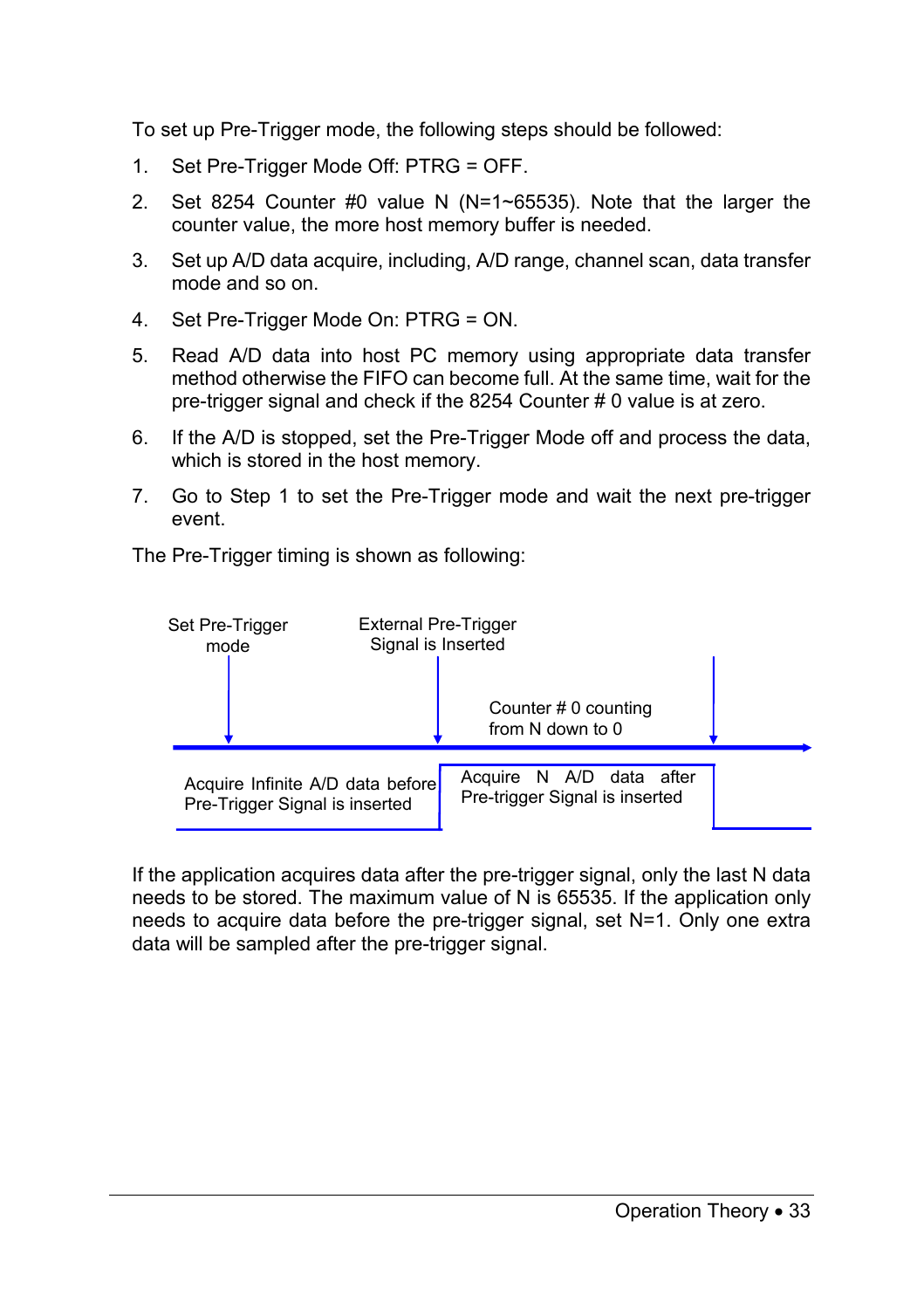To set up Pre-Trigger mode, the following steps should be followed:

1. Set Pre-Trigger Mode Off: PTRG = OFF.
2. Set 8254 Counter #0 value N (N=1~65535). Note that the larger the counter value, the more host memory buffer is needed.
3. Set up A/D data acquire, including, A/D range, channel scan, data transfer mode and so on.
4. Set Pre-Trigger Mode On: PTRG = ON.
5. Read A/D data into host PC memory using appropriate data transfer method otherwise the FIFO can become full. At the same time, wait for the pre-trigger signal and check if the 8254 Counter # 0 value is at zero.
6. If the A/D is stopped, set the Pre-Trigger Mode off and process the data, which is stored in the host memory.
7. Go to Step 1 to set the Pre-Trigger mode and wait the next pre-trigger event.

The Pre-Trigger timing is shown as following:

Set Pre-Trigger mode

External Pre-Trigger Signal is Inserted

Counter # 0 counting from N down to 0

Acquire Infinite A/D data before Pre-Trigger Signal is inserted

Acquire N A/D data after Pre-trigger Signal is inserted

If the application acquires data after the pre-trigger signal, only the last N data needs to be stored. The maximum value of N is 65535. If the application only needs to acquire data before the pre-trigger signal, set N=1. Only one extra data will be sampled after the pre-trigger signal.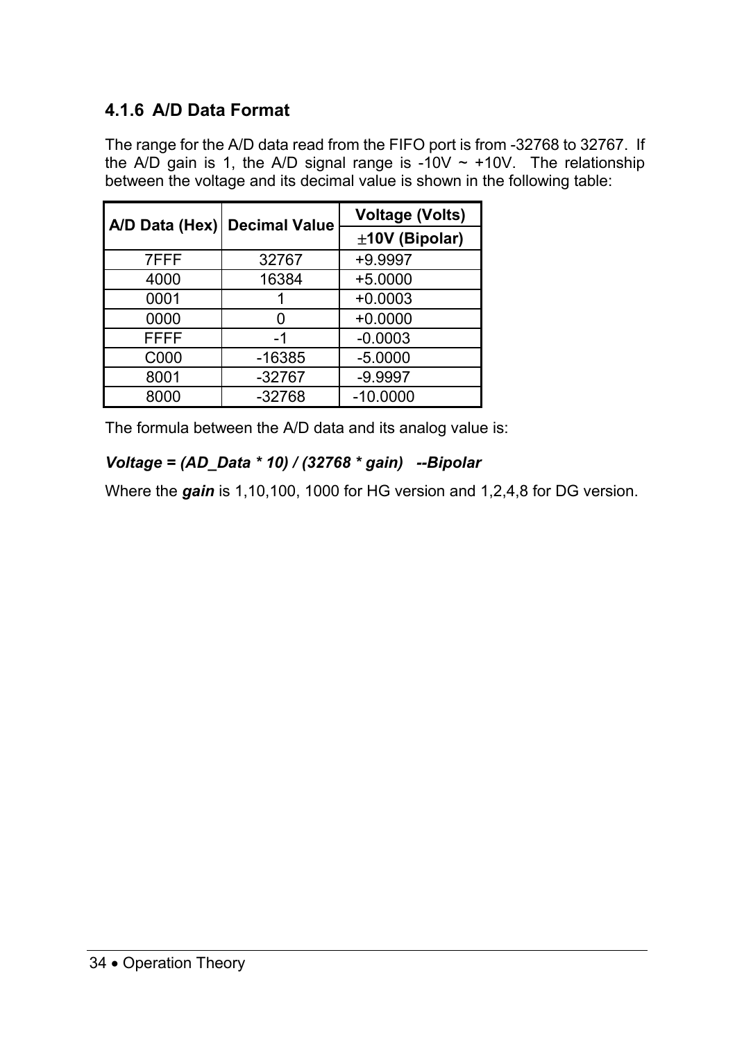### 4.1.6 A/D Data Format

The range for the A/D data read from the FIFO port is from -32768 to 32767. If the A/D gain is 1, the A/D signal range is -10V ~ +10V. The relationship between the voltage and its decimal value is shown in the following table:

| A/D Data (Hex) | Decimal Value | Voltage (Volts) |
|---|---|---|
| | | ±10V (Bipolar) |
| 7FFF | 32767 | +9.9997 |
| 4000 | 16384 | +5.0000 |
| 0001 | 1 | +0.0003 |
| 0000 | 0 | +0.0000 |
| FFFF | -1 | -0.0003 |
| C000 | -16385 | -5.0000 |
| 8001 | -32767 | -9.9997 |
| 8000 | -32768 | -10.0000 |

The formula between the A/D data and its analog value is:

***Voltage = (AD_Data * 10) / (32768 * gain) --Bipolar***

Where the ***gain*** is 1,10,100, 1000 for HG version and 1,2,4,8 for DG version.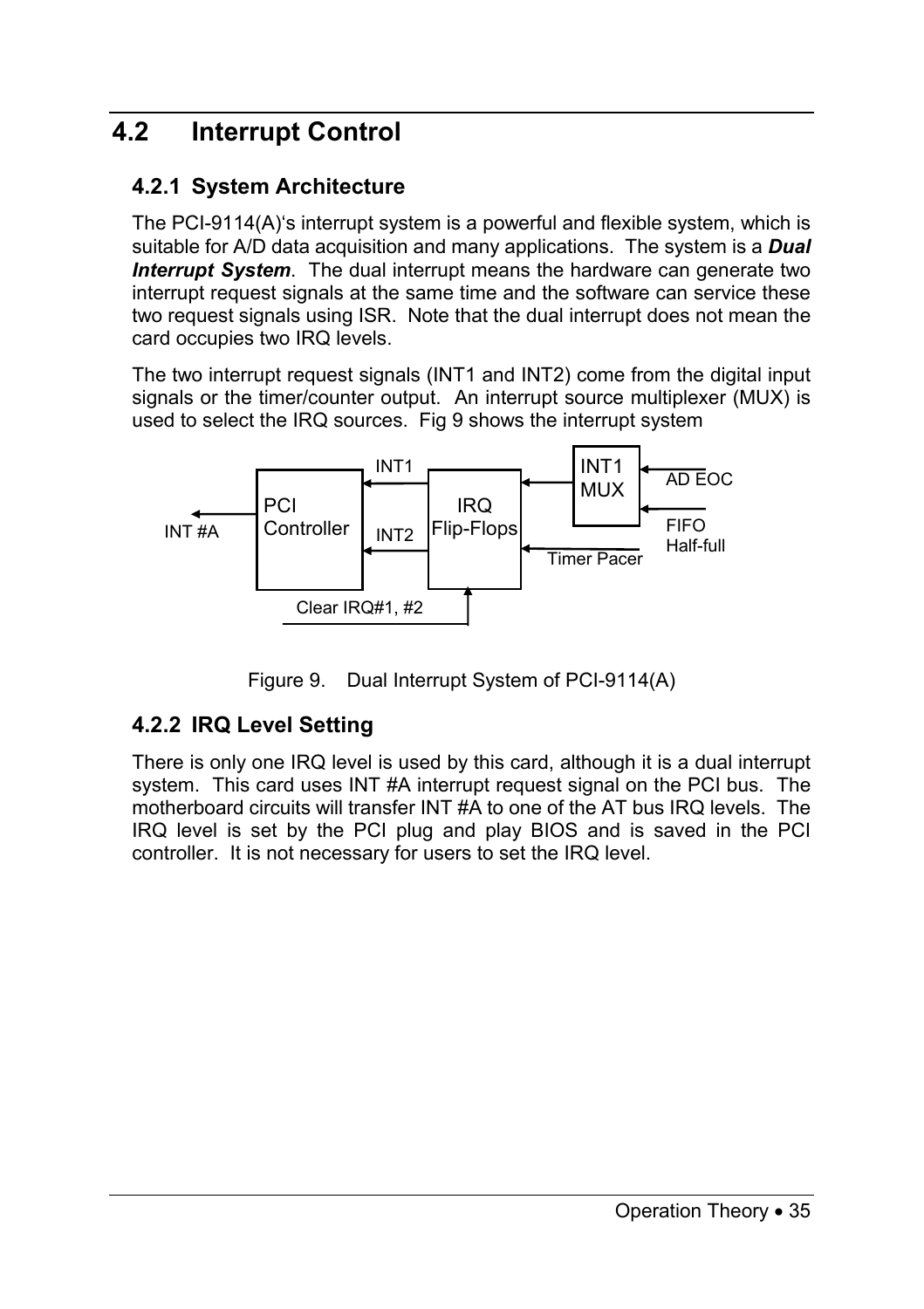## 4.2 Interrupt Control

### 4.2.1 System Architecture

The PCI-9114(A)'s interrupt system is a powerful and flexible system, which is suitable for A/D data acquisition and many applications. The system is a ***Dual Interrupt System***. The dual interrupt means the hardware can generate two interrupt request signals at the same time and the software can service these two request signals using ISR. Note that the dual interrupt does not mean the card occupies two IRQ levels.

The two interrupt request signals (INT1 and INT2) come from the digital input signals or the timer/counter output. An interrupt source multiplexer (MUX) is used to select the IRQ sources. Fig 9 shows the interrupt system

INT #A | PCI Controller | INT1 | INT2 | IRQ Flip-Flops | INT1 MUX | AD EOC | FIFO Half-full | Timer Pacer | Clear IRQ#1, #2

Figure 9. Dual Interrupt System of PCI-9114(A)

### 4.2.2 IRQ Level Setting

There is only one IRQ level is used by this card, although it is a dual interrupt system. This card uses INT #A interrupt request signal on the PCI bus. The motherboard circuits will transfer INT #A to one of the AT bus IRQ levels. The IRQ level is set by the PCI plug and play BIOS and is saved in the PCI controller. It is not necessary for users to set the IRQ level.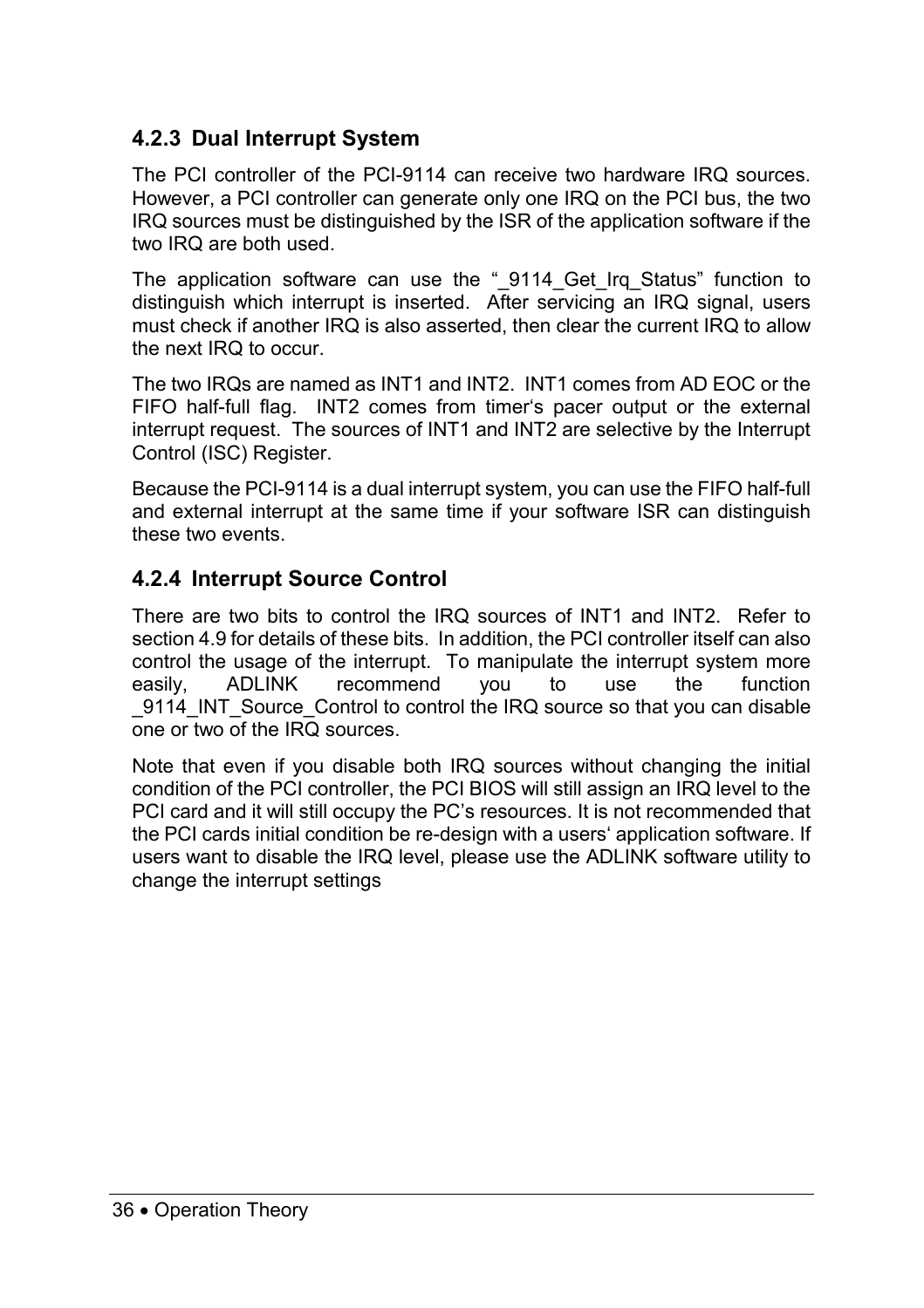### 4.2.3 Dual Interrupt System

The PCI controller of the PCI-9114 can receive two hardware IRQ sources. However, a PCI controller can generate only one IRQ on the PCI bus, the two IRQ sources must be distinguished by the ISR of the application software if the two IRQ are both used.

The application software can use the "_9114_Get_Irq_Status" function to distinguish which interrupt is inserted. After servicing an IRQ signal, users must check if another IRQ is also asserted, then clear the current IRQ to allow the next IRQ to occur.

The two IRQs are named as INT1 and INT2. INT1 comes from AD EOC or the FIFO half-full flag. INT2 comes from timer's pacer output or the external interrupt request. The sources of INT1 and INT2 are selective by the Interrupt Control (ISC) Register.

Because the PCI-9114 is a dual interrupt system, you can use the FIFO half-full and external interrupt at the same time if your software ISR can distinguish these two events.

### 4.2.4 Interrupt Source Control

There are two bits to control the IRQ sources of INT1 and INT2. Refer to section 4.9 for details of these bits. In addition, the PCI controller itself can also control the usage of the interrupt. To manipulate the interrupt system more easily, ADLINK recommend you to use the function _9114_INT_Source_Control to control the IRQ source so that you can disable one or two of the IRQ sources.

Note that even if you disable both IRQ sources without changing the initial condition of the PCI controller, the PCI BIOS will still assign an IRQ level to the PCI card and it will still occupy the PC's resources. It is not recommended that the PCI cards initial condition be re-design with a users' application software. If users want to disable the IRQ level, please use the ADLINK software utility to change the interrupt settings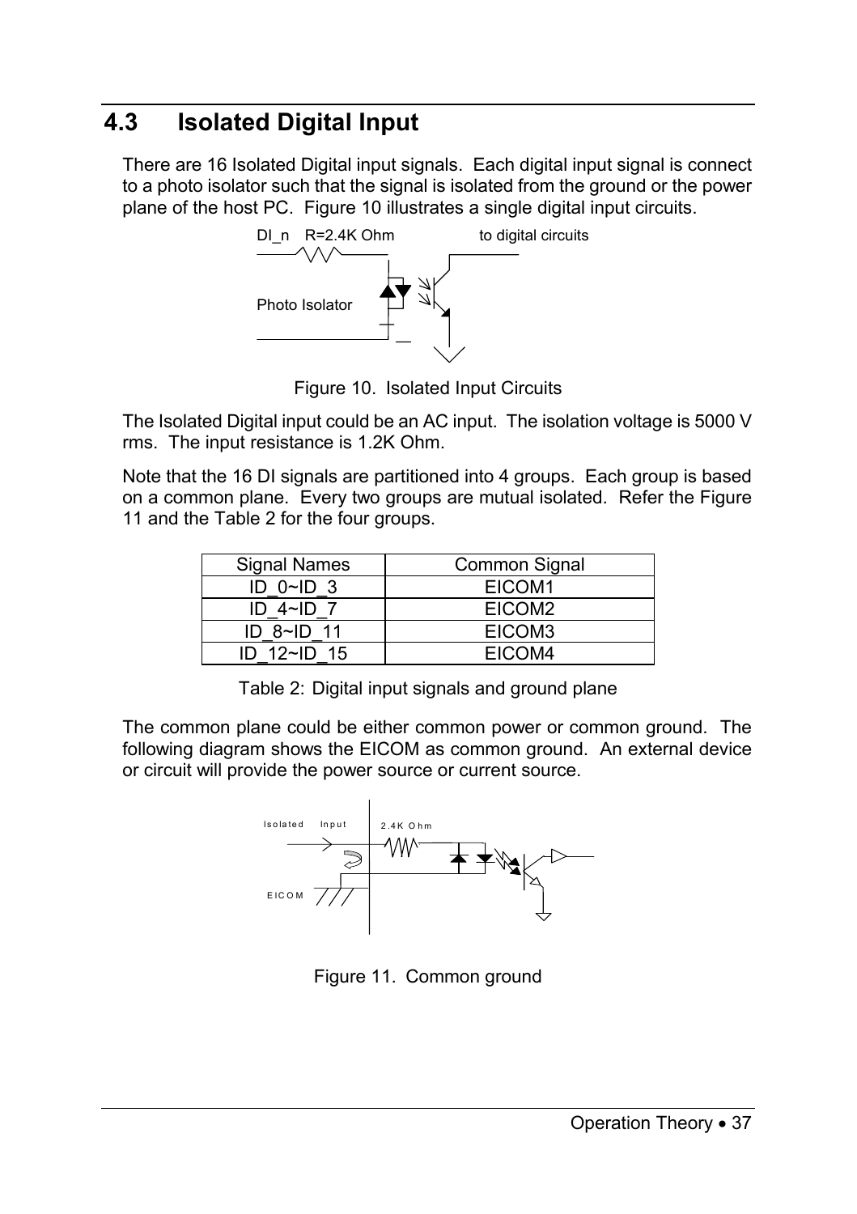## 4.3 Isolated Digital Input

There are 16 Isolated Digital input signals. Each digital input signal is connect to a photo isolator such that the signal is isolated from the ground or the power plane of the host PC. Figure 10 illustrates a single digital input circuits.

Figure 10. Isolated Input Circuits

The Isolated Digital input could be an AC input. The isolation voltage is 5000 V rms. The input resistance is 1.2K Ohm.

Note that the 16 DI signals are partitioned into 4 groups. Each group is based on a common plane. Every two groups are mutual isolated. Refer the Figure 11 and the Table 2 for the four groups.

| Signal Names | Common Signal |
|---|---|
| ID_0~ID_3 | EICOM1 |
| ID_4~ID_7 | EICOM2 |
| ID_8~ID_11 | EICOM3 |
| ID_12~ID_15 | EICOM4 |

Table 2: Digital input signals and ground plane

The common plane could be either common power or common ground. The following diagram shows the EICOM as common ground. An external device or circuit will provide the power source or current source.

Figure 11. Common ground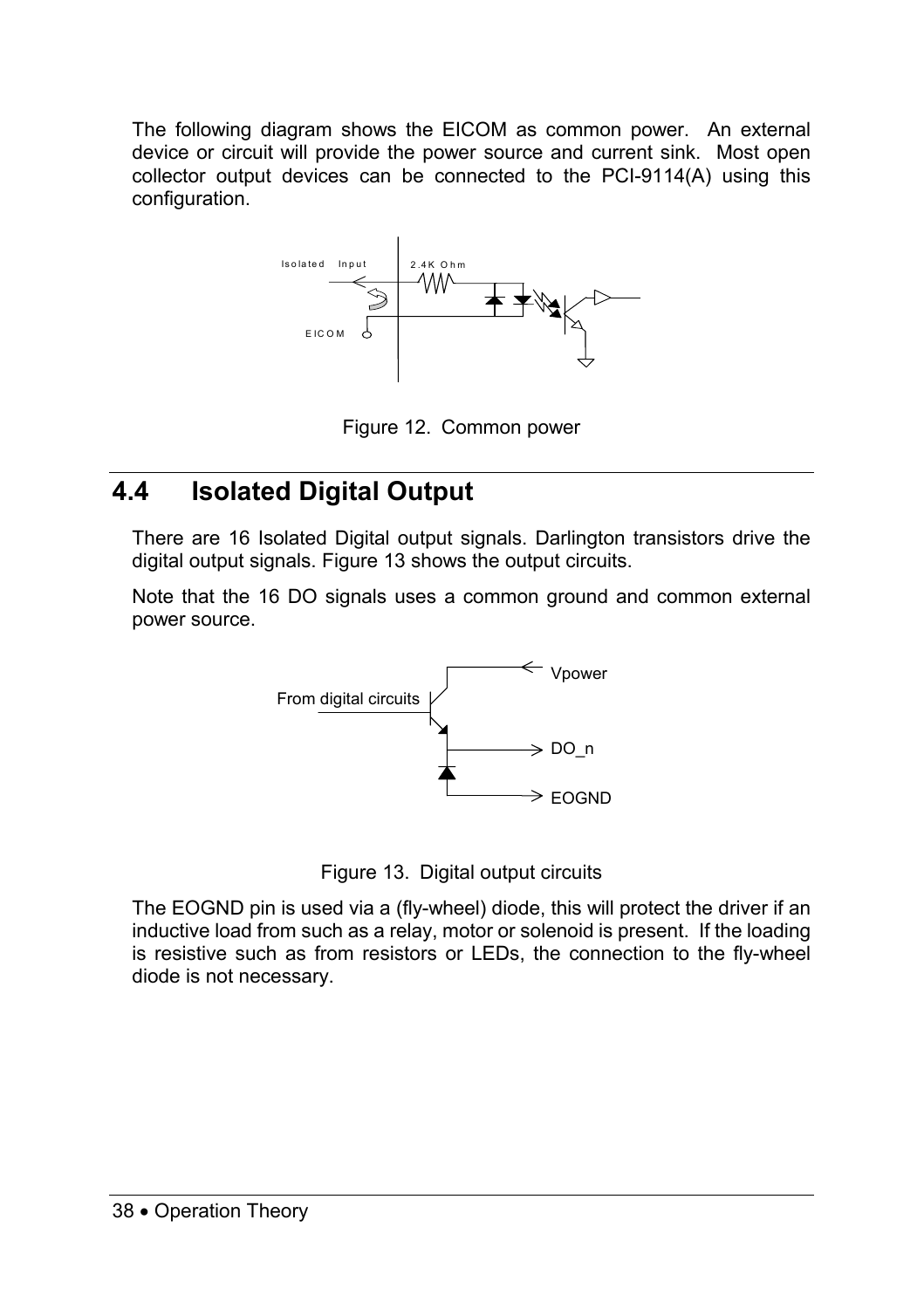The following diagram shows the EICOM as common power. An external device or circuit will provide the power source and current sink. Most open collector output devices can be connected to the PCI-9114(A) using this configuration.

Figure 12. Common power

## 4.4 Isolated Digital Output

There are 16 Isolated Digital output signals. Darlington transistors drive the digital output signals. Figure 13 shows the output circuits.

Note that the 16 DO signals uses a common ground and common external power source.

Figure 13. Digital output circuits

The EOGND pin is used via a (fly-wheel) diode, this will protect the driver if an inductive load from such as a relay, motor or solenoid is present. If the loading is resistive such as from resistors or LEDs, the connection to the fly-wheel diode is not necessary.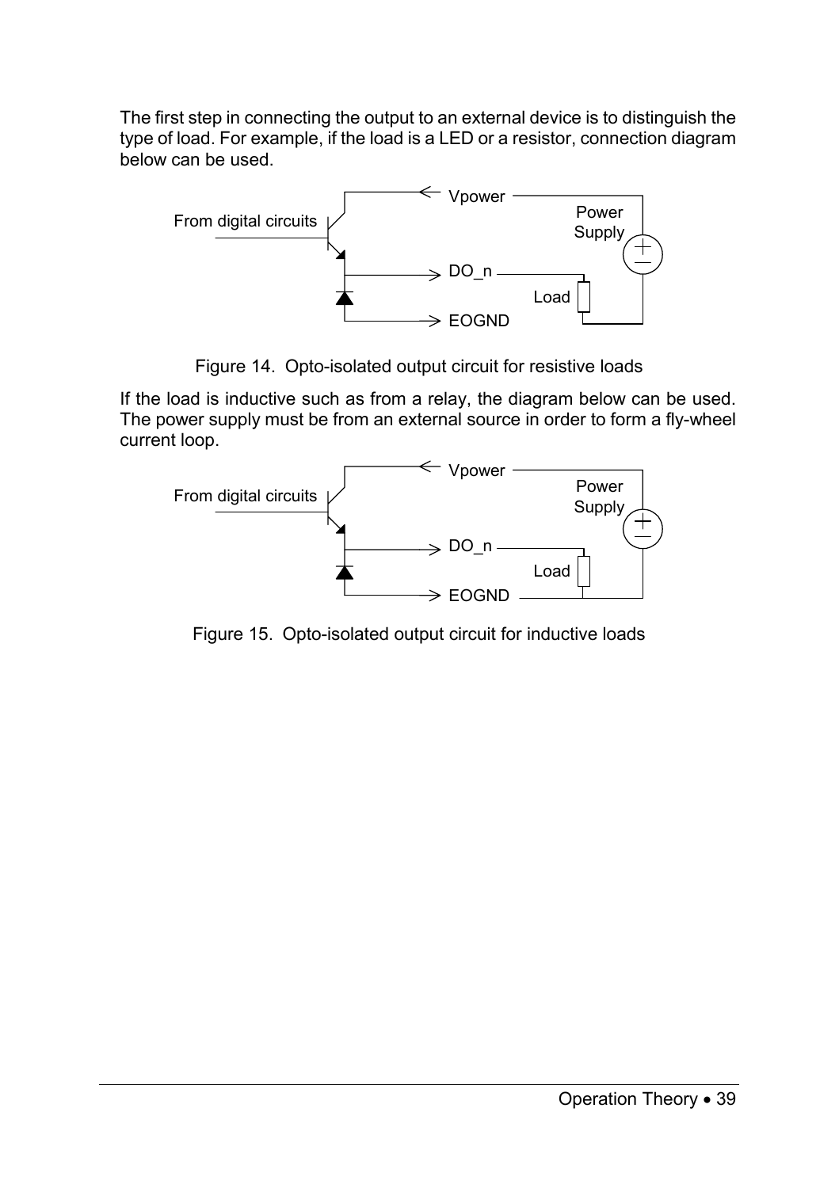The first step in connecting the output to an external device is to distinguish the type of load. For example, if the load is a LED or a resistor, connection diagram below can be used.

Figure 14. Opto-isolated output circuit for resistive loads

If the load is inductive such as from a relay, the diagram below can be used. The power supply must be from an external source in order to form a fly-wheel current loop.

Figure 15. Opto-isolated output circuit for inductive loads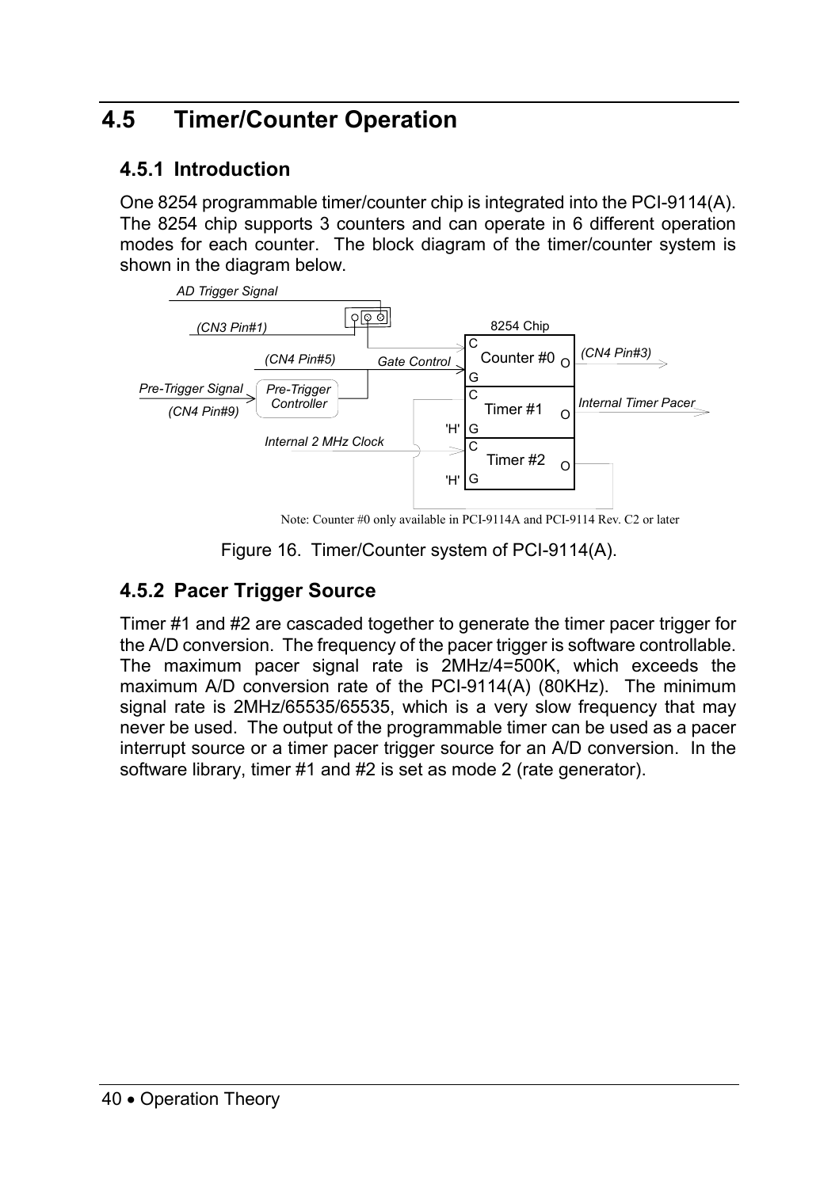# 4.5 Timer/Counter Operation

## 4.5.1 Introduction

One 8254 programmable timer/counter chip is integrated into the PCI-9114(A). The 8254 chip supports 3 counters and can operate in 6 different operation modes for each counter. The block diagram of the timer/counter system is shown in the diagram below.

Note: Counter #0 only available in PCI-9114A and PCI-9114 Rev. C2 or later

Figure 16. Timer/Counter system of PCI-9114(A).

## 4.5.2 Pacer Trigger Source

Timer #1 and #2 are cascaded together to generate the timer pacer trigger for the A/D conversion. The frequency of the pacer trigger is software controllable. The maximum pacer signal rate is 2MHz/4=500K, which exceeds the maximum A/D conversion rate of the PCI-9114(A) (80KHz). The minimum signal rate is 2MHz/65535/65535, which is a very slow frequency that may never be used. The output of the programmable timer can be used as a pacer interrupt source or a timer pacer trigger source for an A/D conversion. In the software library, timer #1 and #2 is set as mode 2 (rate generator).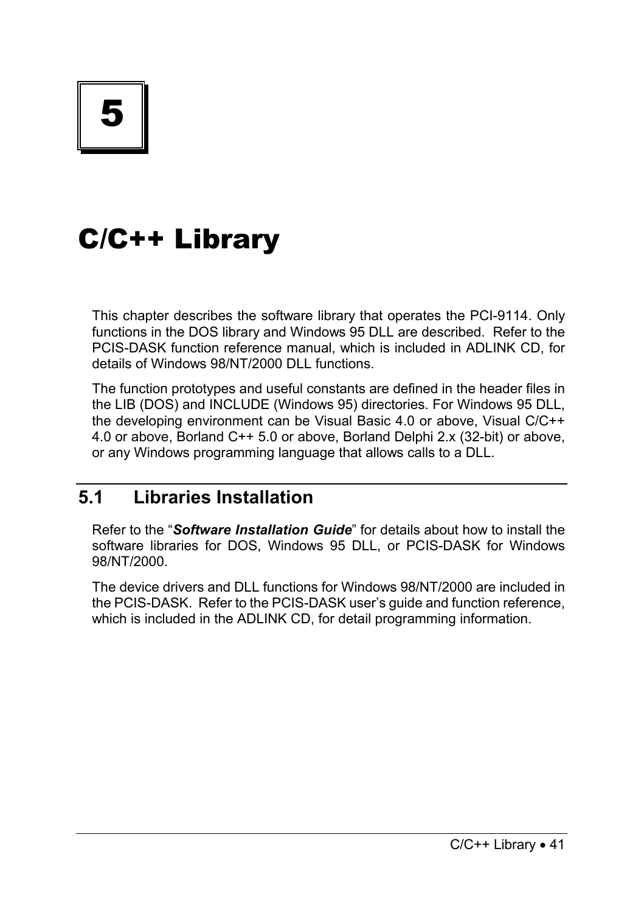# 5

# C/C++ Library

This chapter describes the software library that operates the PCI-9114. Only functions in the DOS library and Windows 95 DLL are described. Refer to the PCIS-DASK function reference manual, which is included in ADLINK CD, for details of Windows 98/NT/2000 DLL functions.

The function prototypes and useful constants are defined in the header files in the LIB (DOS) and INCLUDE (Windows 95) directories. For Windows 95 DLL, the developing environment can be Visual Basic 4.0 or above, Visual C/C++ 4.0 or above, Borland C++ 5.0 or above, Borland Delphi 2.x (32-bit) or above, or any Windows programming language that allows calls to a DLL.

## 5.1 Libraries Installation

Refer to the "***Software Installation Guide***" for details about how to install the software libraries for DOS, Windows 95 DLL, or PCIS-DASK for Windows 98/NT/2000.

The device drivers and DLL functions for Windows 98/NT/2000 are included in the PCIS-DASK. Refer to the PCIS-DASK user's guide and function reference, which is included in the ADLINK CD, for detail programming information.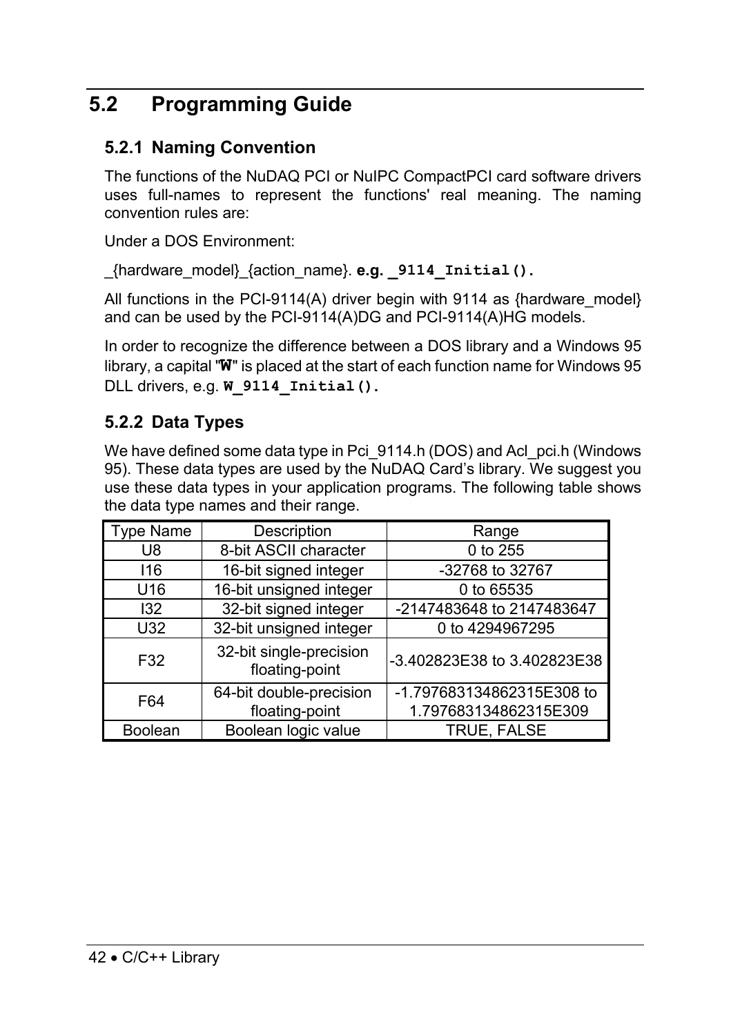## 5.2 Programming Guide

### 5.2.1 Naming Convention

The functions of the NuDAQ PCI or NuIPC CompactPCI card software drivers uses full-names to represent the functions' real meaning. The naming convention rules are:

Under a DOS Environment:

_{hardware_model}_{action_name}. **e.g.** **`_9114_Initial().`**

All functions in the PCI-9114(A) driver begin with 9114 as {hardware_model} and can be used by the PCI-9114(A)DG and PCI-9114(A)HG models.

In order to recognize the difference between a DOS library and a Windows 95 library, a capital "**`W`**" is placed at the start of each function name for Windows 95 DLL drivers, e.g. **`W_9114_Initial().`**

### 5.2.2 Data Types

We have defined some data type in Pci_9114.h (DOS) and Acl_pci.h (Windows 95). These data types are used by the NuDAQ Card's library. We suggest you use these data types in your application programs. The following table shows the data type names and their range.

| Type Name | Description | Range |
|---|---|---|
| U8 | 8-bit ASCII character | 0 to 255 |
| I16 | 16-bit signed integer | -32768 to 32767 |
| U16 | 16-bit unsigned integer | 0 to 65535 |
| I32 | 32-bit signed integer | -2147483648 to 2147483647 |
| U32 | 32-bit unsigned integer | 0 to 4294967295 |
| F32 | 32-bit single-precision floating-point | -3.402823E38 to 3.402823E38 |
| F64 | 64-bit double-precision floating-point | -1.797683134862315E308 to 1.797683134862315E309 |
| Boolean | Boolean logic value | TRUE, FALSE |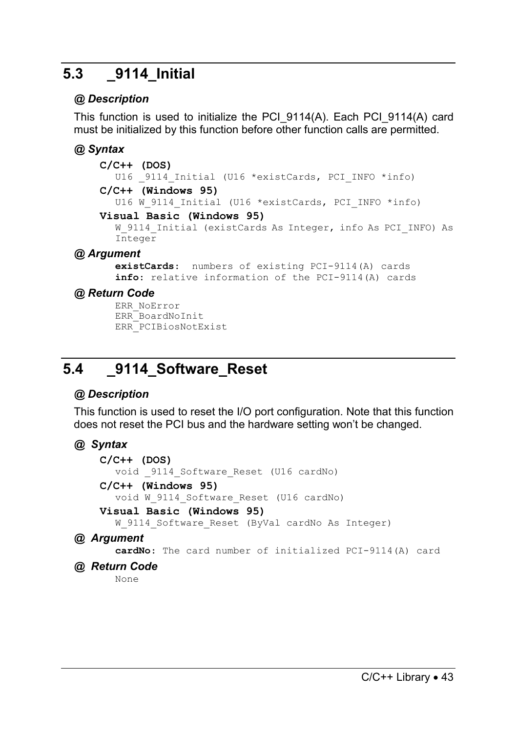## 5.3 _9114_Initial

### @ Description

This function is used to initialize the PCI_9114(A). Each PCI_9114(A) card must be initialized by this function before other function calls are permitted.

### @ Syntax

**C/C++ (DOS)**

```
U16 _9114_Initial (U16 *existCards, PCI_INFO *info)
```

**C/C++ (Windows 95)**

```
U16 W_9114_Initial (U16 *existCards, PCI_INFO *info)
```

**Visual Basic (Windows 95)**

```
W_9114_Initial (existCards As Integer, info As PCI_INFO) As
Integer
```

### @ Argument

**existCards:** numbers of existing PCI-9114(A) cards
**info:** relative information of the PCI-9114(A) cards

### @ Return Code

```
ERR_NoError
ERR_BoardNoInit
ERR_PCIBiosNotExist
```

## 5.4 _9114_Software_Reset

### @ Description

This function is used to reset the I/O port configuration. Note that this function does not reset the PCI bus and the hardware setting won't be changed.

### @ Syntax

**C/C++ (DOS)**

```
void _9114_Software_Reset (U16 cardNo)
```

**C/C++ (Windows 95)**

```
void W_9114_Software_Reset (U16 cardNo)
```

**Visual Basic (Windows 95)**

```
W_9114_Software_Reset (ByVal cardNo As Integer)
```

### @ Argument

**cardNo:** The card number of initialized PCI-9114(A) card

### @ Return Code

None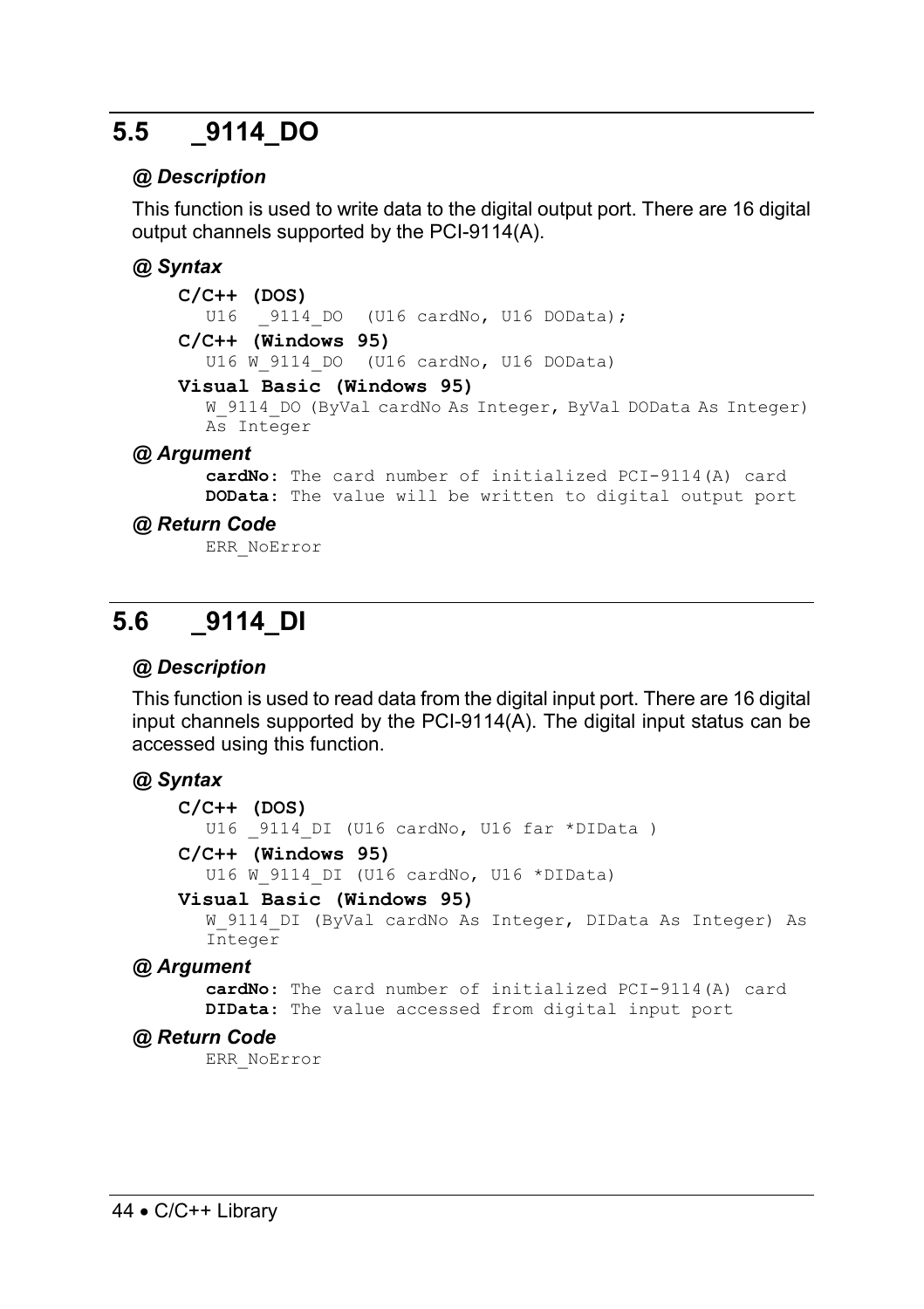## 5.5 _9114_DO

***@ Description***

This function is used to write data to the digital output port. There are 16 digital output channels supported by the PCI-9114(A).

***@ Syntax***

**C/C++ (DOS)**

```
U16  _9114_DO  (U16 cardNo, U16 DOData);
```

**C/C++ (Windows 95)**

```
U16 W_9114_DO  (U16 cardNo, U16 DOData)
```

**Visual Basic (Windows 95)**

```
W_9114_DO (ByVal cardNo As Integer, ByVal DOData As Integer)
As Integer
```

***@ Argument***

**cardNo:** The card number of initialized PCI-9114(A) card
**DOData:** The value will be written to digital output port

***@ Return Code***

ERR_NoError

## 5.6 _9114_DI

***@ Description***

This function is used to read data from the digital input port. There are 16 digital input channels supported by the PCI-9114(A). The digital input status can be accessed using this function.

***@ Syntax***

**C/C++ (DOS)**

```
U16 _9114_DI (U16 cardNo, U16 far *DIData )
```

**C/C++ (Windows 95)**

```
U16 W_9114_DI (U16 cardNo, U16 *DIData)
```

**Visual Basic (Windows 95)**

```
W_9114_DI (ByVal cardNo As Integer, DIData As Integer) As
Integer
```

***@ Argument***

**cardNo:** The card number of initialized PCI-9114(A) card
**DIData:** The value accessed from digital input port

***@ Return Code***

ERR_NoError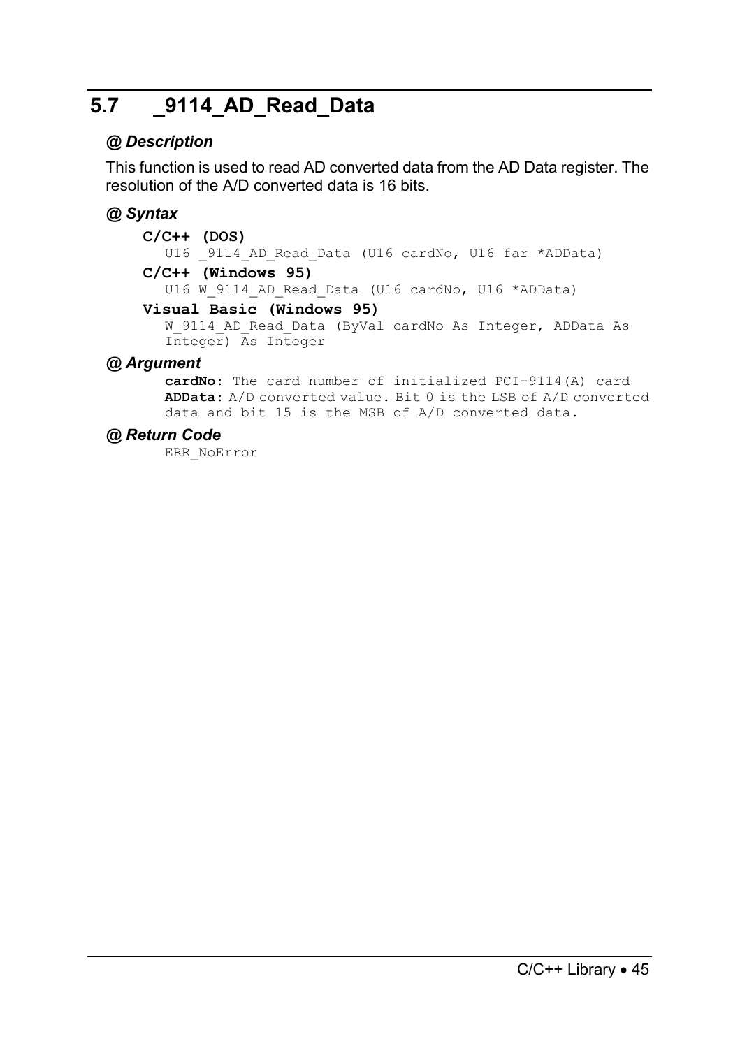## 5.7 _9114_AD_Read_Data

### @ Description

This function is used to read AD converted data from the AD Data register. The resolution of the A/D converted data is 16 bits.

### @ Syntax

**C/C++ (DOS)**

```
U16 _9114_AD_Read_Data (U16 cardNo, U16 far *ADData)
```

**C/C++ (Windows 95)**

```
U16 W_9114_AD_Read_Data (U16 cardNo, U16 *ADData)
```

**Visual Basic (Windows 95)**

```
W_9114_AD_Read_Data (ByVal cardNo As Integer, ADData As
Integer) As Integer
```

### @ Argument

**cardNo:** The card number of initialized PCI-9114(A) card

**ADData:** A/D converted value. Bit 0 is the LSB of A/D converted data and bit 15 is the MSB of A/D converted data.

### @ Return Code

ERR_NoError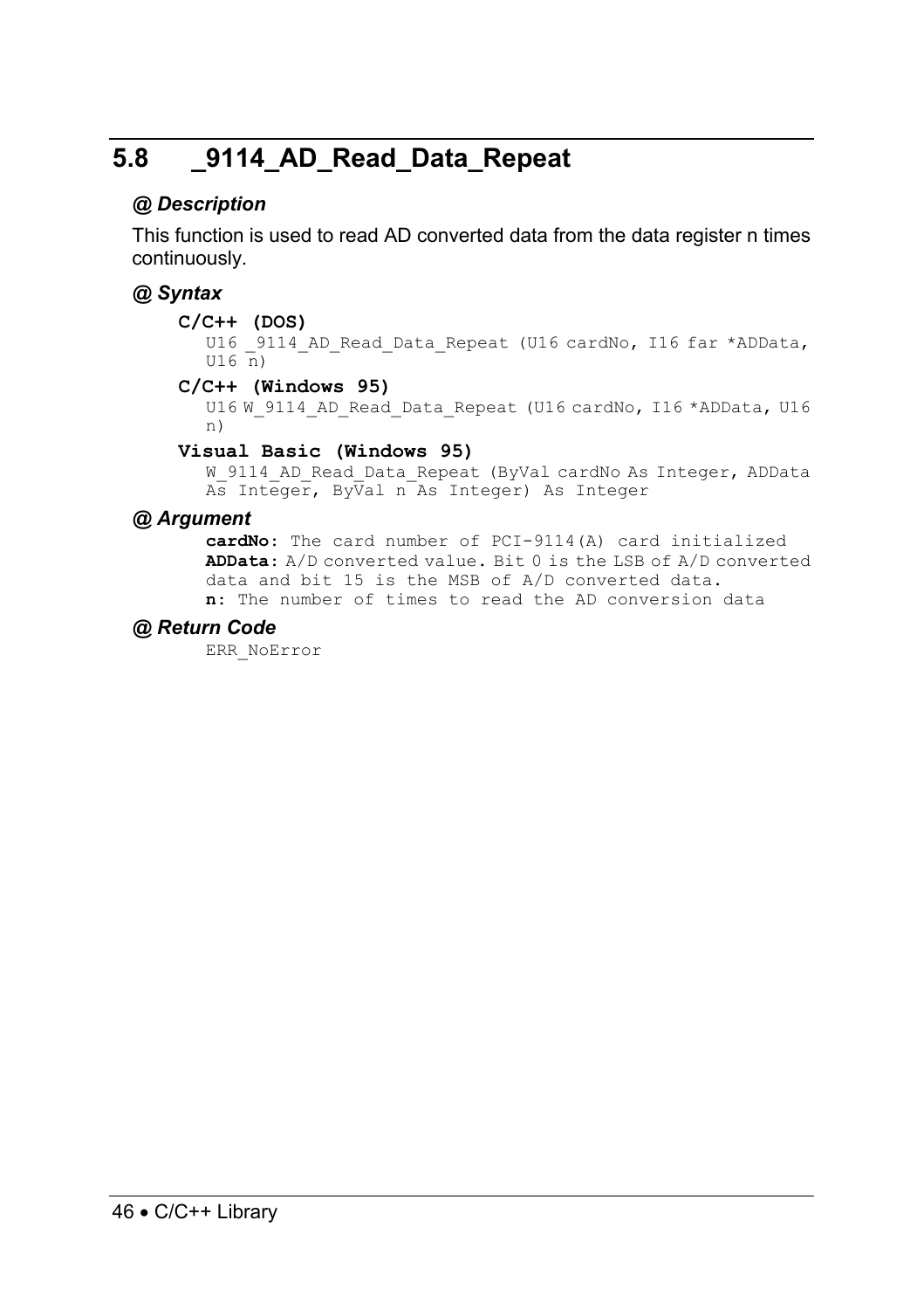## 5.8 _9114_AD_Read_Data_Repeat

### *@ Description*

This function is used to read AD converted data from the data register n times continuously.

### *@ Syntax*

**C/C++ (DOS)**

```
U16 _9114_AD_Read_Data_Repeat (U16 cardNo, I16 far *ADData, U16 n)
```

**C/C++ (Windows 95)**

```
U16 W_9114_AD_Read_Data_Repeat (U16 cardNo, I16 *ADData, U16 n)
```

**Visual Basic (Windows 95)**

```
W_9114_AD_Read_Data_Repeat (ByVal cardNo As Integer, ADData As Integer, ByVal n As Integer) As Integer
```

### *@ Argument*

**cardNo**: The card number of PCI-9114(A) card initialized
**ADData**: A/D converted value. Bit 0 is the LSB of A/D converted data and bit 15 is the MSB of A/D converted data.
**n**: The number of times to read the AD conversion data

### *@ Return Code*

ERR_NoError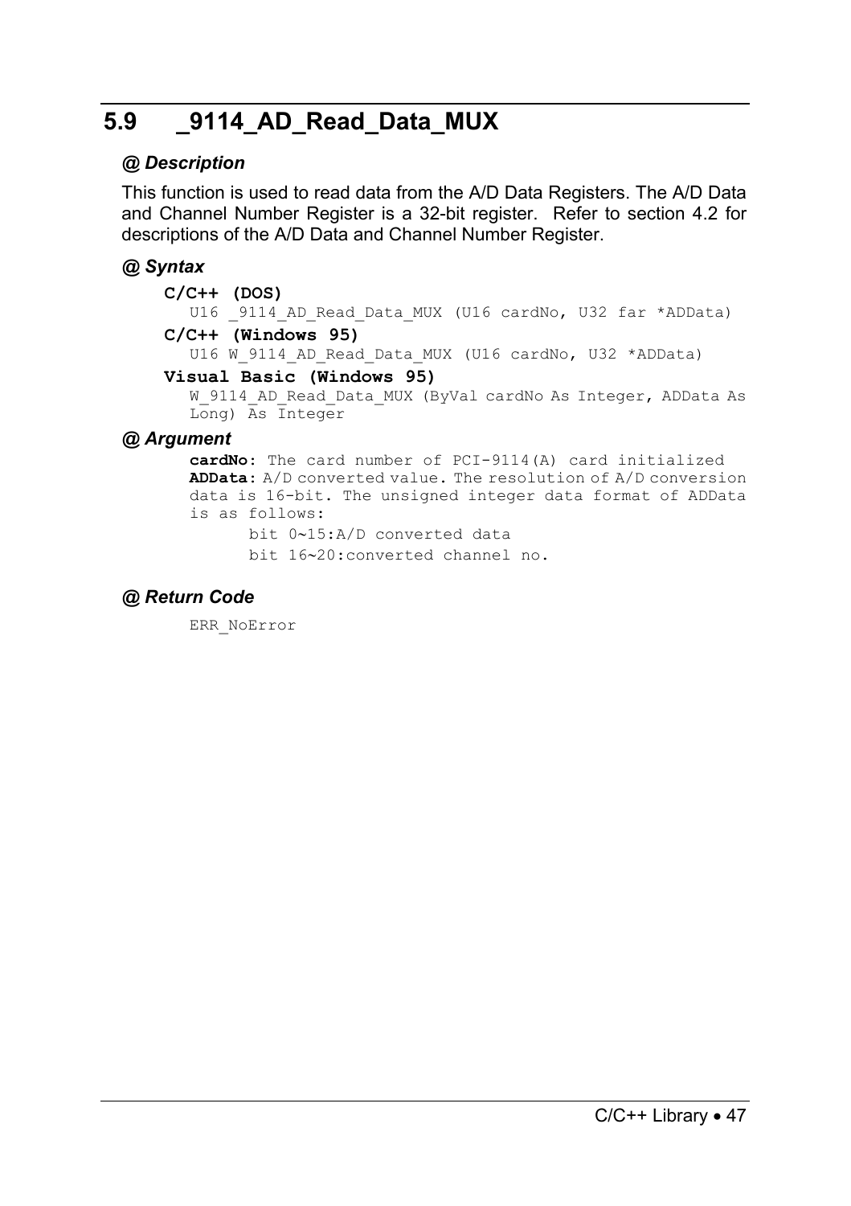## 5.9 _9114_AD_Read_Data_MUX

### @ Description

This function is used to read data from the A/D Data Registers. The A/D Data and Channel Number Register is a 32-bit register. Refer to section 4.2 for descriptions of the A/D Data and Channel Number Register.

### @ Syntax

**C/C++ (DOS)**

```
U16 _9114_AD_Read_Data_MUX (U16 cardNo, U32 far *ADData)
```

**C/C++ (Windows 95)**

```
U16 W_9114_AD_Read_Data_MUX (U16 cardNo, U32 *ADData)
```

**Visual Basic (Windows 95)**

```
W_9114_AD_Read_Data_MUX (ByVal cardNo As Integer, ADData As Long) As Integer
```

### @ Argument

**cardNo**: The card number of PCI-9114(A) card initialized

**ADData**: A/D converted value. The resolution of A/D conversion data is 16-bit. The unsigned integer data format of ADData is as follows:

bit 0~15:A/D converted data

bit 16~20:converted channel no.

### @ Return Code

ERR_NoError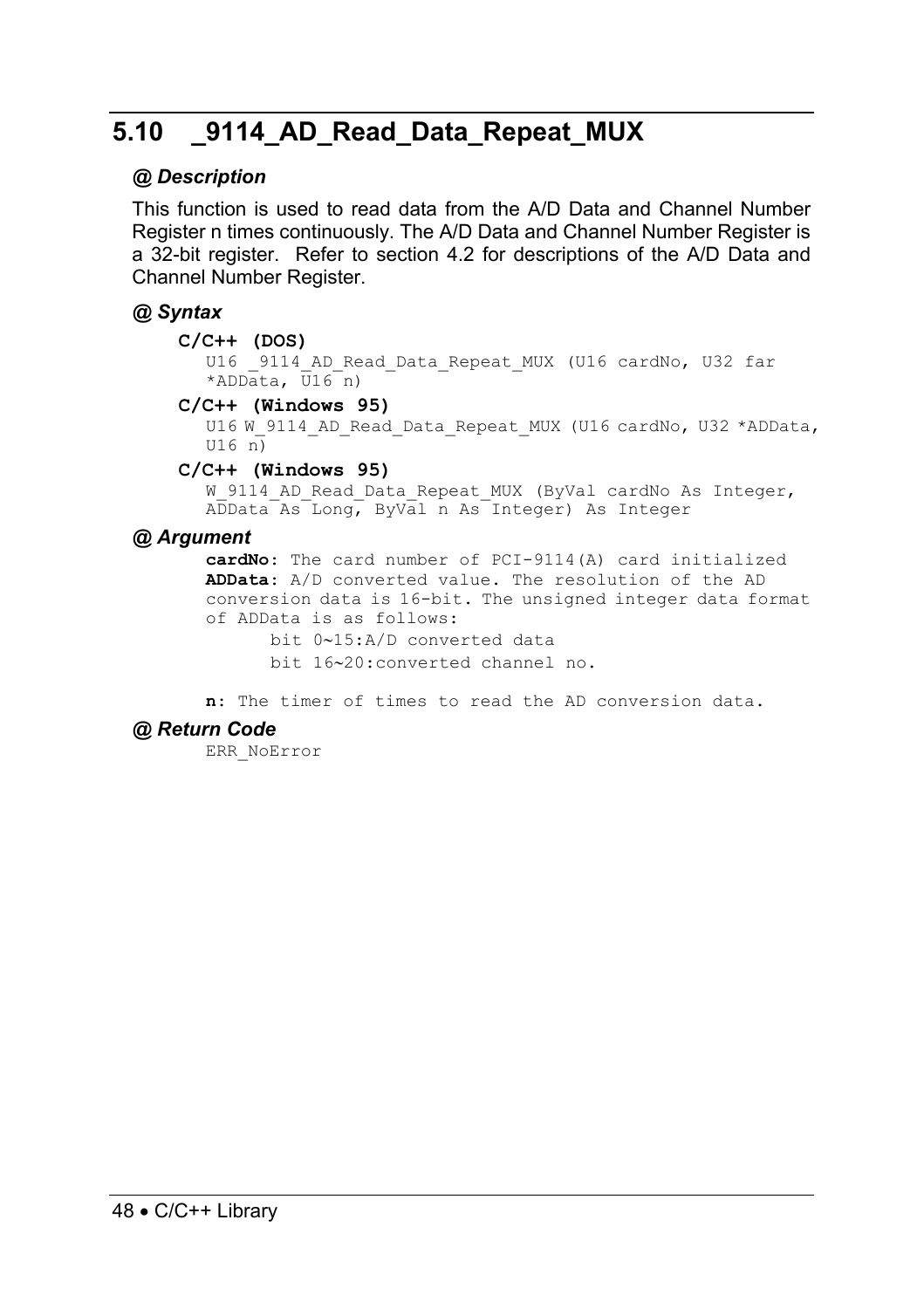## 5.10 _9114_AD_Read_Data_Repeat_MUX

### @ Description

This function is used to read data from the A/D Data and Channel Number Register n times continuously. The A/D Data and Channel Number Register is a 32-bit register. Refer to section 4.2 for descriptions of the A/D Data and Channel Number Register.

### @ Syntax

**C/C++ (DOS)**

```
U16 _9114_AD_Read_Data_Repeat_MUX (U16 cardNo, U32 far
*ADData, U16 n)
```

**C/C++ (Windows 95)**

```
U16 W_9114_AD_Read_Data_Repeat_MUX (U16 cardNo, U32 *ADData,
U16 n)
```

**C/C++ (Windows 95)**

```
W_9114_AD_Read_Data_Repeat_MUX (ByVal cardNo As Integer,
ADData As Long, ByVal n As Integer) As Integer
```

### @ Argument

**cardNo**: The card number of PCI-9114(A) card initialized

**ADData**: A/D converted value. The resolution of the AD conversion data is 16-bit. The unsigned integer data format of ADData is as follows:

bit 0~15:A/D converted data

bit 16~20:converted channel no.

**n**: The timer of times to read the AD conversion data.

### @ Return Code

ERR_NoError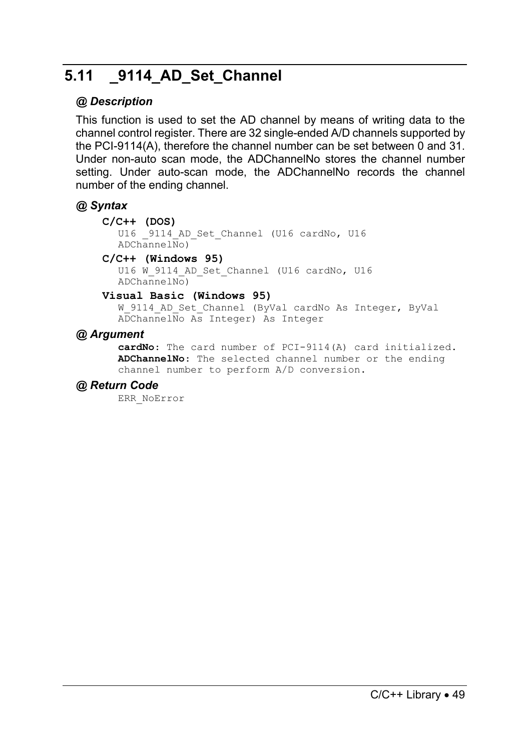## 5.11 _9114_AD_Set_Channel

### @ Description

This function is used to set the AD channel by means of writing data to the channel control register. There are 32 single-ended A/D channels supported by the PCI-9114(A), therefore the channel number can be set between 0 and 31. Under non-auto scan mode, the ADChannelNo stores the channel number setting. Under auto-scan mode, the ADChannelNo records the channel number of the ending channel.

### @ Syntax

**C/C++ (DOS)**

```
U16 _9114_AD_Set_Channel (U16 cardNo, U16
ADChannelNo)
```

**C/C++ (Windows 95)**

```
U16 W_9114_AD_Set_Channel (U16 cardNo, U16
ADChannelNo)
```

**Visual Basic (Windows 95)**

```
W_9114_AD_Set_Channel (ByVal cardNo As Integer, ByVal
ADChannelNo As Integer) As Integer
```

### @ Argument

**cardNo:** The card number of PCI-9114(A) card initialized.
**ADChannelNo:** The selected channel number or the ending channel number to perform A/D conversion.

### @ Return Code

ERR_NoError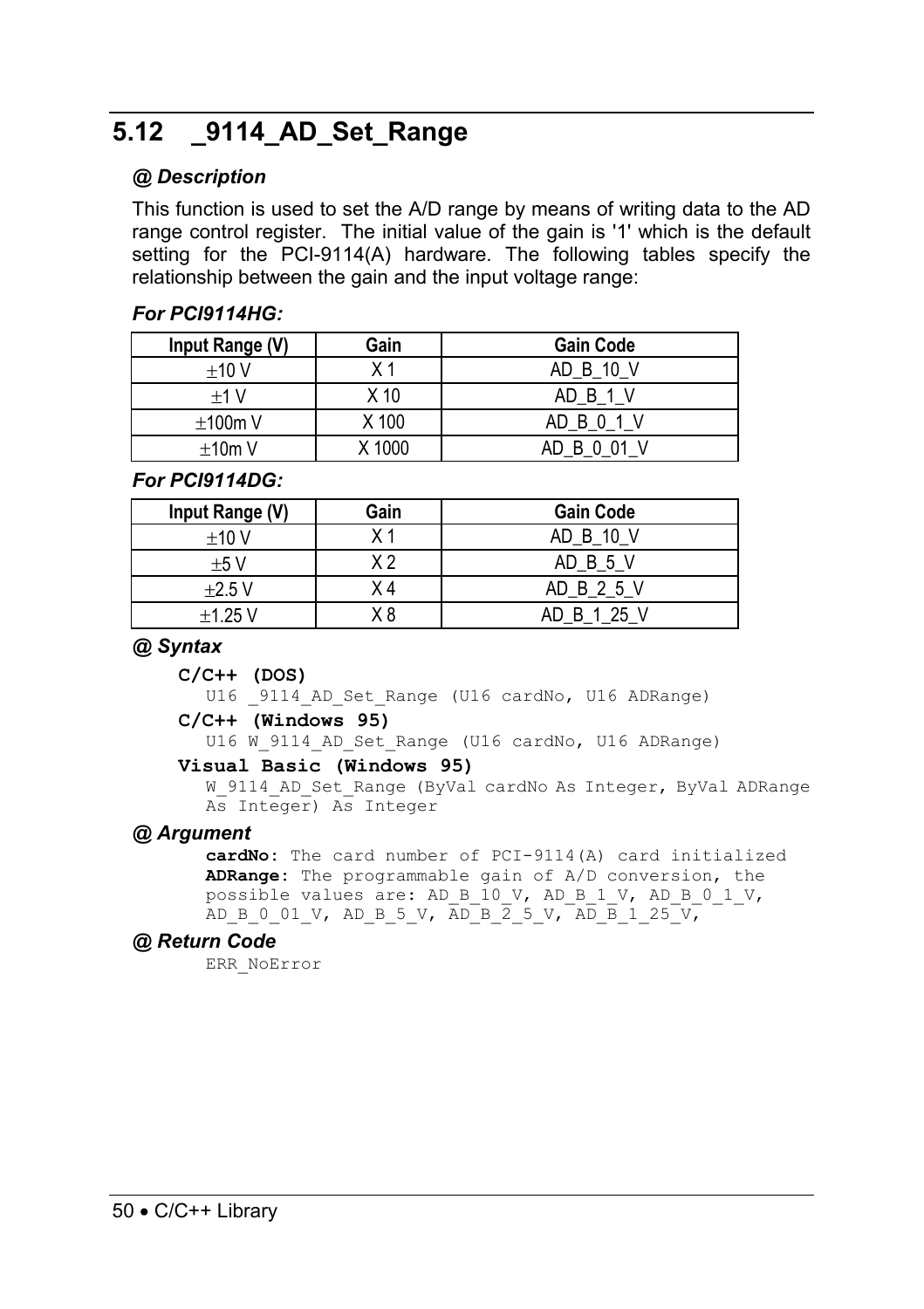## 5.12 _9114_AD_Set_Range

### @ Description

This function is used to set the A/D range by means of writing data to the AD range control register. The initial value of the gain is '1' which is the default setting for the PCI-9114(A) hardware. The following tables specify the relationship between the gain and the input voltage range:

***For PCI9114HG:***

| Input Range (V) | Gain | Gain Code |
|---|---|---|
| ±10 V | X 1 | AD_B_10_V |
| ±1 V | X 10 | AD_B_1_V |
| ±100m V | X 100 | AD_B_0_1_V |
| ±10m V | X 1000 | AD_B_0_01_V |

***For PCI9114DG:***

| Input Range (V) | Gain | Gain Code |
|---|---|---|
| ±10 V | X 1 | AD_B_10_V |
| ±5 V | X 2 | AD_B_5_V |
| ±2.5 V | X 4 | AD_B_2_5_V |
| ±1.25 V | X 8 | AD_B_1_25_V |

### @ Syntax

**C/C++ (DOS)**

```
U16 _9114_AD_Set_Range (U16 cardNo, U16 ADRange)
```

**C/C++ (Windows 95)**

```
U16 W_9114_AD_Set_Range (U16 cardNo, U16 ADRange)
```

**Visual Basic (Windows 95)**

```
W_9114_AD_Set_Range (ByVal cardNo As Integer, ByVal ADRange
As Integer) As Integer
```

### @ Argument

**cardNo:** The card number of PCI-9114(A) card initialized
**ADRange:** The programmable gain of A/D conversion, the possible values are: AD_B_10_V, AD_B_1_V, AD_B_0_1_V, AD_B_0_01_V, AD_B_5_V, AD_B_2_5_V, AD_B_1_25_V,

### @ Return Code

ERR_NoError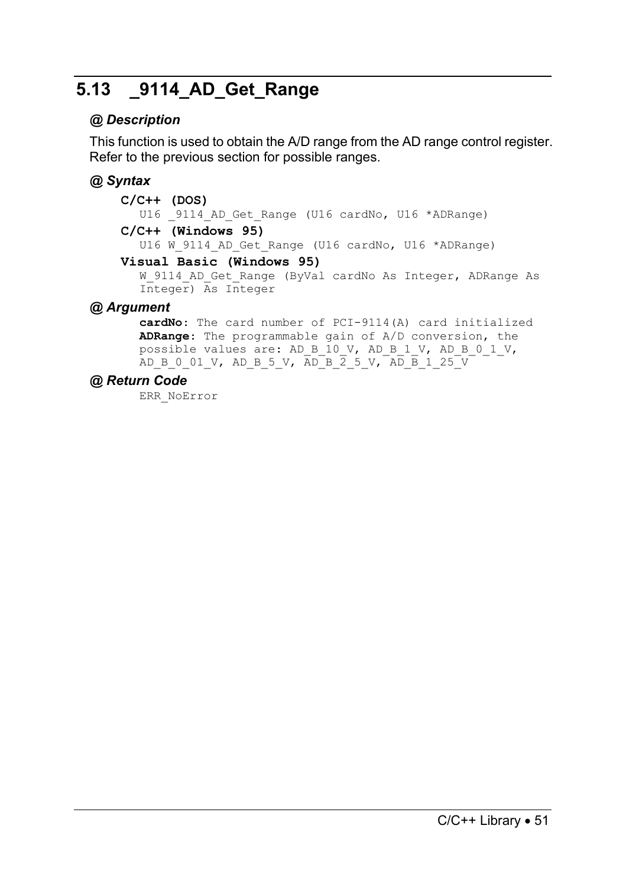## 5.13 _9114_AD_Get_Range

### @ Description

This function is used to obtain the A/D range from the AD range control register. Refer to the previous section for possible ranges.

### @ Syntax

**C/C++ (DOS)**

```
U16 _9114_AD_Get_Range (U16 cardNo, U16 *ADRange)
```

**C/C++ (Windows 95)**

```
U16 W_9114_AD_Get_Range (U16 cardNo, U16 *ADRange)
```

**Visual Basic (Windows 95)**

```
W_9114_AD_Get_Range (ByVal cardNo As Integer, ADRange As
Integer) As Integer
```

### @ Argument

**cardNo**: The card number of PCI-9114(A) card initialized

**ADRange**: The programmable gain of A/D conversion, the possible values are: AD_B_10_V, AD_B_1_V, AD_B_0_1_V, AD_B_0_01_V, AD_B_5_V, AD_B_2_5_V, AD_B_1_25_V

### @ Return Code

ERR_NoError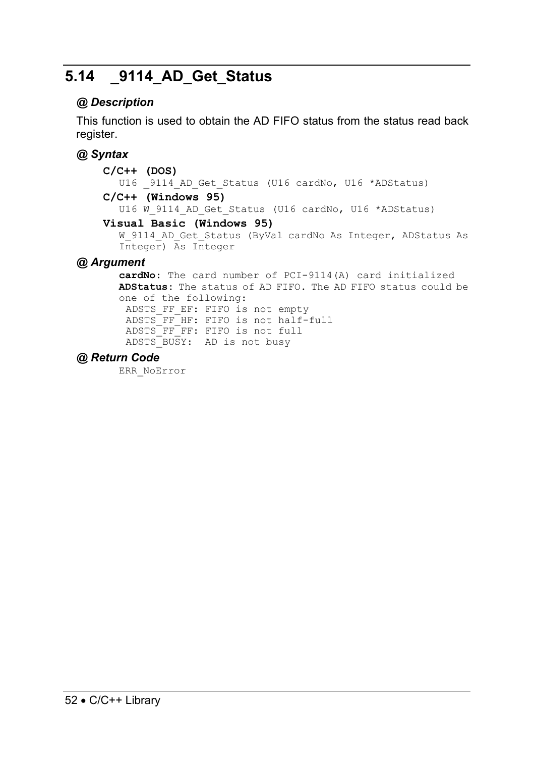## 5.14 _9114_AD_Get_Status

### @ Description

This function is used to obtain the AD FIFO status from the status read back register.

### @ Syntax

**C/C++ (DOS)**

```
U16 _9114_AD_Get_Status (U16 cardNo, U16 *ADStatus)
```

**C/C++ (Windows 95)**

```
U16 W_9114_AD_Get_Status (U16 cardNo, U16 *ADStatus)
```

**Visual Basic (Windows 95)**

```
W_9114_AD_Get_Status (ByVal cardNo As Integer, ADStatus As
Integer) As Integer
```

### @ Argument

**cardNo**: The card number of PCI-9114(A) card initialized

**ADStatus**: The status of AD FIFO. The AD FIFO status could be one of the following:

```
ADSTS_FF_EF: FIFO is not empty
ADSTS_FF_HF: FIFO is not half-full
ADSTS_FF_FF: FIFO is not full
ADSTS_BUSY:  AD is not busy
```

### @ Return Code

ERR_NoError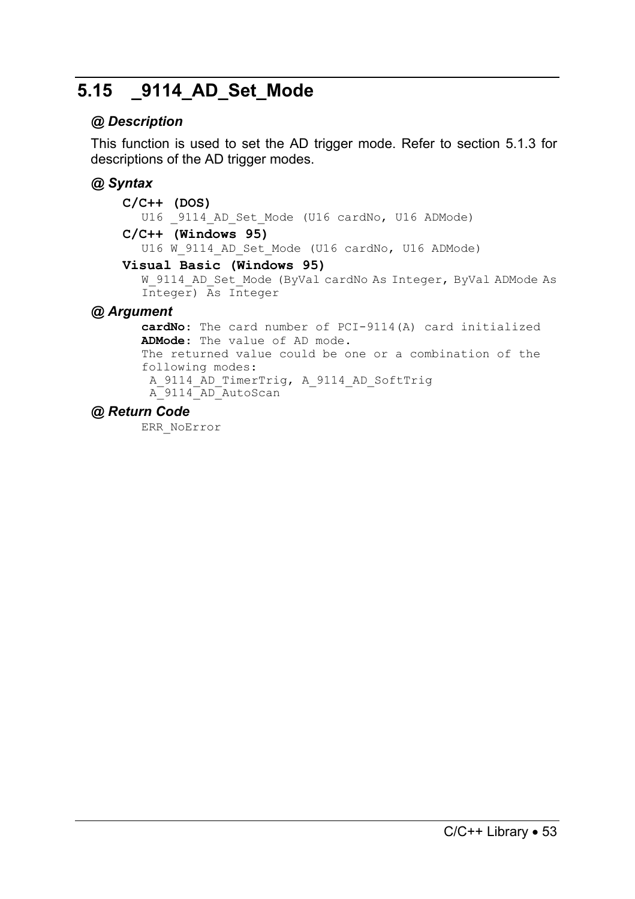## 5.15 _9114_AD_Set_Mode

### @ Description

This function is used to set the AD trigger mode. Refer to section 5.1.3 for descriptions of the AD trigger modes.

### @ Syntax

**C/C++ (DOS)**

```
U16 _9114_AD_Set_Mode (U16 cardNo, U16 ADMode)
```

**C/C++ (Windows 95)**

```
U16 W_9114_AD_Set_Mode (U16 cardNo, U16 ADMode)
```

**Visual Basic (Windows 95)**

```
W_9114_AD_Set_Mode (ByVal cardNo As Integer, ByVal ADMode As Integer) As Integer
```

### @ Argument

**cardNo**: The card number of PCI-9114(A) card initialized

**ADMode**: The value of AD mode.

The returned value could be one or a combination of the following modes:

A_9114_AD_TimerTrig, A_9114_AD_SoftTrig
A_9114_AD_AutoScan

### @ Return Code

ERR_NoError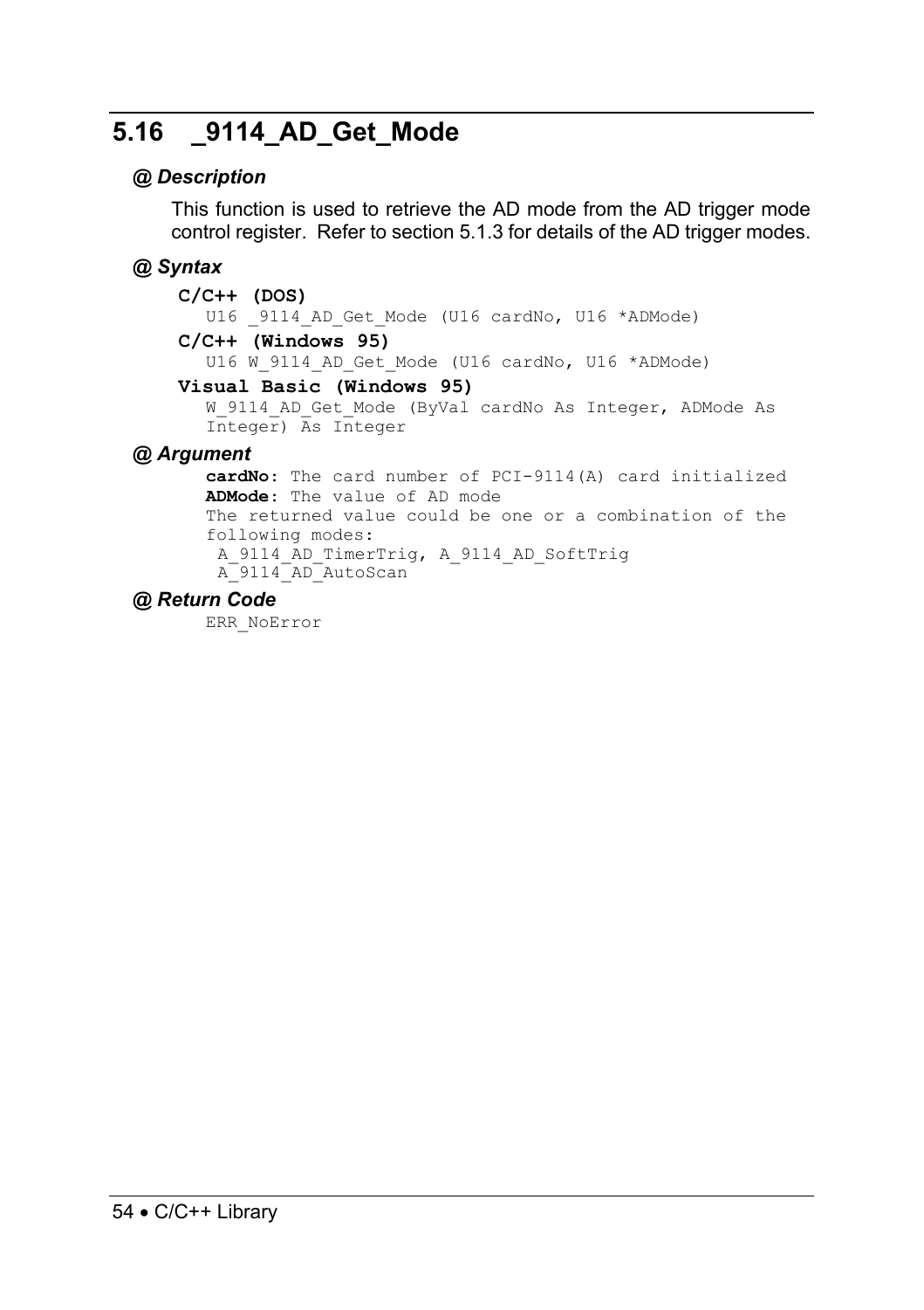## 5.16 _9114_AD_Get_Mode

### @ Description

This function is used to retrieve the AD mode from the AD trigger mode control register. Refer to section 5.1.3 for details of the AD trigger modes.

### @ Syntax

**C/C++ (DOS)**

```
U16 _9114_AD_Get_Mode (U16 cardNo, U16 *ADMode)
```

**C/C++ (Windows 95)**

```
U16 W_9114_AD_Get_Mode (U16 cardNo, U16 *ADMode)
```

**Visual Basic (Windows 95)**

```
W_9114_AD_Get_Mode (ByVal cardNo As Integer, ADMode As Integer) As Integer
```

### @ Argument

**cardNo**: The card number of PCI-9114(A) card initialized
**ADMode**: The value of AD mode
The returned value could be one or a combination of the following modes:
 A_9114_AD_TimerTrig, A_9114_AD_SoftTrig
 A_9114_AD_AutoScan

### @ Return Code

ERR_NoError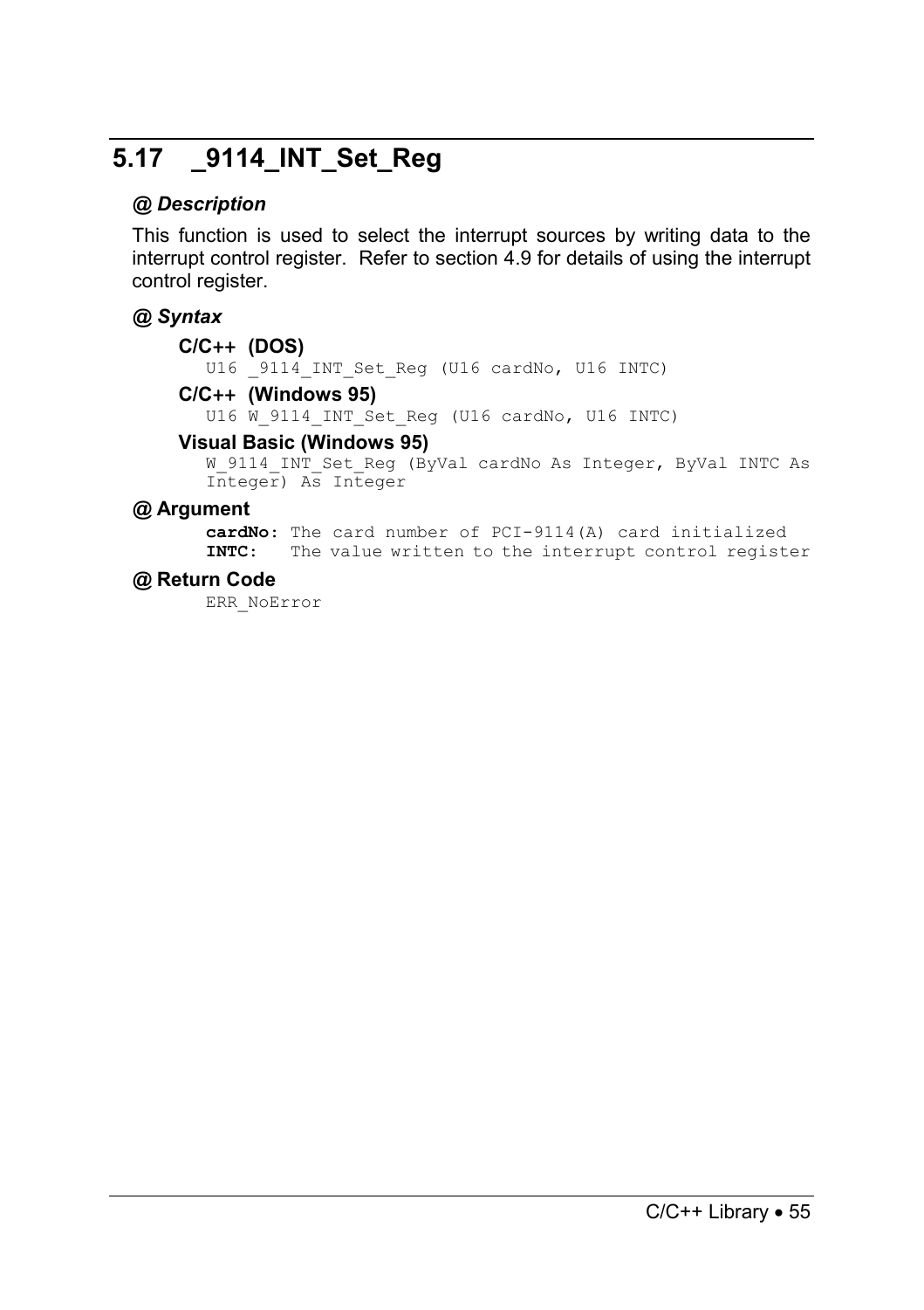## 5.17 _9114_INT_Set_Reg

### @ *Description*

This function is used to select the interrupt sources by writing data to the interrupt control register. Refer to section 4.9 for details of using the interrupt control register.

### @ *Syntax*

**C/C++ (DOS)**

```
U16 _9114_INT_Set_Reg (U16 cardNo, U16 INTC)
```

**C/C++ (Windows 95)**

```
U16 W_9114_INT_Set_Reg (U16 cardNo, U16 INTC)
```

**Visual Basic (Windows 95)**

```
W_9114_INT_Set_Reg (ByVal cardNo As Integer, ByVal INTC As
Integer) As Integer
```

### @ Argument

**cardNo:** The card number of PCI-9114(A) card initialized
**INTC:** The value written to the interrupt control register

### @ Return Code

ERR_NoError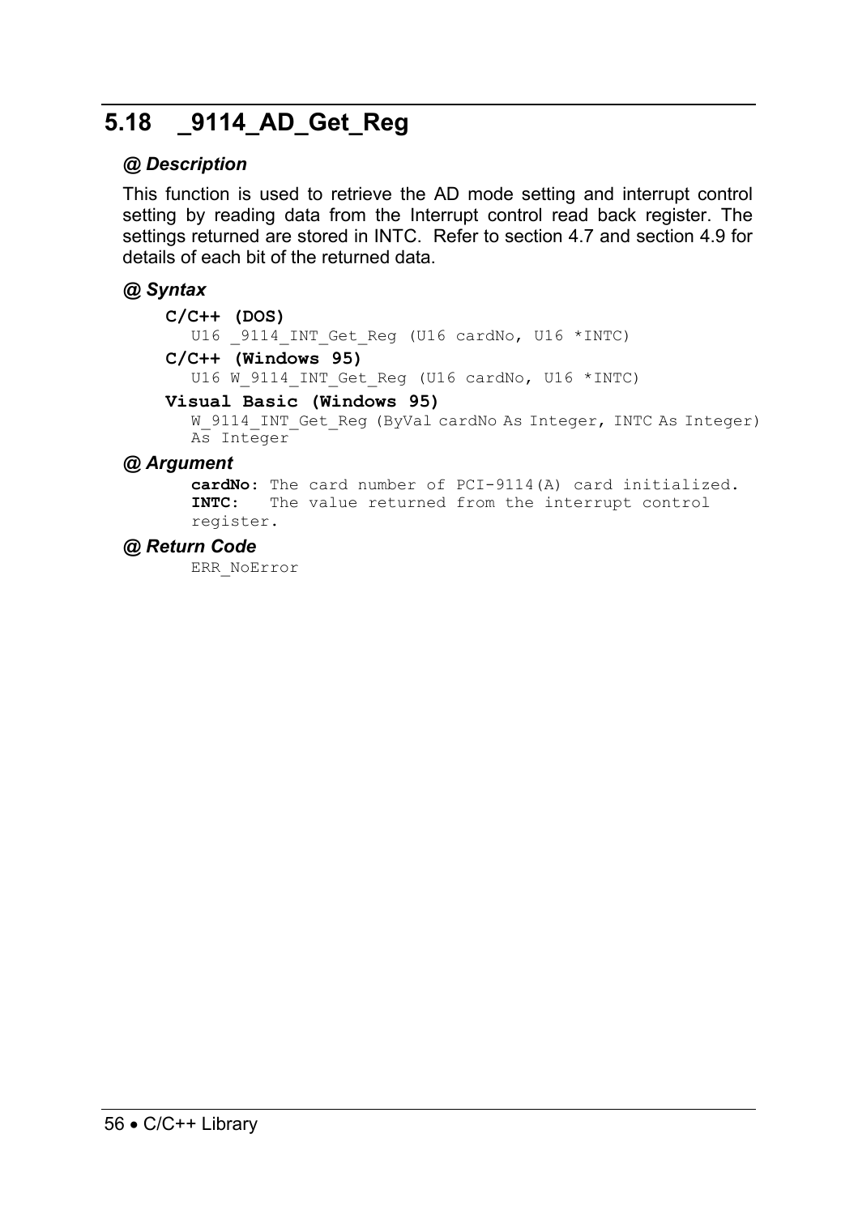## 5.18 _9114_AD_Get_Reg

### @ Description

This function is used to retrieve the AD mode setting and interrupt control setting by reading data from the Interrupt control read back register. The settings returned are stored in INTC. Refer to section 4.7 and section 4.9 for details of each bit of the returned data.

### @ Syntax

**C/C++ (DOS)**

```
U16 _9114_INT_Get_Reg (U16 cardNo, U16 *INTC)
```

**C/C++ (Windows 95)**

```
U16 W_9114_INT_Get_Reg (U16 cardNo, U16 *INTC)
```

**Visual Basic (Windows 95)**

```
W_9114_INT_Get_Reg (ByVal cardNo As Integer, INTC As Integer)
As Integer
```

### @ Argument

**cardNo:** The card number of PCI-9114(A) card initialized.
**INTC:** The value returned from the interrupt control register.

### @ Return Code

ERR_NoError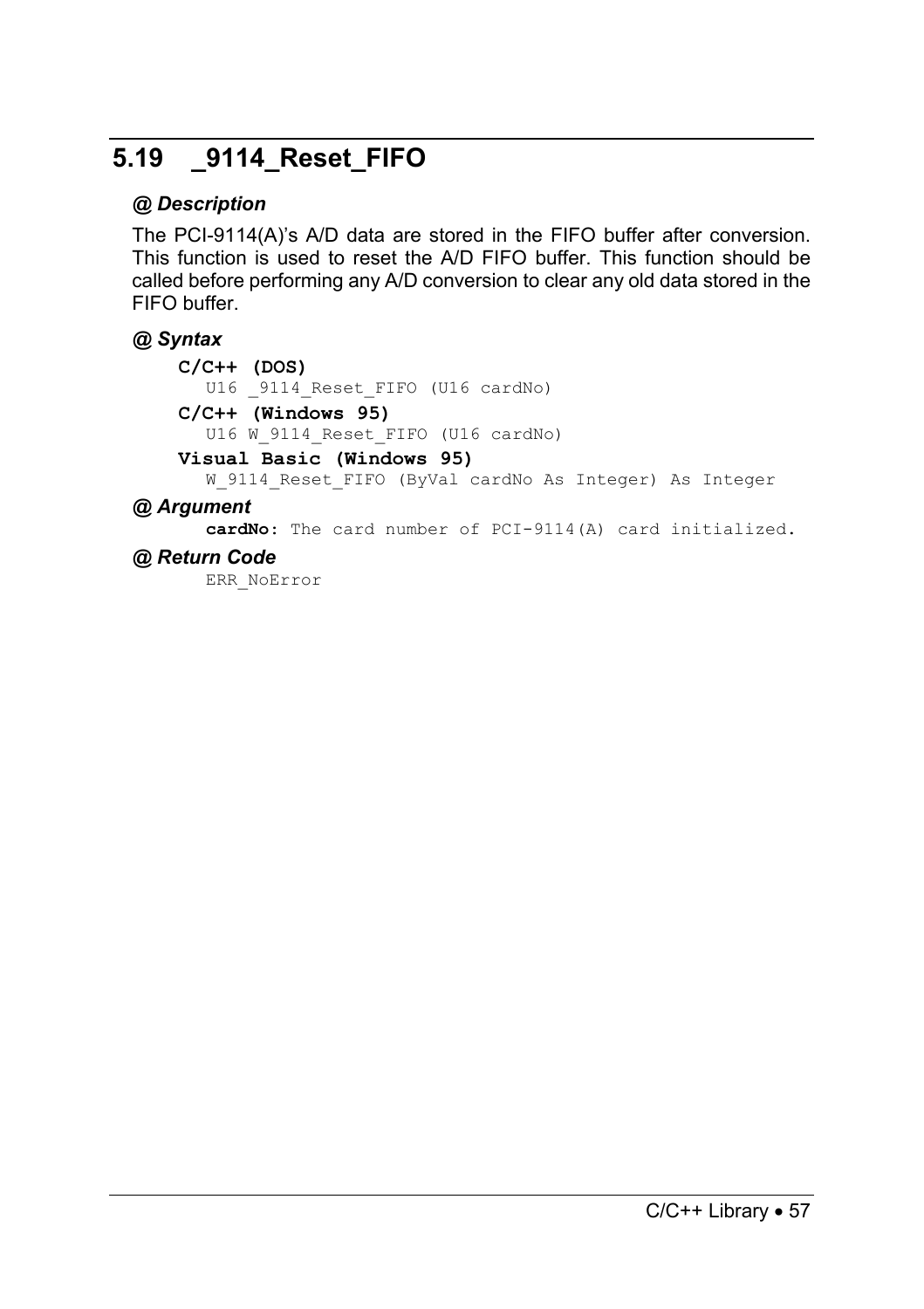## 5.19 _9114_Reset_FIFO

### @ Description

The PCI-9114(A)'s A/D data are stored in the FIFO buffer after conversion. This function is used to reset the A/D FIFO buffer. This function should be called before performing any A/D conversion to clear any old data stored in the FIFO buffer.

### @ Syntax

**C/C++ (DOS)**

```
U16 _9114_Reset_FIFO (U16 cardNo)
```

**C/C++ (Windows 95)**

```
U16 W_9114_Reset_FIFO (U16 cardNo)
```

**Visual Basic (Windows 95)**

```
W_9114_Reset_FIFO (ByVal cardNo As Integer) As Integer
```

### @ Argument

**cardNo**: The card number of PCI-9114(A) card initialized.

### @ Return Code

ERR_NoError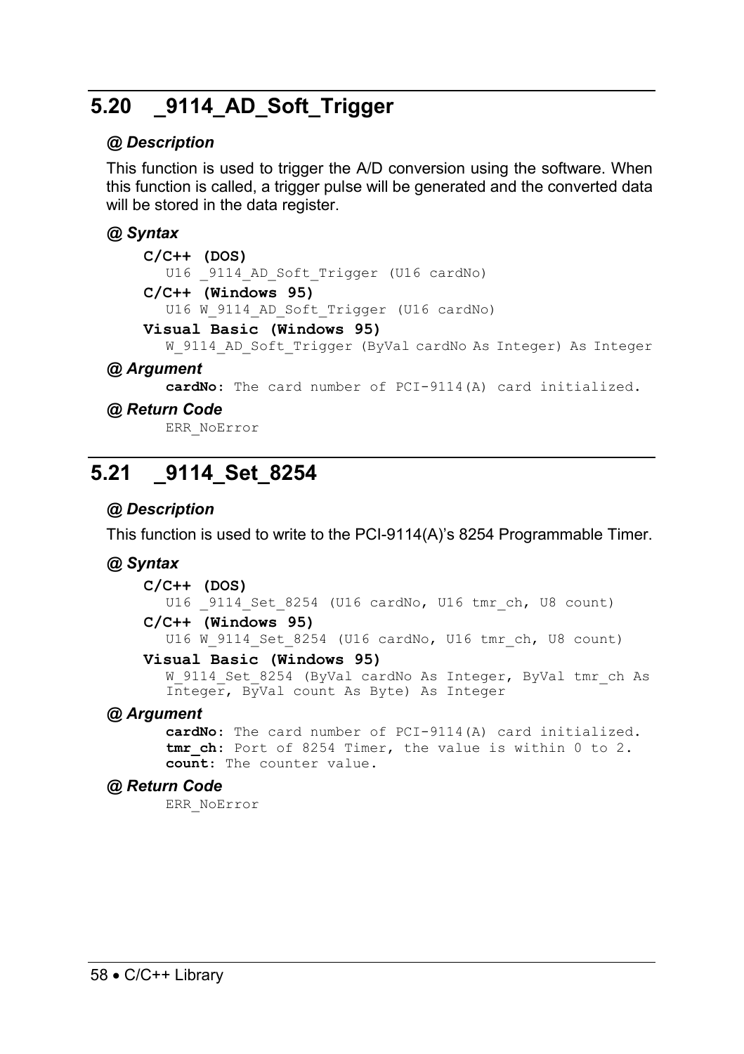## 5.20 _9114_AD_Soft_Trigger

### @ Description

This function is used to trigger the A/D conversion using the software. When this function is called, a trigger pulse will be generated and the converted data will be stored in the data register.

### @ Syntax

**C/C++ (DOS)**

```
U16 _9114_AD_Soft_Trigger (U16 cardNo)
```

**C/C++ (Windows 95)**

```
U16 W_9114_AD_Soft_Trigger (U16 cardNo)
```

**Visual Basic (Windows 95)**

```
W_9114_AD_Soft_Trigger (ByVal cardNo As Integer) As Integer
```

### @ Argument

**cardNo**: The card number of PCI-9114(A) card initialized.

### @ Return Code

ERR_NoError

## 5.21 _9114_Set_8254

### @ Description

This function is used to write to the PCI-9114(A)'s 8254 Programmable Timer.

### @ Syntax

**C/C++ (DOS)**

```
U16 _9114_Set_8254 (U16 cardNo, U16 tmr_ch, U8 count)
```

**C/C++ (Windows 95)**

```
U16 W_9114_Set_8254 (U16 cardNo, U16 tmr_ch, U8 count)
```

**Visual Basic (Windows 95)**

```
W_9114_Set_8254 (ByVal cardNo As Integer, ByVal tmr_ch As
Integer, ByVal count As Byte) As Integer
```

### @ Argument

**cardNo**: The card number of PCI-9114(A) card initialized.
**tmr_ch**: Port of 8254 Timer, the value is within 0 to 2.
**count**: The counter value.

### @ Return Code

ERR_NoError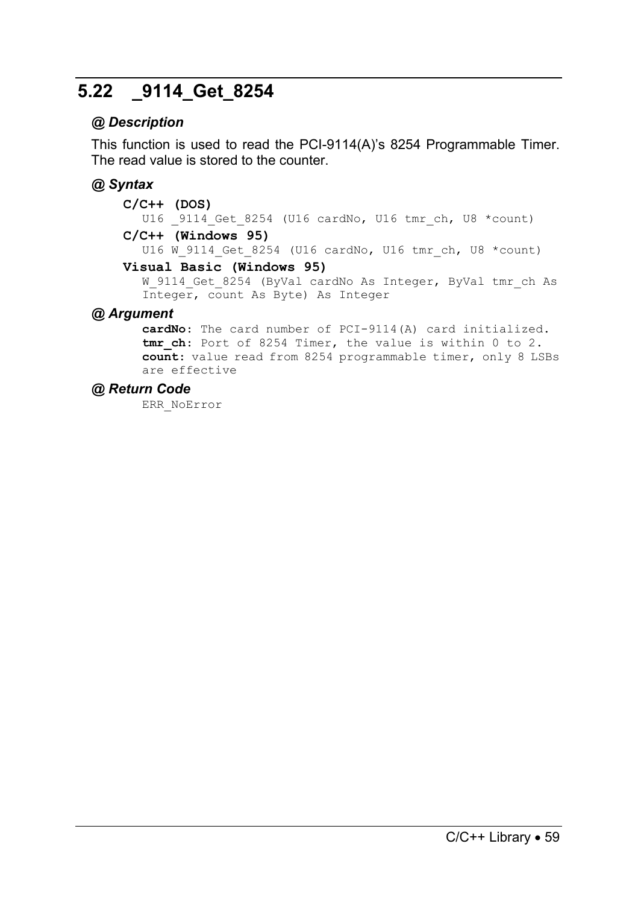## 5.22 _9114_Get_8254

### @ Description

This function is used to read the PCI-9114(A)'s 8254 Programmable Timer. The read value is stored to the counter.

### @ Syntax

**C/C++ (DOS)**

```
U16 _9114_Get_8254 (U16 cardNo, U16 tmr_ch, U8 *count)
```

**C/C++ (Windows 95)**

```
U16 W_9114_Get_8254 (U16 cardNo, U16 tmr_ch, U8 *count)
```

**Visual Basic (Windows 95)**

```
W_9114_Get_8254 (ByVal cardNo As Integer, ByVal tmr_ch As
Integer, count As Byte) As Integer
```

### @ Argument

**cardNo**: The card number of PCI-9114(A) card initialized.
**tmr_ch**: Port of 8254 Timer, the value is within 0 to 2.
**count**: value read from 8254 programmable timer, only 8 LSBs are effective

### @ Return Code

ERR_NoError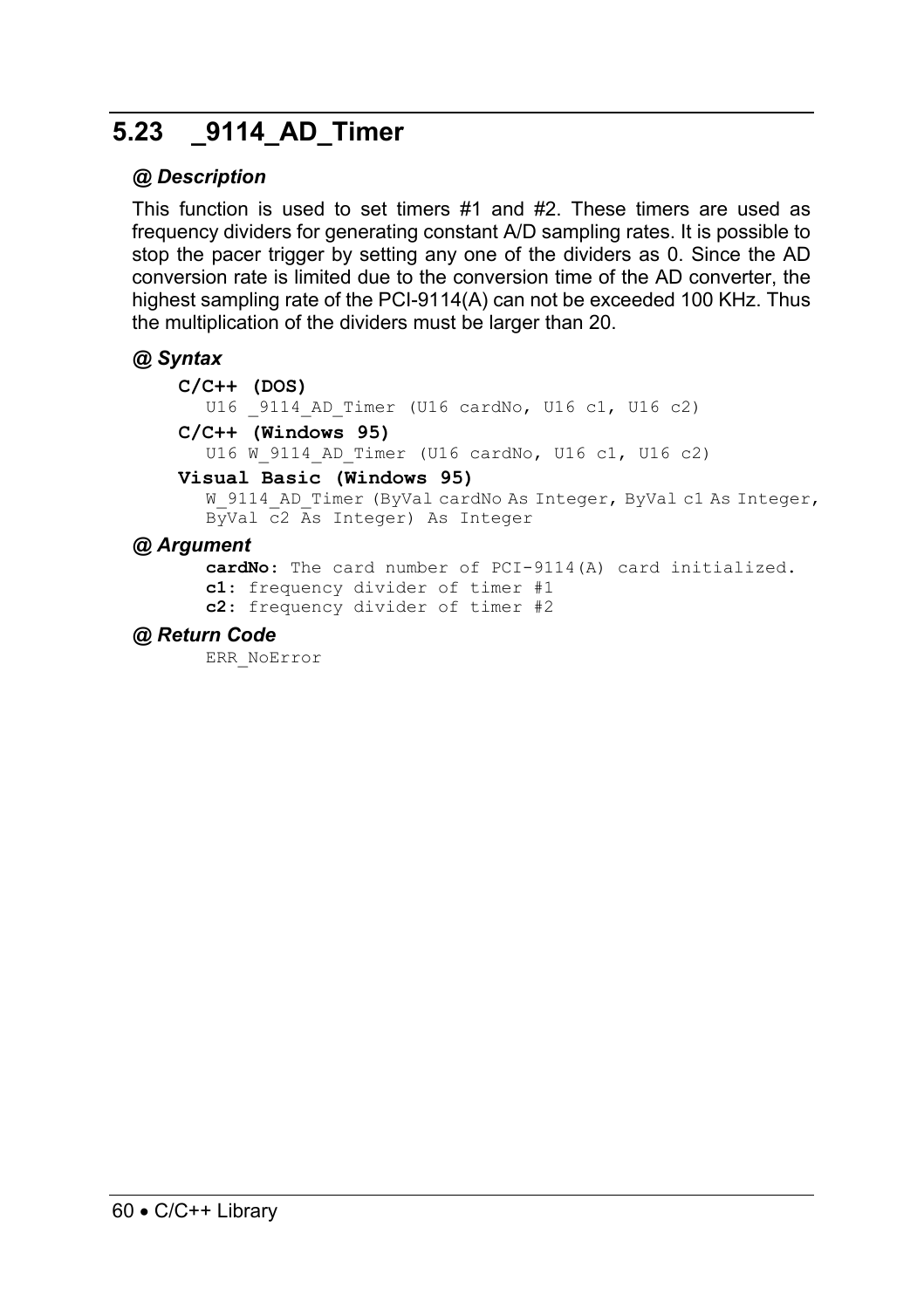## 5.23 _9114_AD_Timer

### @ Description

This function is used to set timers #1 and #2. These timers are used as frequency dividers for generating constant A/D sampling rates. It is possible to stop the pacer trigger by setting any one of the dividers as 0. Since the AD conversion rate is limited due to the conversion time of the AD converter, the highest sampling rate of the PCI-9114(A) can not be exceeded 100 KHz. Thus the multiplication of the dividers must be larger than 20.

### @ Syntax

**C/C++ (DOS)**

```
U16 _9114_AD_Timer (U16 cardNo, U16 c1, U16 c2)
```

**C/C++ (Windows 95)**

```
U16 W_9114_AD_Timer (U16 cardNo, U16 c1, U16 c2)
```

**Visual Basic (Windows 95)**

```
W_9114_AD_Timer (ByVal cardNo As Integer, ByVal c1 As Integer,
ByVal c2 As Integer) As Integer
```

### @ Argument

**cardNo:** The card number of PCI-9114(A) card initialized.
**c1:** frequency divider of timer #1
**c2:** frequency divider of timer #2

### @ Return Code

ERR_NoError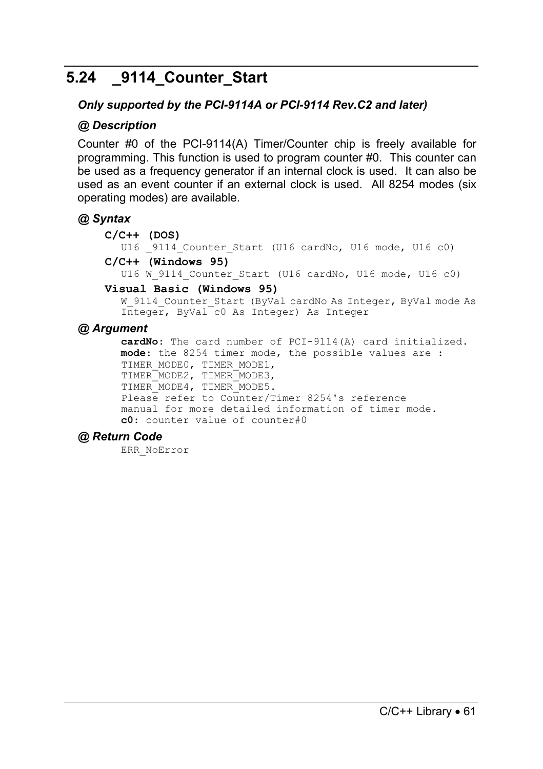## 5.24 _9114_Counter_Start

***Only supported by the PCI-9114A or PCI-9114 Rev.C2 and later)***

### *@ Description*

Counter #0 of the PCI-9114(A) Timer/Counter chip is freely available for programming. This function is used to program counter #0. This counter can be used as a frequency generator if an internal clock is used. It can also be used as an event counter if an external clock is used. All 8254 modes (six operating modes) are available.

### *@ Syntax*

**C/C++ (DOS)**

```
U16 _9114_Counter_Start (U16 cardNo, U16 mode, U16 c0)
```

**C/C++ (Windows 95)**

```
U16 W_9114_Counter_Start (U16 cardNo, U16 mode, U16 c0)
```

**Visual Basic (Windows 95)**

```
W_9114_Counter_Start (ByVal cardNo As Integer, ByVal mode As
Integer, ByVal c0 As Integer) As Integer
```

### *@ Argument*

**cardNo**: The card number of PCI-9114(A) card initialized.
**mode**: the 8254 timer mode, the possible values are :
TIMER_MODE0, TIMER_MODE1,
TIMER_MODE2, TIMER_MODE3,
TIMER_MODE4, TIMER_MODE5.
Please refer to Counter/Timer 8254's reference manual for more detailed information of timer mode.
**c0**: counter value of counter#0

### *@ Return Code*

ERR_NoError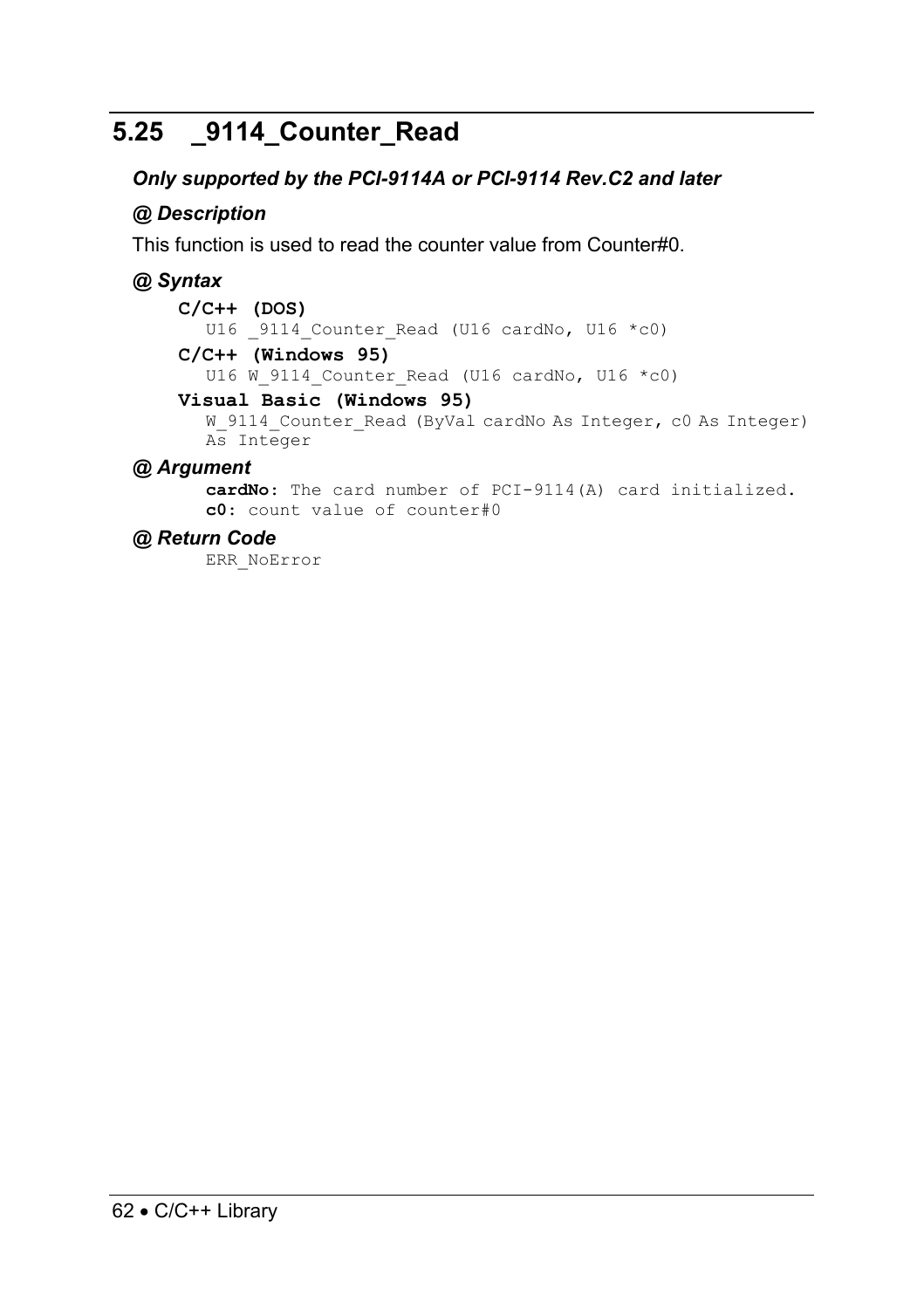## 5.25 _9114_Counter_Read

***Only supported by the PCI-9114A or PCI-9114 Rev.C2 and later***

***@ Description***

This function is used to read the counter value from Counter#0.

***@ Syntax***

**C/C++ (DOS)**

```
U16 _9114_Counter_Read (U16 cardNo, U16 *c0)
```

**C/C++ (Windows 95)**

```
U16 W_9114_Counter_Read (U16 cardNo, U16 *c0)
```

**Visual Basic (Windows 95)**

```
W_9114_Counter_Read (ByVal cardNo As Integer, c0 As Integer)
As Integer
```

***@ Argument***

**cardNo:** The card number of PCI-9114(A) card initialized.
**c0:** count value of counter#0

***@ Return Code***

ERR_NoError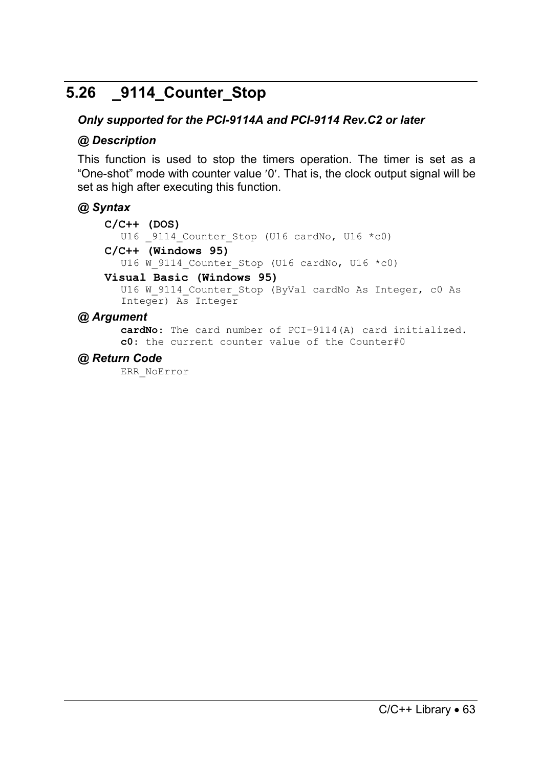## 5.26 _9114_Counter_Stop

***Only supported for the PCI-9114A and PCI-9114 Rev.C2 or later***

***@ Description***

This function is used to stop the timers operation. The timer is set as a "One-shot" mode with counter value ′0′. That is, the clock output signal will be set as high after executing this function.

***@ Syntax***

**C/C++ (DOS)**

```
U16 _9114_Counter_Stop (U16 cardNo, U16 *c0)
```

**C/C++ (Windows 95)**

```
U16 W_9114_Counter_Stop (U16 cardNo, U16 *c0)
```

**Visual Basic (Windows 95)**

```
U16 W_9114_Counter_Stop (ByVal cardNo As Integer, c0 As
Integer) As Integer
```

***@ Argument***

**cardNo:** The card number of PCI-9114(A) card initialized.
**c0:** the current counter value of the Counter#0

***@ Return Code***

ERR_NoError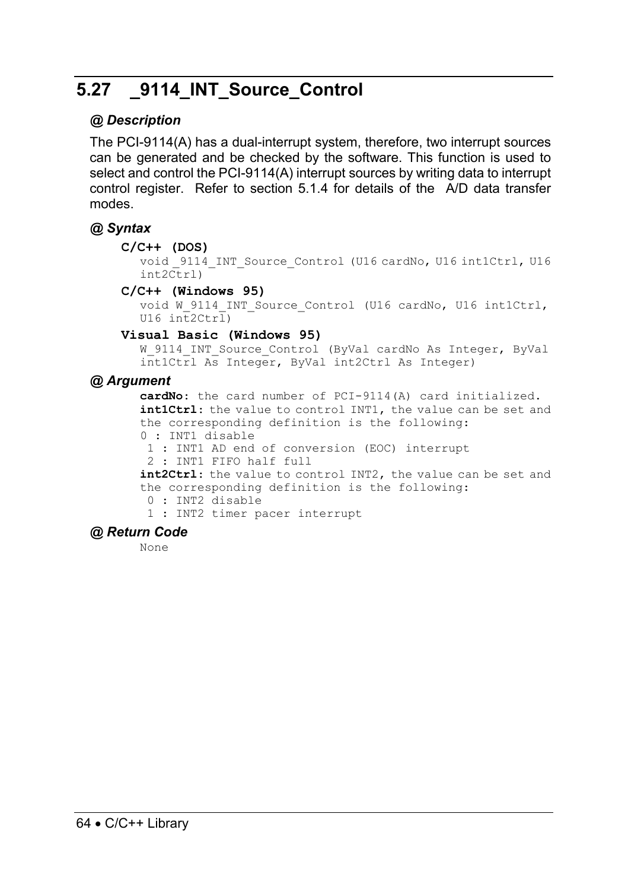## 5.27 _9114_INT_Source_Control

### @ Description

The PCI-9114(A) has a dual-interrupt system, therefore, two interrupt sources can be generated and be checked by the software. This function is used to select and control the PCI-9114(A) interrupt sources by writing data to interrupt control register. Refer to section 5.1.4 for details of the A/D data transfer modes.

### @ Syntax

**C/C++ (DOS)**

```
void _9114_INT_Source_Control (U16 cardNo, U16 int1Ctrl, U16 int2Ctrl)
```

**C/C++ (Windows 95)**

```
void W_9114_INT_Source_Control (U16 cardNo, U16 int1Ctrl, U16 int2Ctrl)
```

**Visual Basic (Windows 95)**

```
W_9114_INT_Source_Control (ByVal cardNo As Integer, ByVal int1Ctrl As Integer, ByVal int2Ctrl As Integer)
```

### @ Argument

**cardNo**: the card number of PCI-9114(A) card initialized.

**int1Ctrl**: the value to control INT1, the value can be set and the corresponding definition is the following:

0 : INT1 disable
1 : INT1 AD end of conversion (EOC) interrupt
2 : INT1 FIFO half full

**int2Ctrl**: the value to control INT2, the value can be set and the corresponding definition is the following:

0 : INT2 disable
1 : INT2 timer pacer interrupt

### @ Return Code

None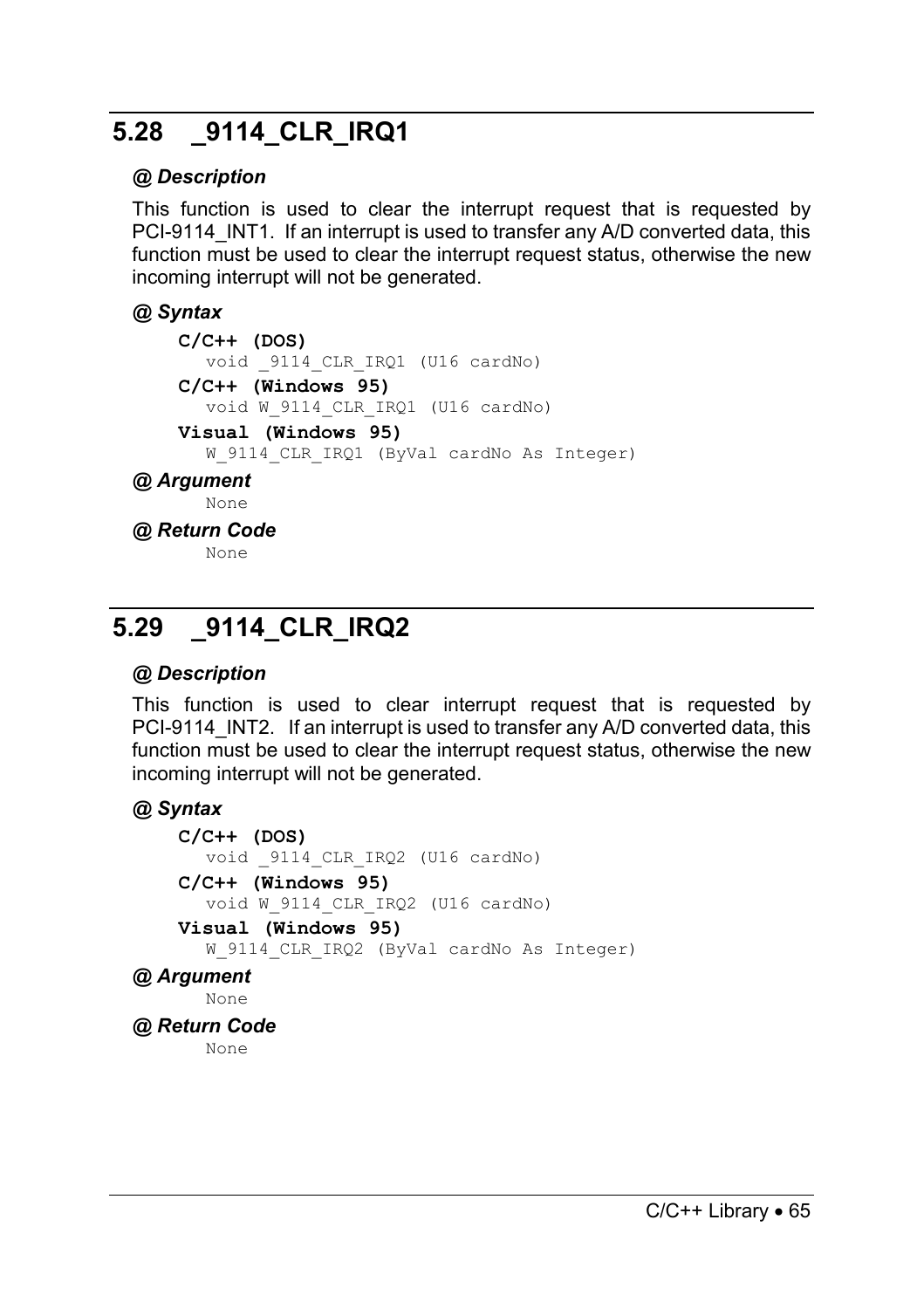## 5.28 _9114_CLR_IRQ1

***@ Description***

This function is used to clear the interrupt request that is requested by PCI-9114_INT1. If an interrupt is used to transfer any A/D converted data, this function must be used to clear the interrupt request status, otherwise the new incoming interrupt will not be generated.

***@ Syntax***

**C/C++ (DOS)**

```
void _9114_CLR_IRQ1 (U16 cardNo)
```

**C/C++ (Windows 95)**

```
void W_9114_CLR_IRQ1 (U16 cardNo)
```

**Visual (Windows 95)**

```
W_9114_CLR_IRQ1 (ByVal cardNo As Integer)
```

***@ Argument***

None

***@ Return Code***

None

## 5.29 _9114_CLR_IRQ2

***@ Description***

This function is used to clear interrupt request that is requested by PCI-9114_INT2. If an interrupt is used to transfer any A/D converted data, this function must be used to clear the interrupt request status, otherwise the new incoming interrupt will not be generated.

***@ Syntax***

**C/C++ (DOS)**

```
void _9114_CLR_IRQ2 (U16 cardNo)
```

**C/C++ (Windows 95)**

```
void W_9114_CLR_IRQ2 (U16 cardNo)
```

**Visual (Windows 95)**

```
W_9114_CLR_IRQ2 (ByVal cardNo As Integer)
```

***@ Argument***

None

***@ Return Code***

None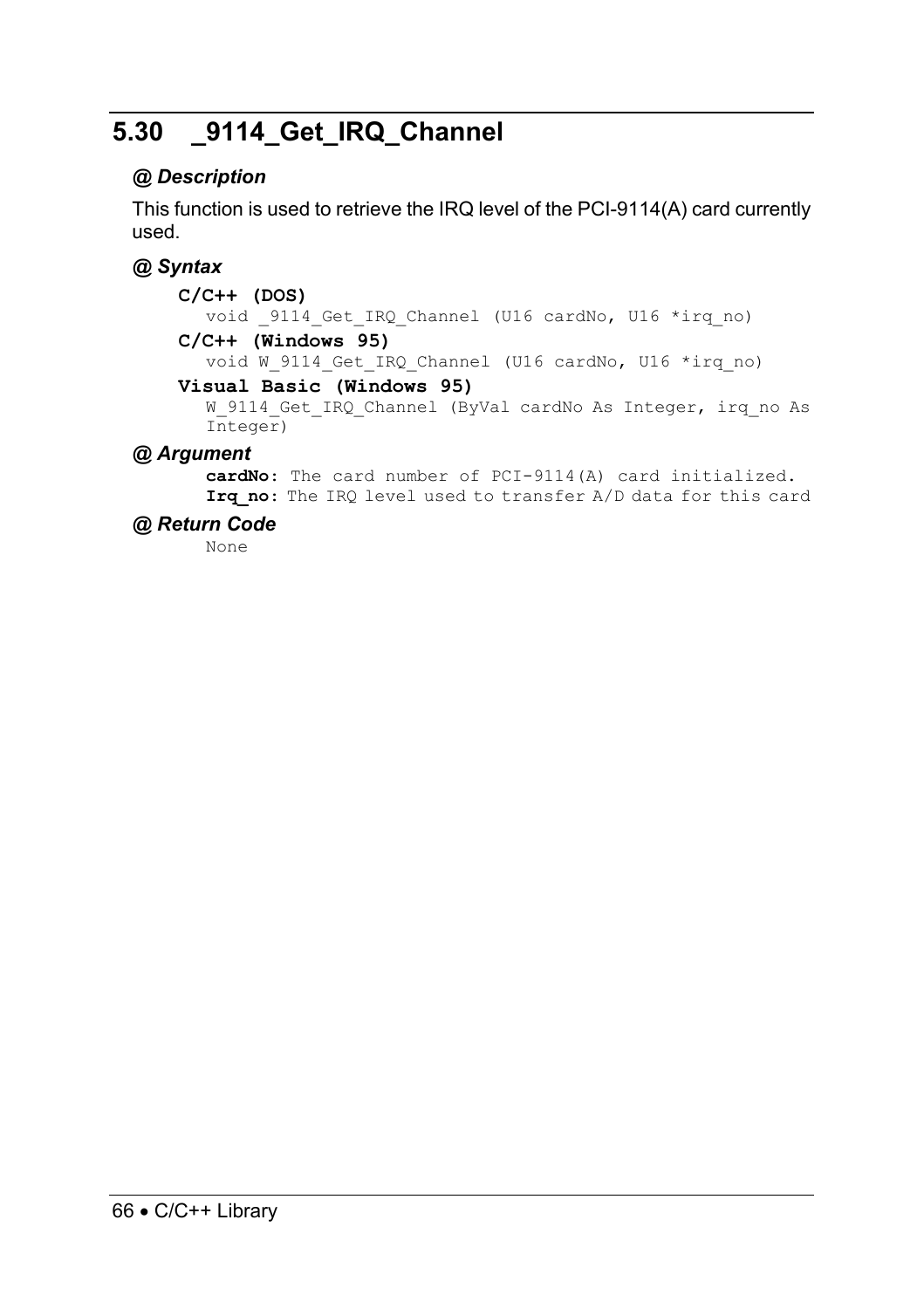## 5.30 _9114_Get_IRQ_Channel

### @ Description

This function is used to retrieve the IRQ level of the PCI-9114(A) card currently used.

### @ Syntax

**C/C++ (DOS)**

```
void _9114_Get_IRQ_Channel (U16 cardNo, U16 *irq_no)
```

**C/C++ (Windows 95)**

```
void W_9114_Get_IRQ_Channel (U16 cardNo, U16 *irq_no)
```

**Visual Basic (Windows 95)**

```
W_9114_Get_IRQ_Channel (ByVal cardNo As Integer, irq_no As
Integer)
```

### @ Argument

**cardNo:** The card number of PCI-9114(A) card initialized.
**Irq_no:** The IRQ level used to transfer A/D data for this card

### @ Return Code

None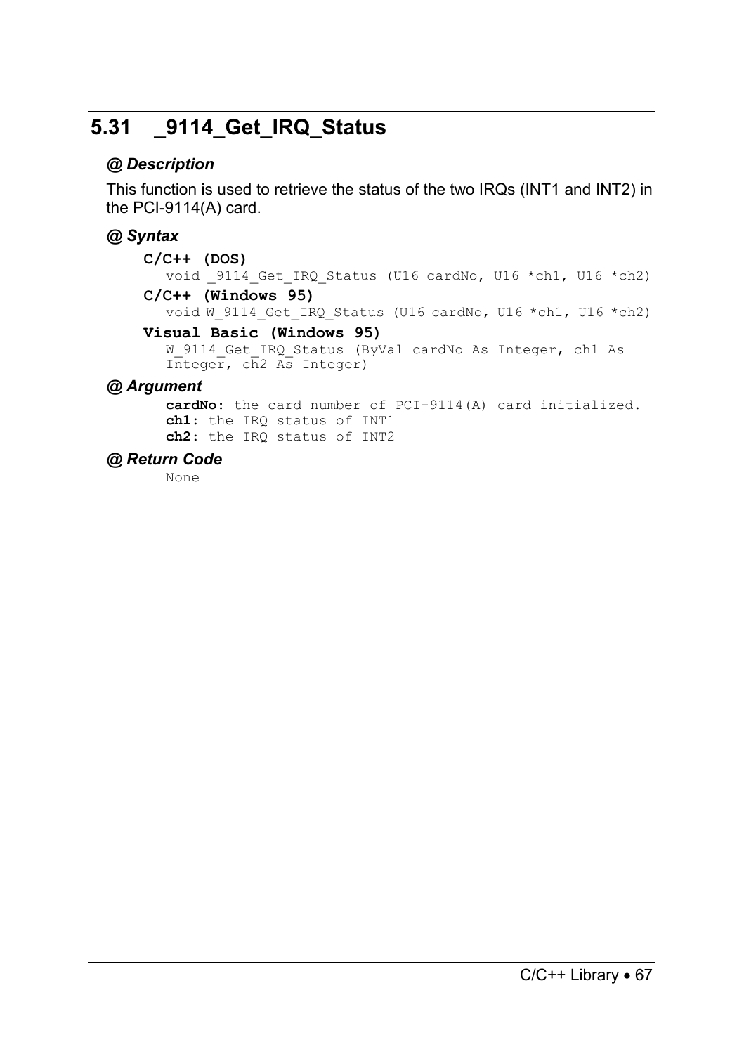## 5.31 _9114_Get_IRQ_Status

### @ *Description*

This function is used to retrieve the status of the two IRQs (INT1 and INT2) in the PCI-9114(A) card.

### @ *Syntax*

**C/C++ (DOS)**

```
void _9114_Get_IRQ_Status (U16 cardNo, U16 *ch1, U16 *ch2)
```

**C/C++ (Windows 95)**

```
void W_9114_Get_IRQ_Status (U16 cardNo, U16 *ch1, U16 *ch2)
```

**Visual Basic (Windows 95)**

```
W_9114_Get_IRQ_Status (ByVal cardNo As Integer, ch1 As
Integer, ch2 As Integer)
```

### @ *Argument*

**cardNo**: the card number of PCI-9114(A) card initialized.
**ch1**: the IRQ status of INT1
**ch2**: the IRQ status of INT2

### @ *Return Code*

None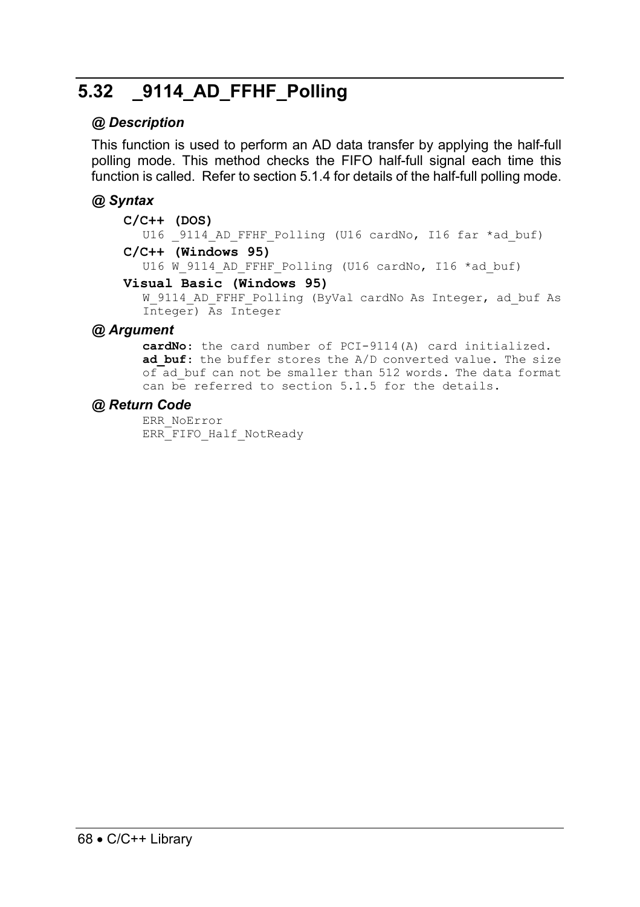## 5.32 _9114_AD_FFHF_Polling

### @ Description

This function is used to perform an AD data transfer by applying the half-full polling mode. This method checks the FIFO half-full signal each time this function is called. Refer to section 5.1.4 for details of the half-full polling mode.

### @ Syntax

**C/C++ (DOS)**

```
U16 _9114_AD_FFHF_Polling (U16 cardNo, I16 far *ad_buf)
```

**C/C++ (Windows 95)**

```
U16 W_9114_AD_FFHF_Polling (U16 cardNo, I16 *ad_buf)
```

**Visual Basic (Windows 95)**

```
W_9114_AD_FFHF_Polling (ByVal cardNo As Integer, ad_buf As Integer) As Integer
```

### @ Argument

**cardNo**: the card number of PCI-9114(A) card initialized.
**ad_buf**: the buffer stores the A/D converted value. The size of ad_buf can not be smaller than 512 words. The data format can be referred to section 5.1.5 for the details.

### @ Return Code

ERR_NoError
ERR_FIFO_Half_NotReady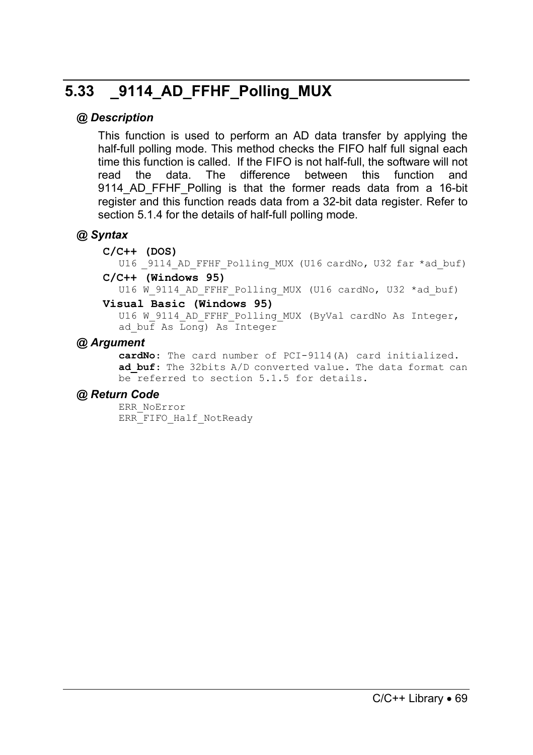## 5.33 _9114_AD_FFHF_Polling_MUX

### @ Description

This function is used to perform an AD data transfer by applying the half-full polling mode. This method checks the FIFO half full signal each time this function is called. If the FIFO is not half-full, the software will not read the data. The difference between this function and 9114_AD_FFHF_Polling is that the former reads data from a 16-bit register and this function reads data from a 32-bit data register. Refer to section 5.1.4 for the details of half-full polling mode.

### @ Syntax

**C/C++ (DOS)**

```
U16 _9114_AD_FFHF_Polling_MUX (U16 cardNo, U32 far *ad_buf)
```

**C/C++ (Windows 95)**

```
U16 W_9114_AD_FFHF_Polling_MUX (U16 cardNo, U32 *ad_buf)
```

**Visual Basic (Windows 95)**

```
U16 W_9114_AD_FFHF_Polling_MUX (ByVal cardNo As Integer,
ad_buf As Long) As Integer
```

### @ Argument

**cardNo**: The card number of PCI-9114(A) card initialized.
**ad_buf**: The 32bits A/D converted value. The data format can be referred to section 5.1.5 for details.

### @ Return Code

ERR_NoError
ERR_FIFO_Half_NotReady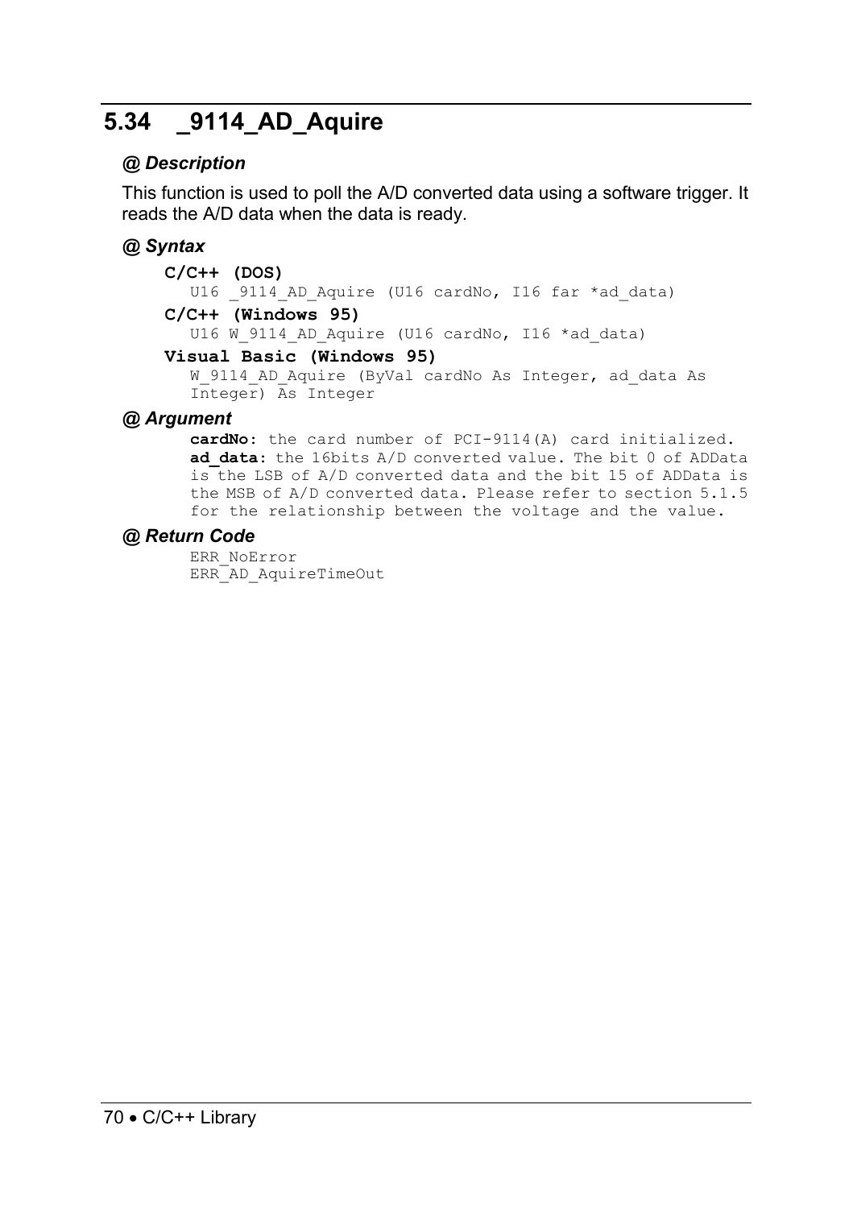## 5.34 _9114_AD_Aquire

### @ Description

This function is used to poll the A/D converted data using a software trigger. It reads the A/D data when the data is ready.

### @ Syntax

**C/C++ (DOS)**

```
U16 _9114_AD_Aquire (U16 cardNo, I16 far *ad_data)
```

**C/C++ (Windows 95)**

```
U16 W_9114_AD_Aquire (U16 cardNo, I16 *ad_data)
```

**Visual Basic (Windows 95)**

```
W_9114_AD_Aquire (ByVal cardNo As Integer, ad_data As Integer) As Integer
```

### @ Argument

**cardNo**: the card number of PCI-9114(A) card initialized.
**ad_data**: the 16bits A/D converted value. The bit 0 of ADData is the LSB of A/D converted data and the bit 15 of ADData is the MSB of A/D converted data. Please refer to section 5.1.5 for the relationship between the voltage and the value.

### @ Return Code

ERR_NoError
ERR_AD_AquireTimeOut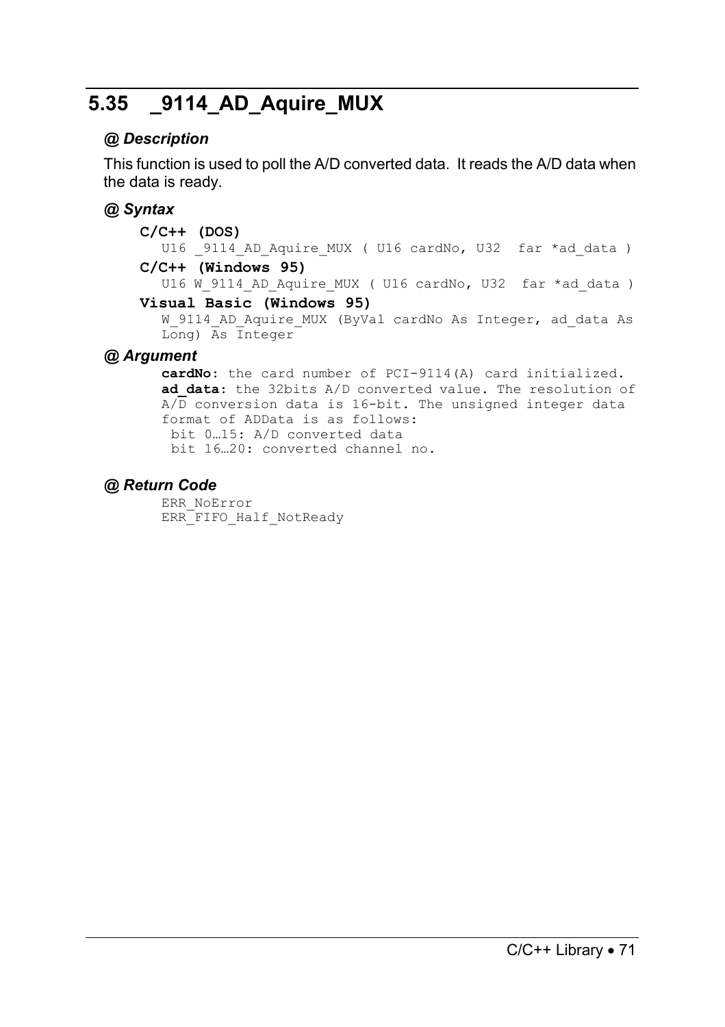## 5.35 _9114_AD_Aquire_MUX

### @ Description

This function is used to poll the A/D converted data. It reads the A/D data when the data is ready.

### @ Syntax

**C/C++ (DOS)**

```
U16 _9114_AD_Aquire_MUX ( U16 cardNo, U32  far *ad_data )
```

**C/C++ (Windows 95)**

```
U16 W_9114_AD_Aquire_MUX ( U16 cardNo, U32  far *ad_data )
```

**Visual Basic (Windows 95)**

```
W_9114_AD_Aquire_MUX (ByVal cardNo As Integer, ad_data As Long) As Integer
```

### @ Argument

**cardNo**: the card number of PCI-9114(A) card initialized.
**ad_data**: the 32bits A/D converted value. The resolution of A/D conversion data is 16-bit. The unsigned integer data format of ADData is as follows:
 bit 0…15: A/D converted data
 bit 16…20: converted channel no.

### @ Return Code

ERR_NoError
ERR_FIFO_Half_NotReady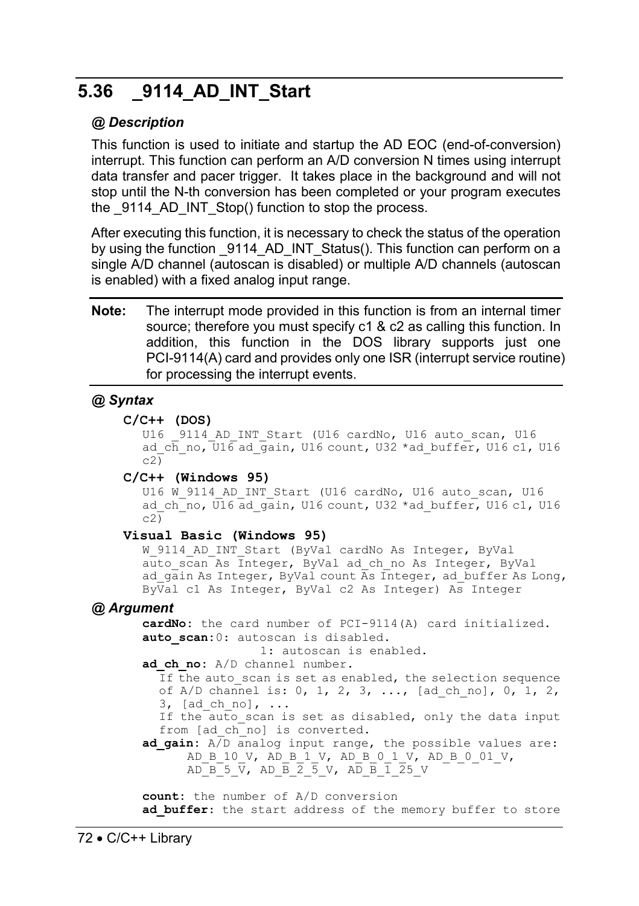## 5.36 _9114_AD_INT_Start

### @ Description

This function is used to initiate and startup the AD EOC (end-of-conversion) interrupt. This function can perform an A/D conversion N times using interrupt data transfer and pacer trigger. It takes place in the background and will not stop until the N-th conversion has been completed or your program executes the _9114_AD_INT_Stop() function to stop the process.

After executing this function, it is necessary to check the status of the operation by using the function _9114_AD_INT_Status(). This function can perform on a single A/D channel (autoscan is disabled) or multiple A/D channels (autoscan is enabled) with a fixed analog input range.

**Note:** The interrupt mode provided in this function is from an internal timer source; therefore you must specify c1 & c2 as calling this function. In addition, this function in the DOS library supports just one PCI-9114(A) card and provides only one ISR (interrupt service routine) for processing the interrupt events.

### @ Syntax

**C/C++ (DOS)**

```
U16 _9114_AD_INT_Start (U16 cardNo, U16 auto_scan, U16 ad_ch_no, U16 ad_gain, U16 count, U32 *ad_buffer, U16 c1, U16 c2)
```

**C/C++ (Windows 95)**

```
U16 W_9114_AD_INT_Start (U16 cardNo, U16 auto_scan, U16 ad_ch_no, U16 ad_gain, U16 count, U32 *ad_buffer, U16 c1, U16 c2)
```

**Visual Basic (Windows 95)**

```
W_9114_AD_INT_Start (ByVal cardNo As Integer, ByVal auto_scan As Integer, ByVal ad_ch_no As Integer, ByVal ad_gain As Integer, ByVal count As Integer, ad_buffer As Long, ByVal c1 As Integer, ByVal c2 As Integer) As Integer
```

### @ Argument

**cardNo**: the card number of PCI-9114(A) card initialized.

**auto_scan**: 0: autoscan is disabled.
1: autoscan is enabled.

**ad_ch_no**: A/D channel number.
If the auto_scan is set as enabled, the selection sequence of A/D channel is: 0, 1, 2, 3, ..., [ad_ch_no], 0, 1, 2, 3, [ad_ch_no], ...
If the auto_scan is set as disabled, only the data input from [ad_ch_no] is converted.

**ad_gain**: A/D analog input range, the possible values are:
AD_B_10_V, AD_B_1_V, AD_B_0_1_V, AD_B_0_01_V, AD_B_5_V, AD_B_2_5_V, AD_B_1_25_V

**count**: the number of A/D conversion

**ad_buffer**: the start address of the memory buffer to store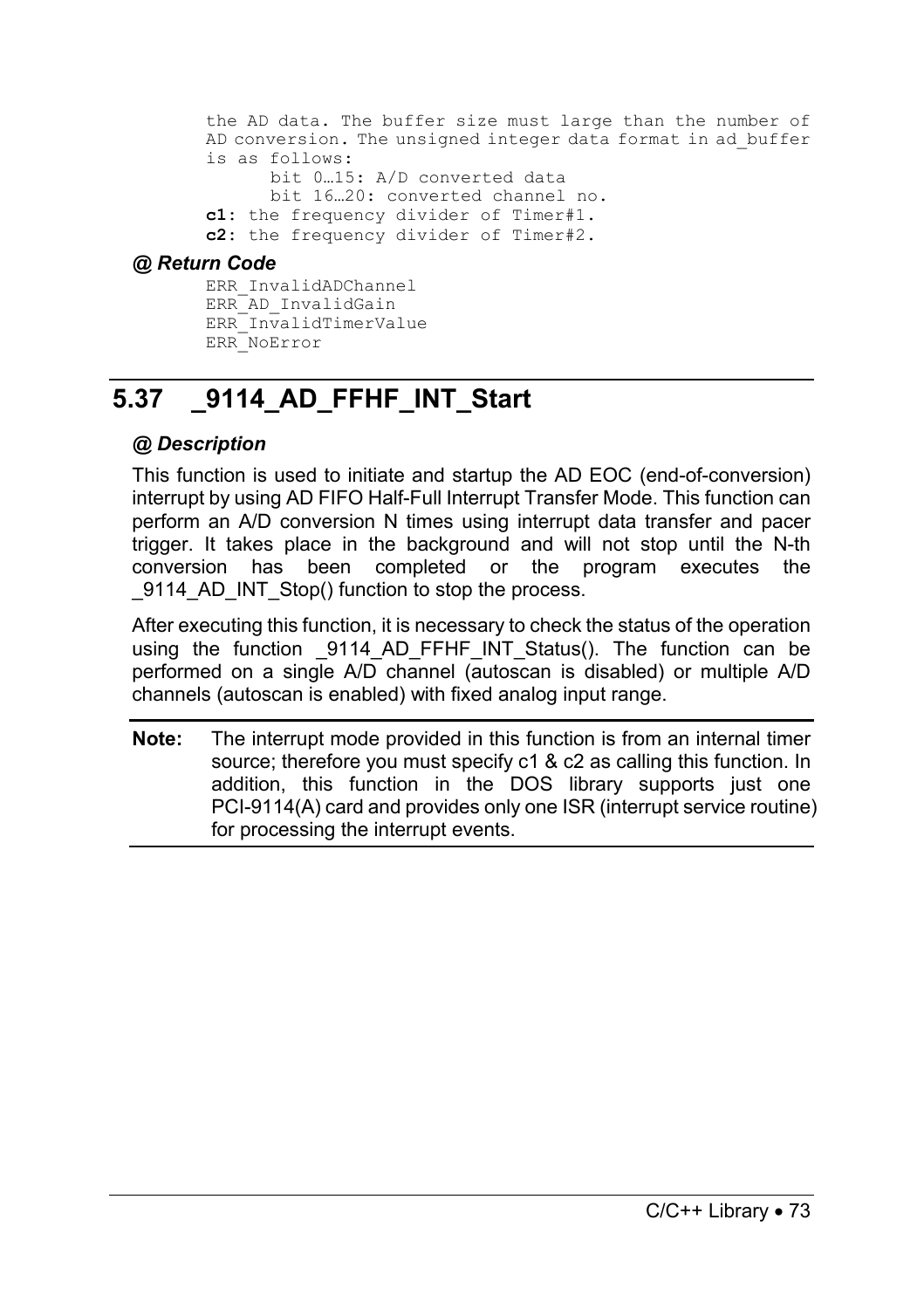the AD data. The buffer size must large than the number of AD conversion. The unsigned integer data format in ad_buffer is as follows:

    bit 0…15: A/D converted data
    bit 16…20: converted channel no.

**c1**: the frequency divider of Timer#1.

**c2**: the frequency divider of Timer#2.

***@ Return Code***

```
ERR_InvalidADChannel
ERR_AD_InvalidGain
ERR_InvalidTimerValue
ERR_NoError
```

## 5.37 _9114_AD_FFHF_INT_Start

***@ Description***

This function is used to initiate and startup the AD EOC (end-of-conversion) interrupt by using AD FIFO Half-Full Interrupt Transfer Mode. This function can perform an A/D conversion N times using interrupt data transfer and pacer trigger. It takes place in the background and will not stop until the N-th conversion has been completed or the program executes the _9114_AD_INT_Stop() function to stop the process.

After executing this function, it is necessary to check the status of the operation using the function _9114_AD_FFHF_INT_Status(). The function can be performed on a single A/D channel (autoscan is disabled) or multiple A/D channels (autoscan is enabled) with fixed analog input range.

**Note:** The interrupt mode provided in this function is from an internal timer source; therefore you must specify c1 & c2 as calling this function. In addition, this function in the DOS library supports just one PCI-9114(A) card and provides only one ISR (interrupt service routine) for processing the interrupt events.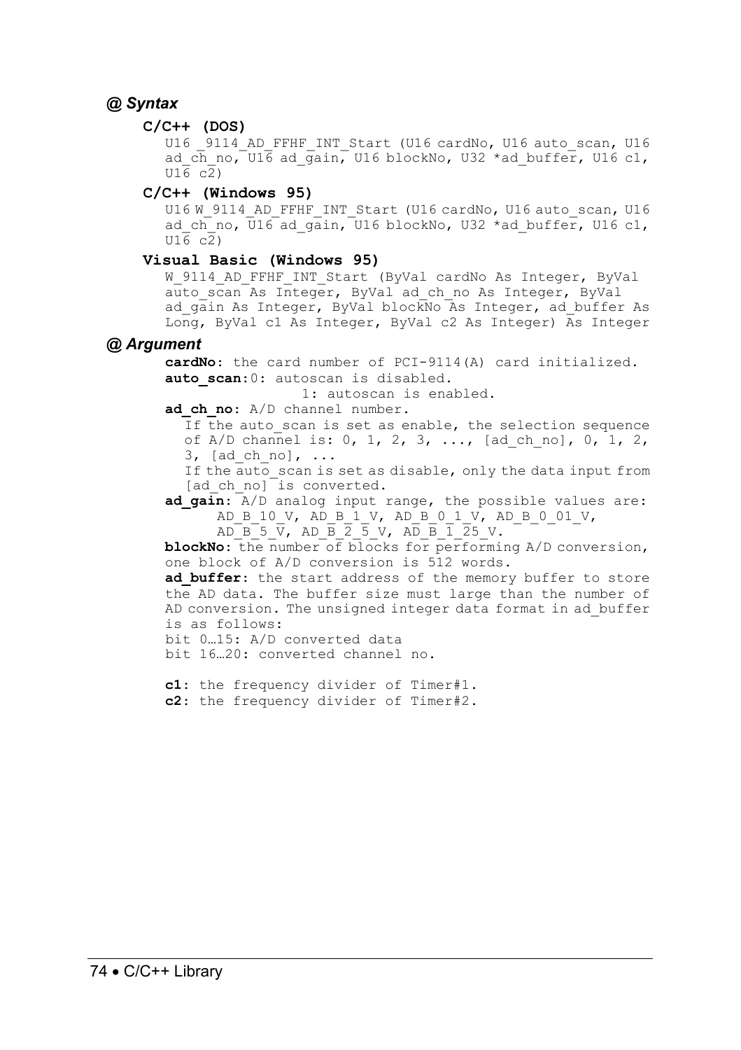### @ Syntax

**C/C++ (DOS)**

```
U16 _9114_AD_FFHF_INT_Start (U16 cardNo, U16 auto_scan, U16
ad_ch_no, U16 ad_gain, U16 blockNo, U32 *ad_buffer, U16 c1,
U16 c2)
```

**C/C++ (Windows 95)**

```
U16 W_9114_AD_FFHF_INT_Start (U16 cardNo, U16 auto_scan, U16
ad_ch_no, U16 ad_gain, U16 blockNo, U32 *ad_buffer, U16 c1,
U16 c2)
```

**Visual Basic (Windows 95)**

```
W_9114_AD_FFHF_INT_Start (ByVal cardNo As Integer, ByVal
auto_scan As Integer, ByVal ad_ch_no As Integer, ByVal
ad_gain As Integer, ByVal blockNo As Integer, ad_buffer As
Long, ByVal c1 As Integer, ByVal c2 As Integer) As Integer
```

### @ Argument

**cardNo**: the card number of PCI-9114(A) card initialized.

**auto_scan**: 0: autoscan is disabled.
1: autoscan is enabled.

**ad_ch_no**: A/D channel number.
If the auto_scan is set as enable, the selection sequence of A/D channel is: 0, 1, 2, 3, ..., [ad_ch_no], 0, 1, 2, 3, [ad_ch_no], ...
If the auto_scan is set as disable, only the data input from [ad_ch_no] is converted.

**ad_gain**: A/D analog input range, the possible values are:
AD_B_10_V, AD_B_1_V, AD_B_0_1_V, AD_B_0_01_V,
AD_B_5_V, AD_B_2_5_V, AD_B_1_25_V.

**blockNo**: the number of blocks for performing A/D conversion, one block of A/D conversion is 512 words.

**ad_buffer**: the start address of the memory buffer to store the AD data. The buffer size must large than the number of AD conversion. The unsigned integer data format in ad_buffer is as follows:
bit 0…15: A/D converted data
bit 16…20: converted channel no.

**c1**: the frequency divider of Timer#1.
**c2**: the frequency divider of Timer#2.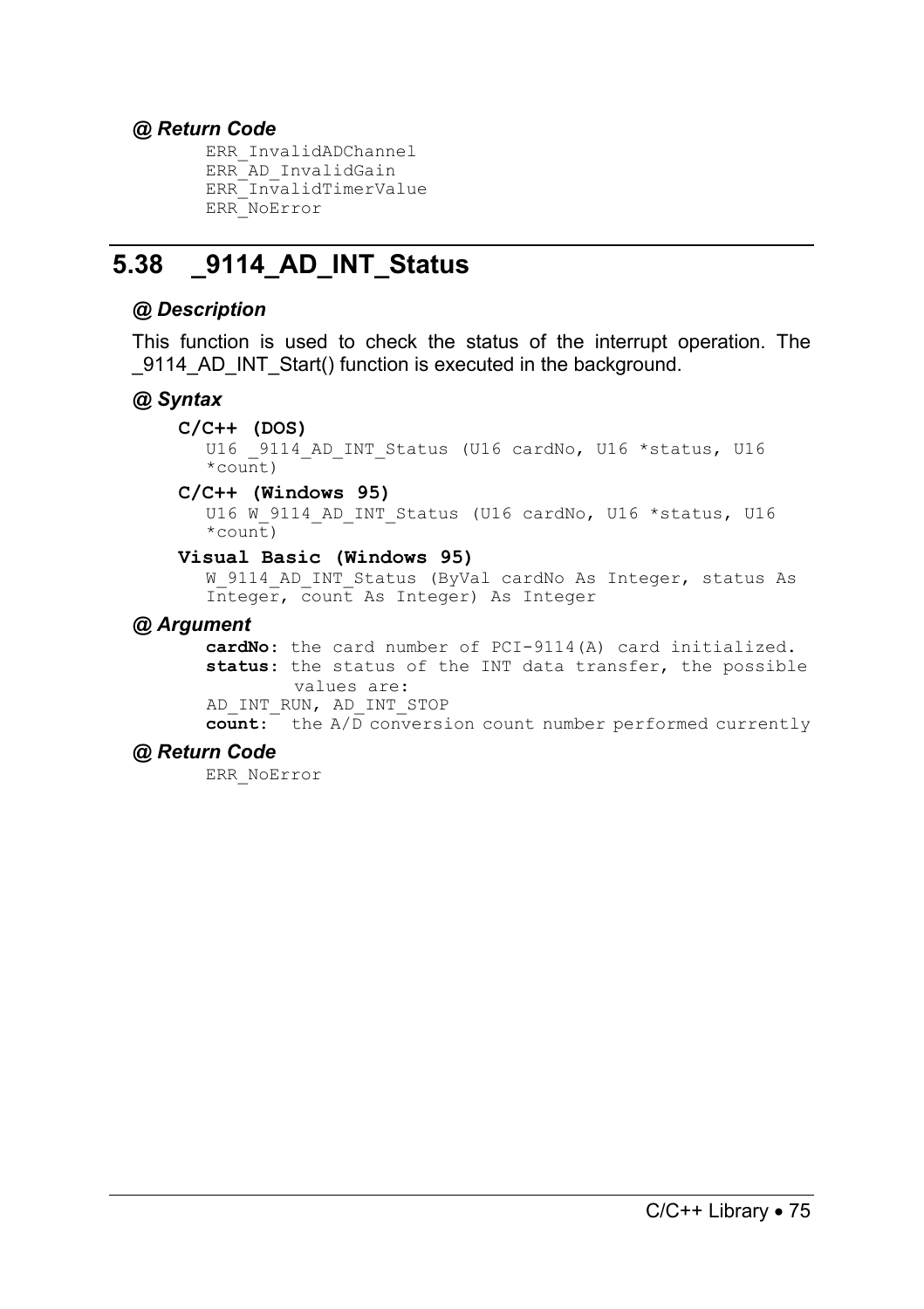#### @ Return Code

```
ERR_InvalidADChannel
ERR_AD_InvalidGain
ERR_InvalidTimerValue
ERR_NoError
```

## 5.38 _9114_AD_INT_Status

#### @ Description

This function is used to check the status of the interrupt operation. The _9114_AD_INT_Start() function is executed in the background.

#### @ Syntax

**C/C++ (DOS)**

```
U16 _9114_AD_INT_Status (U16 cardNo, U16 *status, U16 *count)
```

**C/C++ (Windows 95)**

```
U16 W_9114_AD_INT_Status (U16 cardNo, U16 *status, U16 *count)
```

**Visual Basic (Windows 95)**

```
W_9114_AD_INT_Status (ByVal cardNo As Integer, status As Integer, count As Integer) As Integer
```

#### @ Argument

**cardNo**: the card number of PCI-9114(A) card initialized.
**status**: the status of the INT data transfer, the possible values are:
AD_INT_RUN, AD_INT_STOP
**count**: the A/D conversion count number performed currently

#### @ Return Code

```
ERR_NoError
```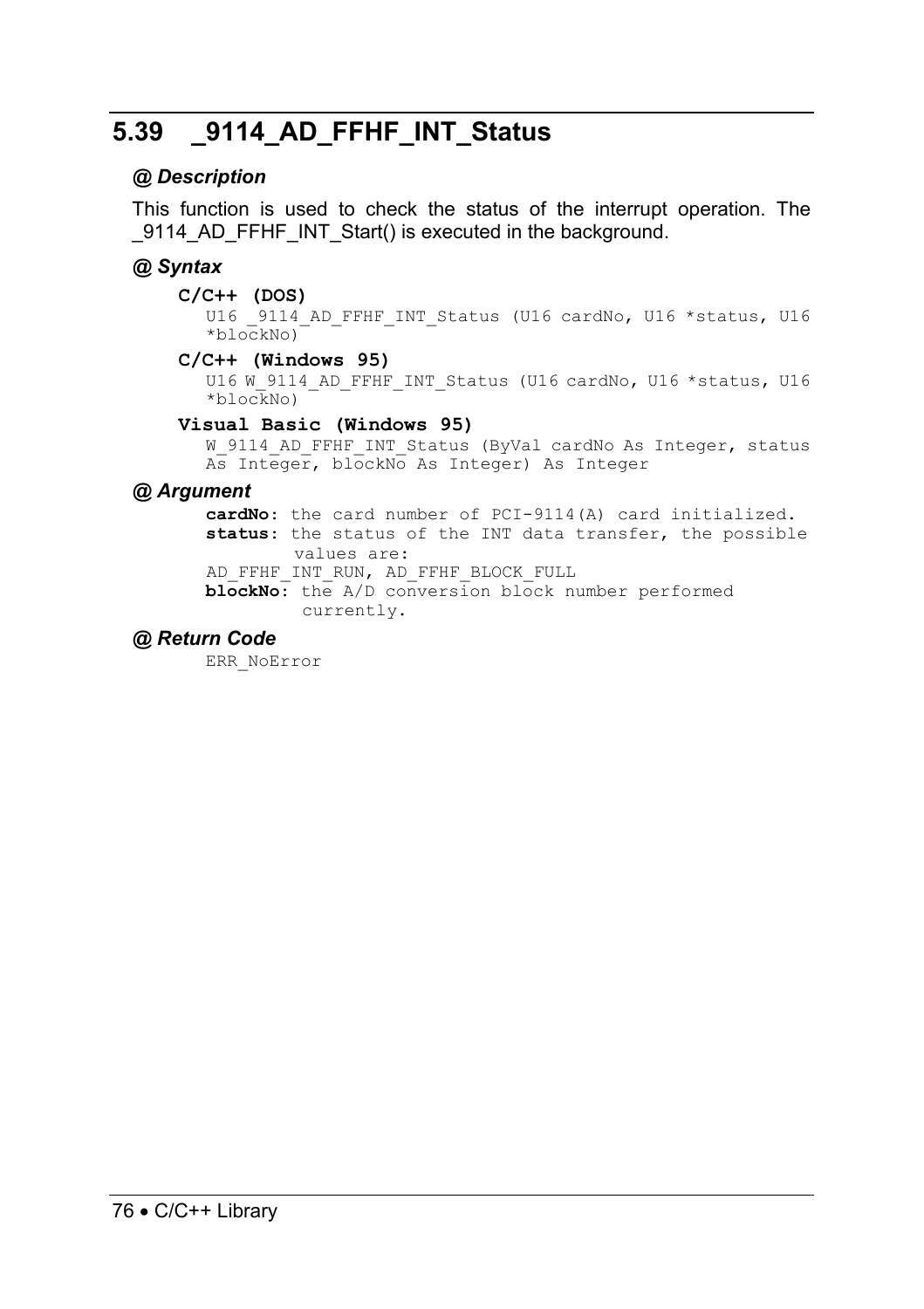## 5.39 _9114_AD_FFHF_INT_Status

### @ Description

This function is used to check the status of the interrupt operation. The _9114_AD_FFHF_INT_Start() is executed in the background.

### @ Syntax

**C/C++ (DOS)**

```
U16 _9114_AD_FFHF_INT_Status (U16 cardNo, U16 *status, U16 *blockNo)
```

**C/C++ (Windows 95)**

```
U16 W_9114_AD_FFHF_INT_Status (U16 cardNo, U16 *status, U16 *blockNo)
```

**Visual Basic (Windows 95)**

```
W_9114_AD_FFHF_INT_Status (ByVal cardNo As Integer, status As Integer, blockNo As Integer) As Integer
```

### @ Argument

**cardNo**: the card number of PCI-9114(A) card initialized.
**status**: the status of the INT data transfer, the possible values are:
AD_FFHF_INT_RUN, AD_FFHF_BLOCK_FULL
**blockNo**: the A/D conversion block number performed currently.

### @ Return Code

ERR_NoError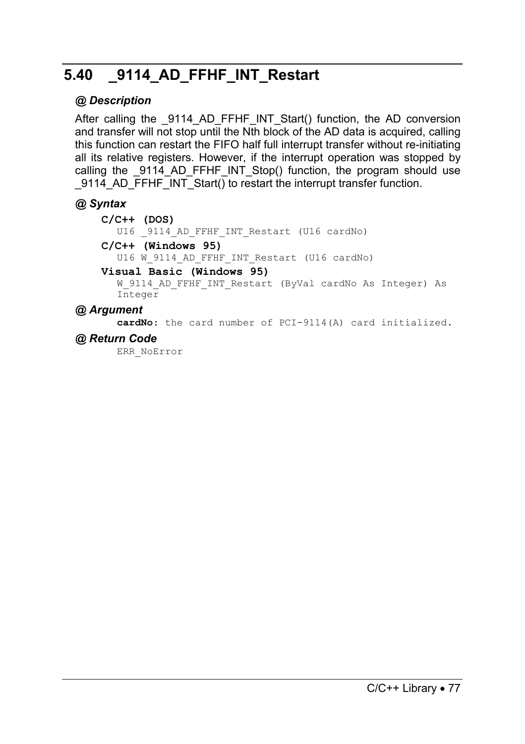## 5.40 _9114_AD_FFHF_INT_Restart

### @ Description

After calling the _9114_AD_FFHF_INT_Start() function, the AD conversion and transfer will not stop until the Nth block of the AD data is acquired, calling this function can restart the FIFO half full interrupt transfer without re-initiating all its relative registers. However, if the interrupt operation was stopped by calling the _9114_AD_FFHF_INT_Stop() function, the program should use _9114_AD_FFHF_INT_Start() to restart the interrupt transfer function.

### @ Syntax

**C/C++ (DOS)**

```
U16 _9114_AD_FFHF_INT_Restart (U16 cardNo)
```

**C/C++ (Windows 95)**

```
U16 W_9114_AD_FFHF_INT_Restart (U16 cardNo)
```

**Visual Basic (Windows 95)**

```
W_9114_AD_FFHF_INT_Restart (ByVal cardNo As Integer) As
Integer
```

### @ Argument

**cardNo**: the card number of PCI-9114(A) card initialized.

### @ Return Code

ERR_NoError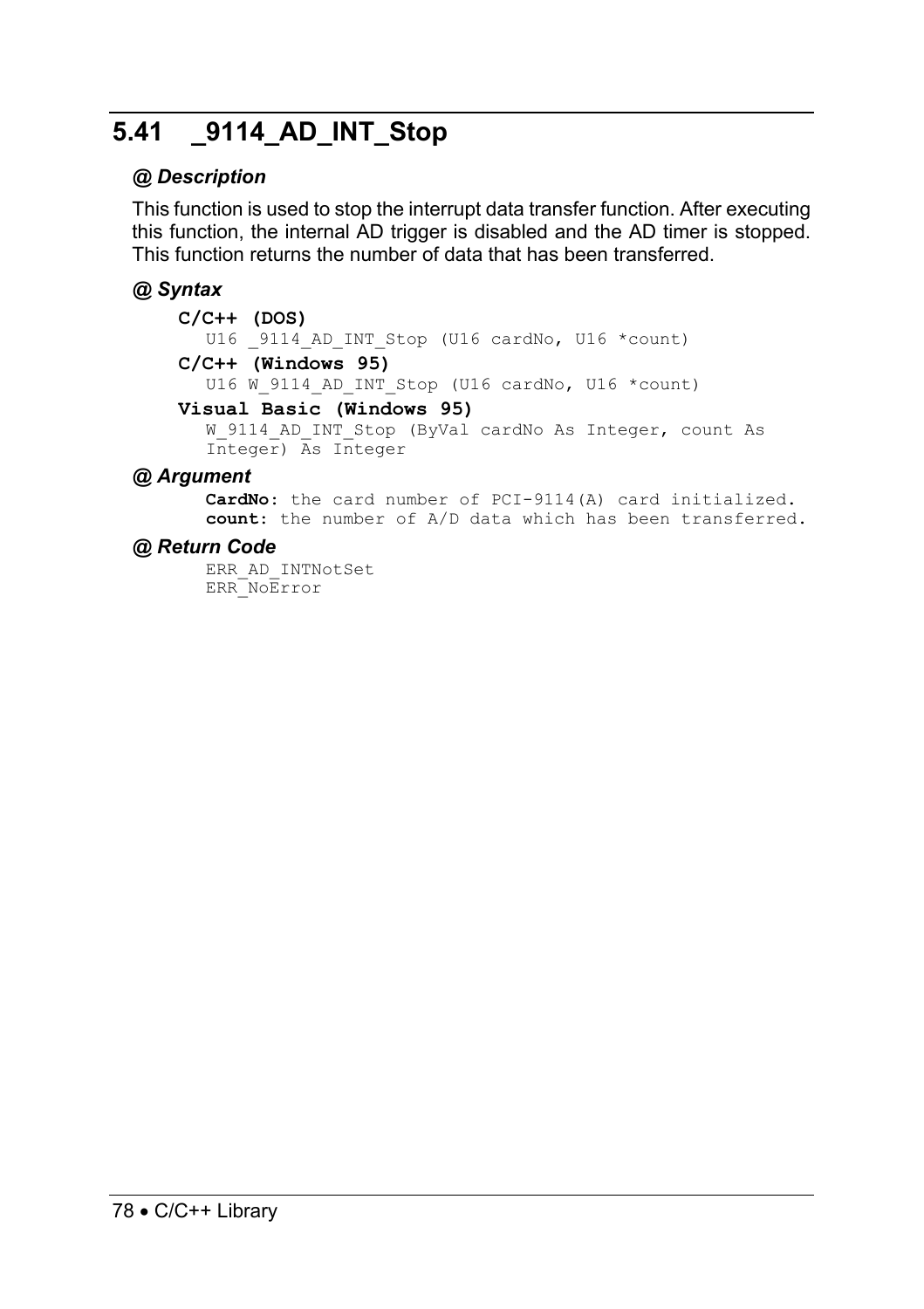## 5.41 _9114_AD_INT_Stop

### @ Description

This function is used to stop the interrupt data transfer function. After executing this function, the internal AD trigger is disabled and the AD timer is stopped. This function returns the number of data that has been transferred.

### @ Syntax

**C/C++ (DOS)**

```
U16 _9114_AD_INT_Stop (U16 cardNo, U16 *count)
```

**C/C++ (Windows 95)**

```
U16 W_9114_AD_INT_Stop (U16 cardNo, U16 *count)
```

**Visual Basic (Windows 95)**

```
W_9114_AD_INT_Stop (ByVal cardNo As Integer, count As
Integer) As Integer
```

### @ Argument

**CardNo:** the card number of PCI-9114(A) card initialized.
**count:** the number of A/D data which has been transferred.

### @ Return Code

ERR_AD_INTNotSet
ERR_NoError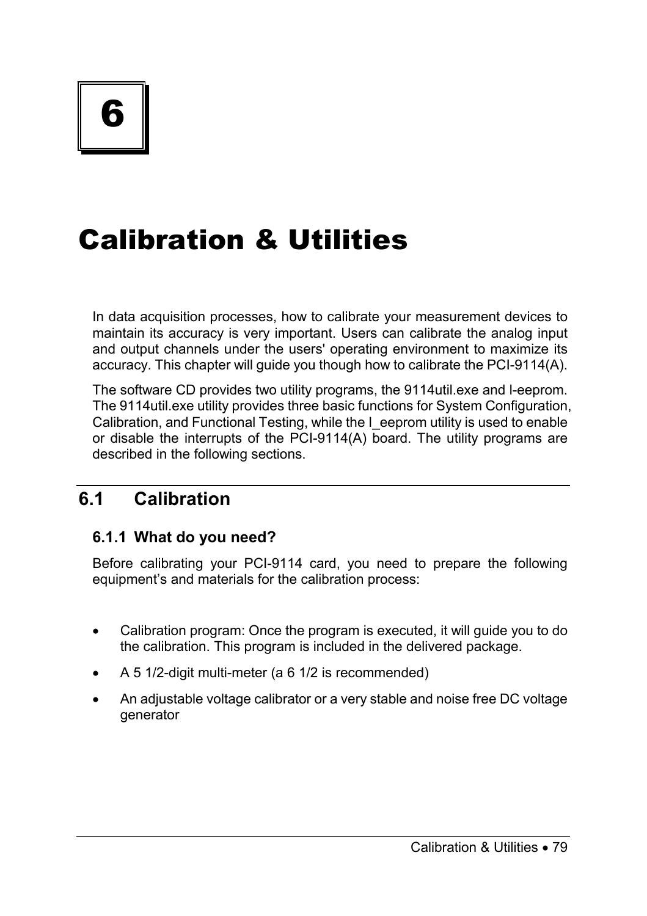# 6

# Calibration & Utilities

In data acquisition processes, how to calibrate your measurement devices to maintain its accuracy is very important. Users can calibrate the analog input and output channels under the users' operating environment to maximize its accuracy. This chapter will guide you though how to calibrate the PCI-9114(A).

The software CD provides two utility programs, the 9114util.exe and I-eeprom. The 9114util.exe utility provides three basic functions for System Configuration, Calibration, and Functional Testing, while the I_eeprom utility is used to enable or disable the interrupts of the PCI-9114(A) board. The utility programs are described in the following sections.

## 6.1 Calibration

### 6.1.1 What do you need?

Before calibrating your PCI-9114 card, you need to prepare the following equipment's and materials for the calibration process:

- Calibration program: Once the program is executed, it will guide you to do the calibration. This program is included in the delivered package.
- A 5 1/2-digit multi-meter (a 6 1/2 is recommended)
- An adjustable voltage calibrator or a very stable and noise free DC voltage generator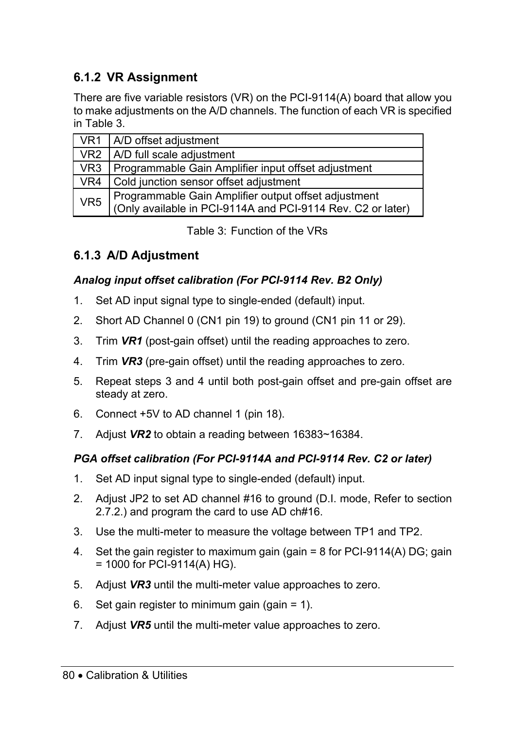### 6.1.2 VR Assignment

There are five variable resistors (VR) on the PCI-9114(A) board that allow you to make adjustments on the A/D channels. The function of each VR is specified in Table 3.

| | |
|---|---|
| VR1 | A/D offset adjustment |
| VR2 | A/D full scale adjustment |
| VR3 | Programmable Gain Amplifier input offset adjustment |
| VR4 | Cold junction sensor offset adjustment |
| VR5 | Programmable Gain Amplifier output offset adjustment (Only available in PCI-9114A and PCI-9114 Rev. C2 or later) |

Table 3: Function of the VRs

### 6.1.3 A/D Adjustment

***Analog input offset calibration (For PCI-9114 Rev. B2 Only)***

1. Set AD input signal type to single-ended (default) input.
2. Short AD Channel 0 (CN1 pin 19) to ground (CN1 pin 11 or 29).
3. Trim ***VR1*** (post-gain offset) until the reading approaches to zero.
4. Trim ***VR3*** (pre-gain offset) until the reading approaches to zero.
5. Repeat steps 3 and 4 until both post-gain offset and pre-gain offset are steady at zero.
6. Connect +5V to AD channel 1 (pin 18).
7. Adjust ***VR2*** to obtain a reading between 16383~16384.

***PGA offset calibration (For PCI-9114A and PCI-9114 Rev. C2 or later)***

1. Set AD input signal type to single-ended (default) input.
2. Adjust JP2 to set AD channel #16 to ground (D.I. mode, Refer to section 2.7.2.) and program the card to use AD ch#16.
3. Use the multi-meter to measure the voltage between TP1 and TP2.
4. Set the gain register to maximum gain (gain = 8 for PCI-9114(A) DG; gain = 1000 for PCI-9114(A) HG).
5. Adjust ***VR3*** until the multi-meter value approaches to zero.
6. Set gain register to minimum gain (gain = 1).
7. Adjust ***VR5*** until the multi-meter value approaches to zero.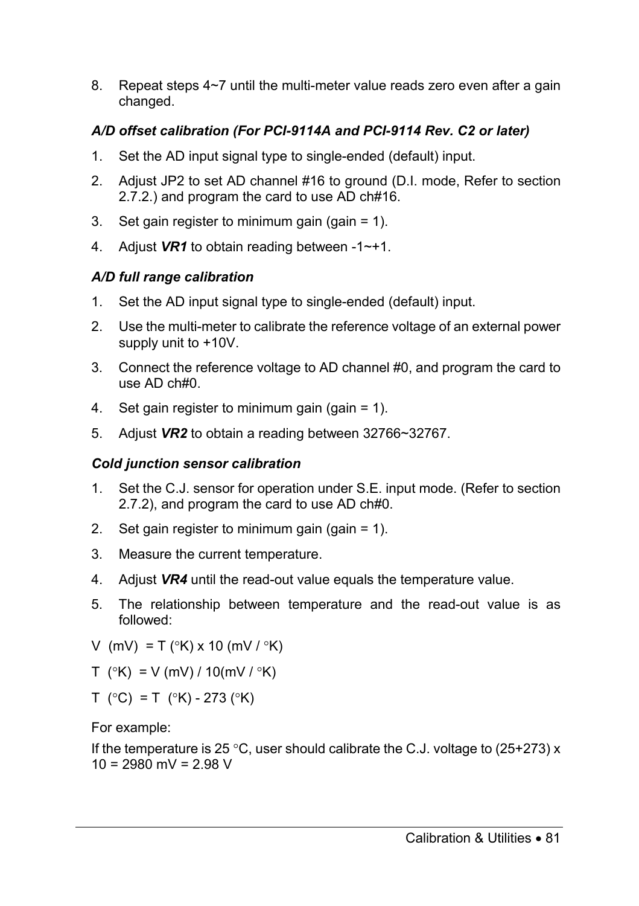8. Repeat steps 4~7 until the multi-meter value reads zero even after a gain changed.

### *A/D offset calibration (For PCI-9114A and PCI-9114 Rev. C2 or later)*

1. Set the AD input signal type to single-ended (default) input.
2. Adjust JP2 to set AD channel #16 to ground (D.I. mode, Refer to section 2.7.2.) and program the card to use AD ch#16.
3. Set gain register to minimum gain (gain = 1).
4. Adjust ***VR1*** to obtain reading between -1~+1.

### *A/D full range calibration*

1. Set the AD input signal type to single-ended (default) input.
2. Use the multi-meter to calibrate the reference voltage of an external power supply unit to +10V.
3. Connect the reference voltage to AD channel #0, and program the card to use AD ch#0.
4. Set gain register to minimum gain (gain = 1).
5. Adjust ***VR2*** to obtain a reading between 32766~32767.

### *Cold junction sensor calibration*

1. Set the C.J. sensor for operation under S.E. input mode. (Refer to section 2.7.2), and program the card to use AD ch#0.
2. Set gain register to minimum gain (gain = 1).
3. Measure the current temperature.
4. Adjust ***VR4*** until the read-out value equals the temperature value.
5. The relationship between temperature and the read-out value is as followed:

V (mV) = T (°K) x 10 (mV / °K)

T (°K) = V (mV) / 10(mV / °K)

T (°C) = T (°K) - 273 (°K)

For example:

If the temperature is 25 °C, user should calibrate the C.J. voltage to (25+273) x 10 = 2980 mV = 2.98 V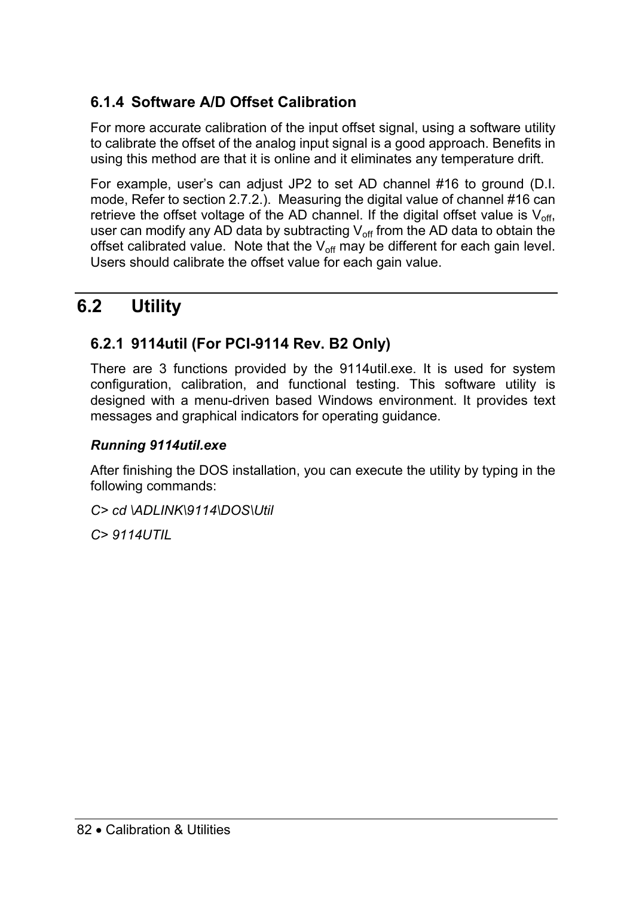### 6.1.4 Software A/D Offset Calibration

For more accurate calibration of the input offset signal, using a software utility to calibrate the offset of the analog input signal is a good approach. Benefits in using this method are that it is online and it eliminates any temperature drift.

For example, user's can adjust JP2 to set AD channel #16 to ground (D.I. mode, Refer to section 2.7.2.). Measuring the digital value of channel #16 can retrieve the offset voltage of the AD channel. If the digital offset value is $V_{off}$, user can modify any AD data by subtracting $V_{off}$ from the AD data to obtain the offset calibrated value. Note that the $V_{off}$ may be different for each gain level. Users should calibrate the offset value for each gain value.

## 6.2 Utility

### 6.2.1 9114util (For PCI-9114 Rev. B2 Only)

There are 3 functions provided by the 9114util.exe. It is used for system configuration, calibration, and functional testing. This software utility is designed with a menu-driven based Windows environment. It provides text messages and graphical indicators for operating guidance.

***Running 9114util.exe***

After finishing the DOS installation, you can execute the utility by typing in the following commands:

*C> cd \ADLINK\9114\DOS\Util*

*C> 9114UTIL*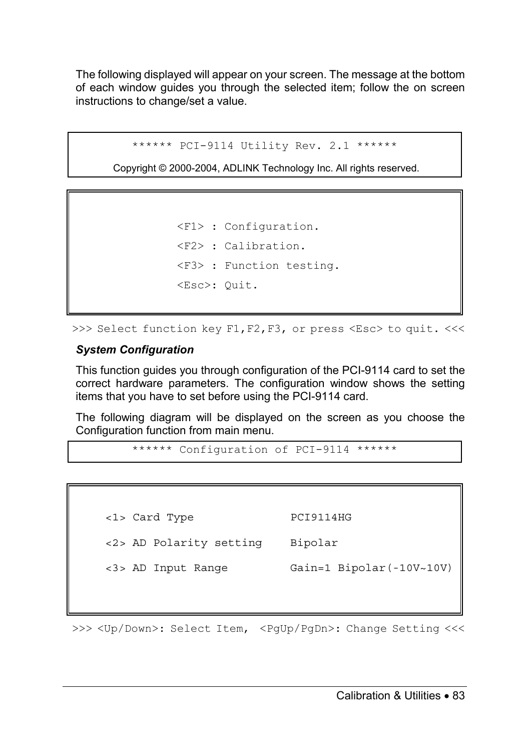The following displayed will appear on your screen. The message at the bottom of each window guides you through the selected item; follow the on screen instructions to change/set a value.

```
****** PCI-9114 Utility Rev. 2.1 ******
Copyright © 2000-2004, ADLINK Technology Inc. All rights reserved.
```

```
<F1> : Configuration.
<F2> : Calibration.
<F3> : Function testing.
<Esc>: Quit.
```

```
>>> Select function key F1,F2,F3, or press <Esc> to quit. <<<
```

### *System Configuration*

This function guides you through configuration of the PCI-9114 card to set the correct hardware parameters. The configuration window shows the setting items that you have to set before using the PCI-9114 card.

The following diagram will be displayed on the screen as you choose the Configuration function from main menu.

```
****** Configuration of PCI-9114 ******
```

```
<1> Card Type             PCI9114HG

<2> AD Polarity setting    Bipolar

<3> AD Input Range         Gain=1 Bipolar(-10V~10V)
```

```
>>> <Up/Down>: Select Item,  <PgUp/PgDn>: Change Setting <<<
```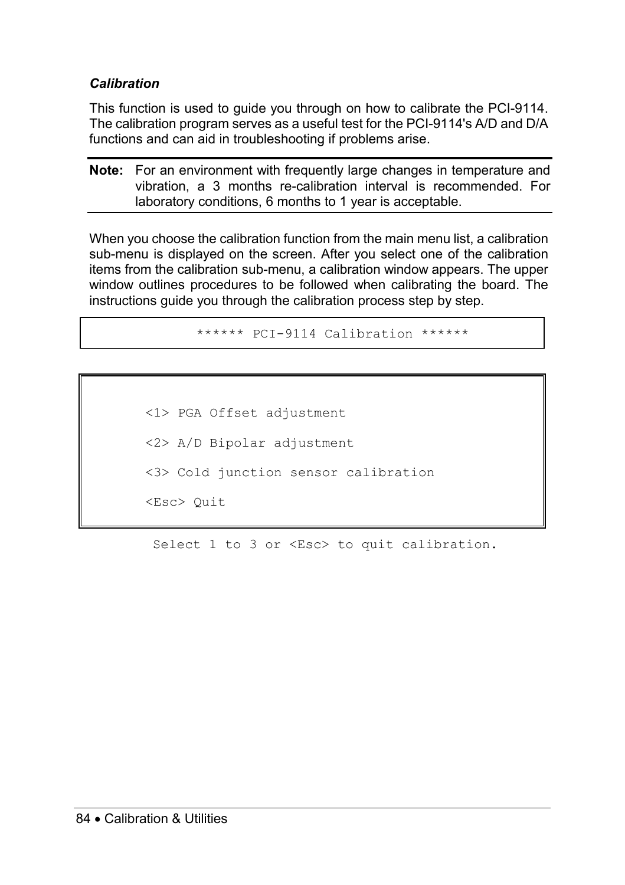### *Calibration*

This function is used to guide you through on how to calibrate the PCI-9114. The calibration program serves as a useful test for the PCI-9114's A/D and D/A functions and can aid in troubleshooting if problems arise.

**Note:** For an environment with frequently large changes in temperature and vibration, a 3 months re-calibration interval is recommended. For laboratory conditions, 6 months to 1 year is acceptable.

When you choose the calibration function from the main menu list, a calibration sub-menu is displayed on the screen. After you select one of the calibration items from the calibration sub-menu, a calibration window appears. The upper window outlines procedures to be followed when calibrating the board. The instructions guide you through the calibration process step by step.

```
              ****** PCI-9114 Calibration ******
```

```
        <1> PGA Offset adjustment

        <2> A/D Bipolar adjustment

        <3> Cold junction sensor calibration

        <Esc> Quit
```

```
         Select 1 to 3 or <Esc> to quit calibration.
```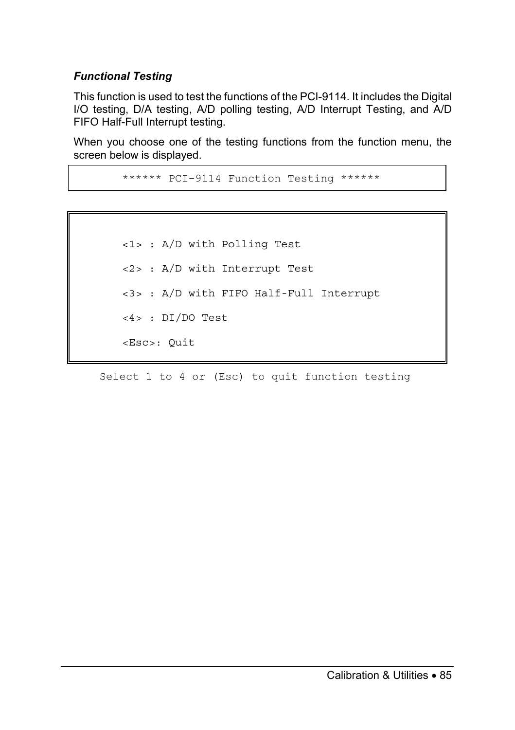### *Functional Testing*

This function is used to test the functions of the PCI-9114. It includes the Digital I/O testing, D/A testing, A/D polling testing, A/D Interrupt Testing, and A/D FIFO Half-Full Interrupt testing.

When you choose one of the testing functions from the function menu, the screen below is displayed.

```
        ****** PCI-9114 Function Testing ******
```

```
        <1> : A/D with Polling Test

        <2> : A/D with Interrupt Test

        <3> : A/D with FIFO Half-Full Interrupt

        <4> : DI/DO Test

        <Esc>: Quit
```

```
     Select 1 to 4 or (Esc) to quit function testing
```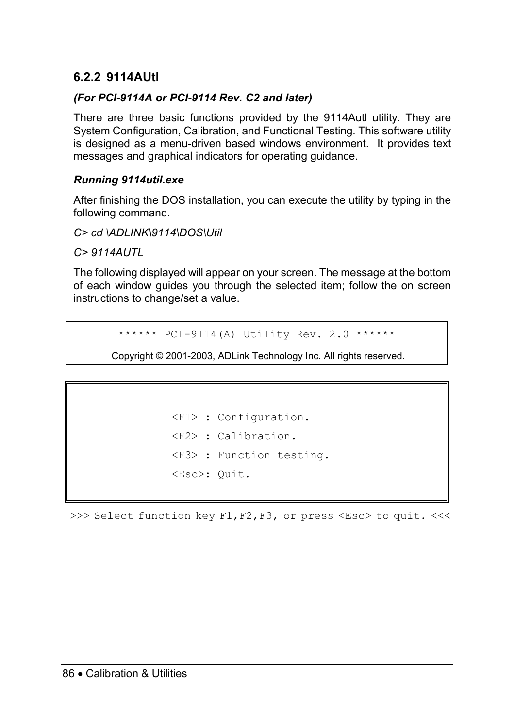### 6.2.2 9114AUtl

***(For PCI-9114A or PCI-9114 Rev. C2 and later)***

There are three basic functions provided by the 9114Autl utility. They are System Configuration, Calibration, and Functional Testing. This software utility is designed as a menu-driven based windows environment. It provides text messages and graphical indicators for operating guidance.

***Running 9114util.exe***

After finishing the DOS installation, you can execute the utility by typing in the following command.

*C> cd \ADLINK\9114\DOS\Util*

*C> 9114AUTL*

The following displayed will appear on your screen. The message at the bottom of each window guides you through the selected item; follow the on screen instructions to change/set a value.

```
****** PCI-9114(A) Utility Rev. 2.0 ******
Copyright © 2001-2003, ADLink Technology Inc. All rights reserved.
```

```
<F1> : Configuration.
<F2> : Calibration.
<F3> : Function testing.
<Esc>: Quit.
```

```
>>> Select function key F1,F2,F3, or press <Esc> to quit. <<<
```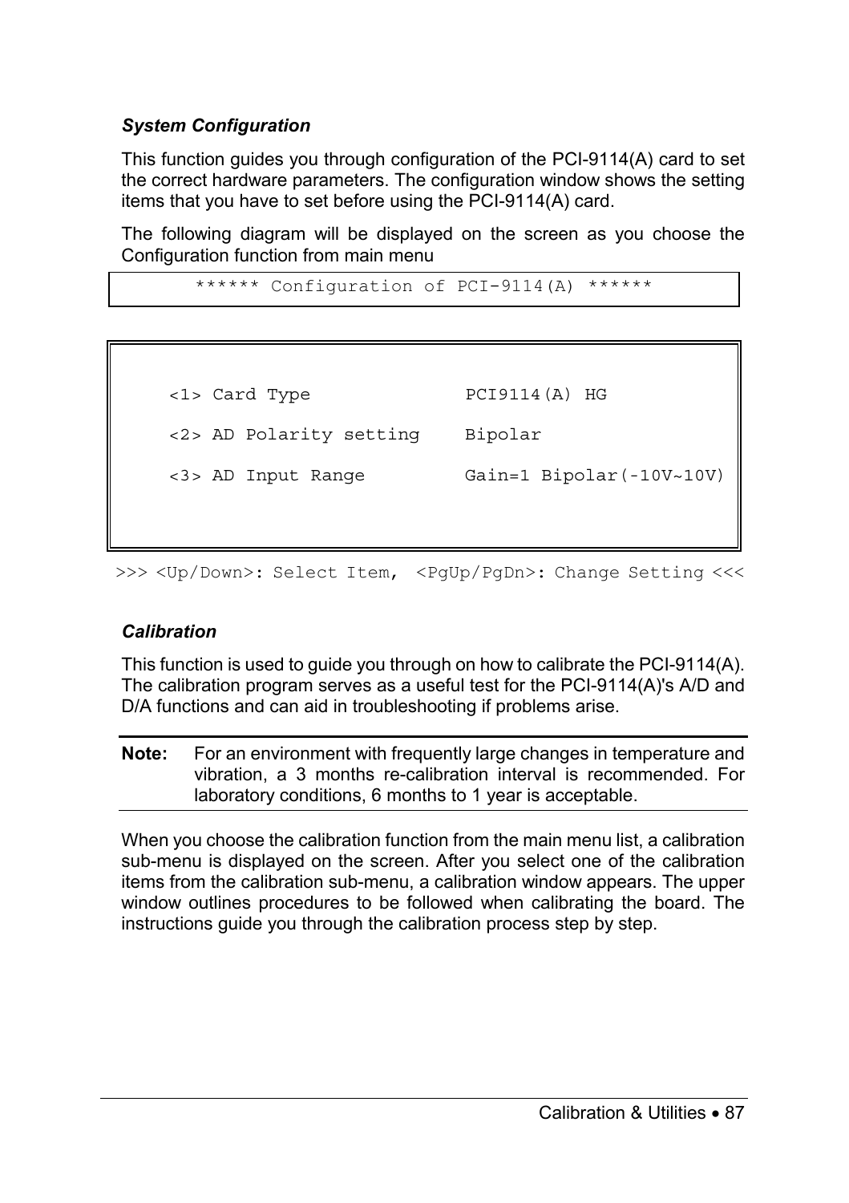### *System Configuration*

This function guides you through configuration of the PCI-9114(A) card to set the correct hardware parameters. The configuration window shows the setting items that you have to set before using the PCI-9114(A) card.

The following diagram will be displayed on the screen as you choose the Configuration function from main menu

```
****** Configuration of PCI-9114(A) ******
```

```
<1> Card Type              PCI9114(A) HG

<2> AD Polarity setting    Bipolar

<3> AD Input Range         Gain=1 Bipolar(-10V~10V)
```

```
>>> <Up/Down>: Select Item,  <PgUp/PgDn>: Change Setting <<<
```

### *Calibration*

This function is used to guide you through on how to calibrate the PCI-9114(A). The calibration program serves as a useful test for the PCI-9114(A)'s A/D and D/A functions and can aid in troubleshooting if problems arise.

**Note:** For an environment with frequently large changes in temperature and vibration, a 3 months re-calibration interval is recommended. For laboratory conditions, 6 months to 1 year is acceptable.

When you choose the calibration function from the main menu list, a calibration sub-menu is displayed on the screen. After you select one of the calibration items from the calibration sub-menu, a calibration window appears. The upper window outlines procedures to be followed when calibrating the board. The instructions guide you through the calibration process step by step.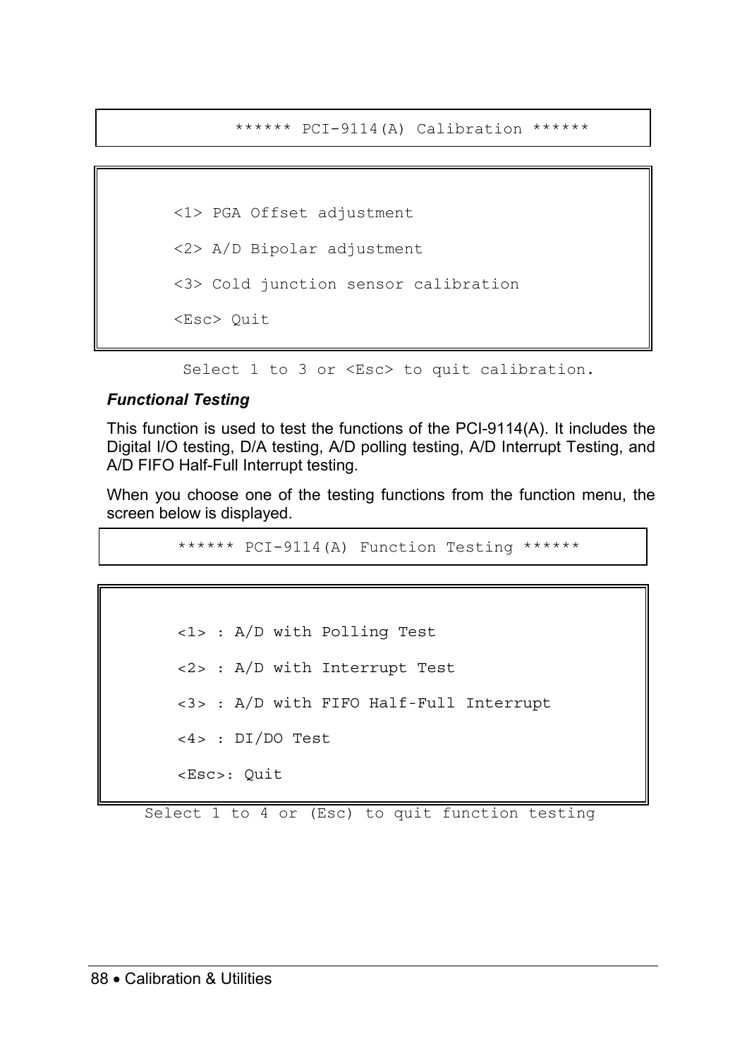```
****** PCI-9114(A) Calibration ******
```

```
<1> PGA Offset adjustment

<2> A/D Bipolar adjustment

<3> Cold junction sensor calibration

<Esc> Quit
```

```
Select 1 to 3 or <Esc> to quit calibration.
```

### *Functional Testing*

This function is used to test the functions of the PCI-9114(A). It includes the Digital I/O testing, D/A testing, A/D polling testing, A/D Interrupt Testing, and A/D FIFO Half-Full Interrupt testing.

When you choose one of the testing functions from the function menu, the screen below is displayed.

```
****** PCI-9114(A) Function Testing ******
```

```
<1> : A/D with Polling Test

<2> : A/D with Interrupt Test

<3> : A/D with FIFO Half-Full Interrupt

<4> : DI/DO Test

<Esc>: Quit
```

```
Select 1 to 4 or (Esc) to quit function testing
```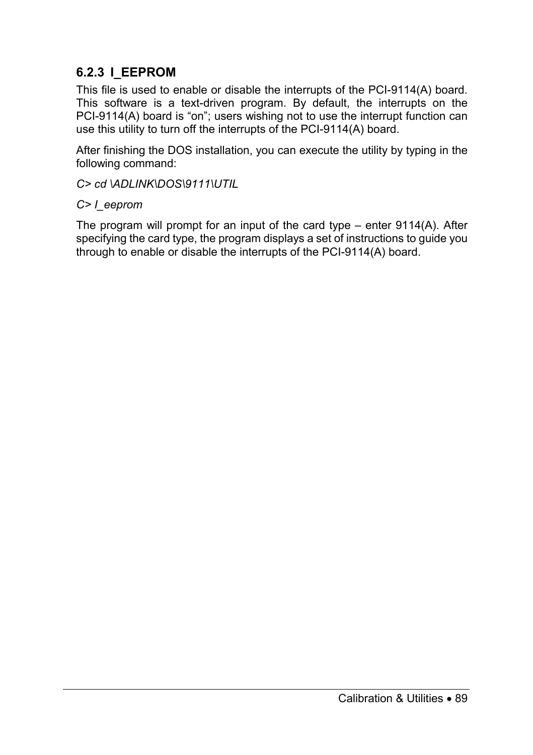### 6.2.3 I_EEPROM

This file is used to enable or disable the interrupts of the PCI-9114(A) board. This software is a text-driven program. By default, the interrupts on the PCI-9114(A) board is "on"; users wishing not to use the interrupt function can use this utility to turn off the interrupts of the PCI-9114(A) board.

After finishing the DOS installation, you can execute the utility by typing in the following command:

*C> cd \ADLINK\DOS\9111\UTIL*

*C> I_eeprom*

The program will prompt for an input of the card type – enter 9114(A). After specifying the card type, the program displays a set of instructions to guide you through to enable or disable the interrupts of the PCI-9114(A) board.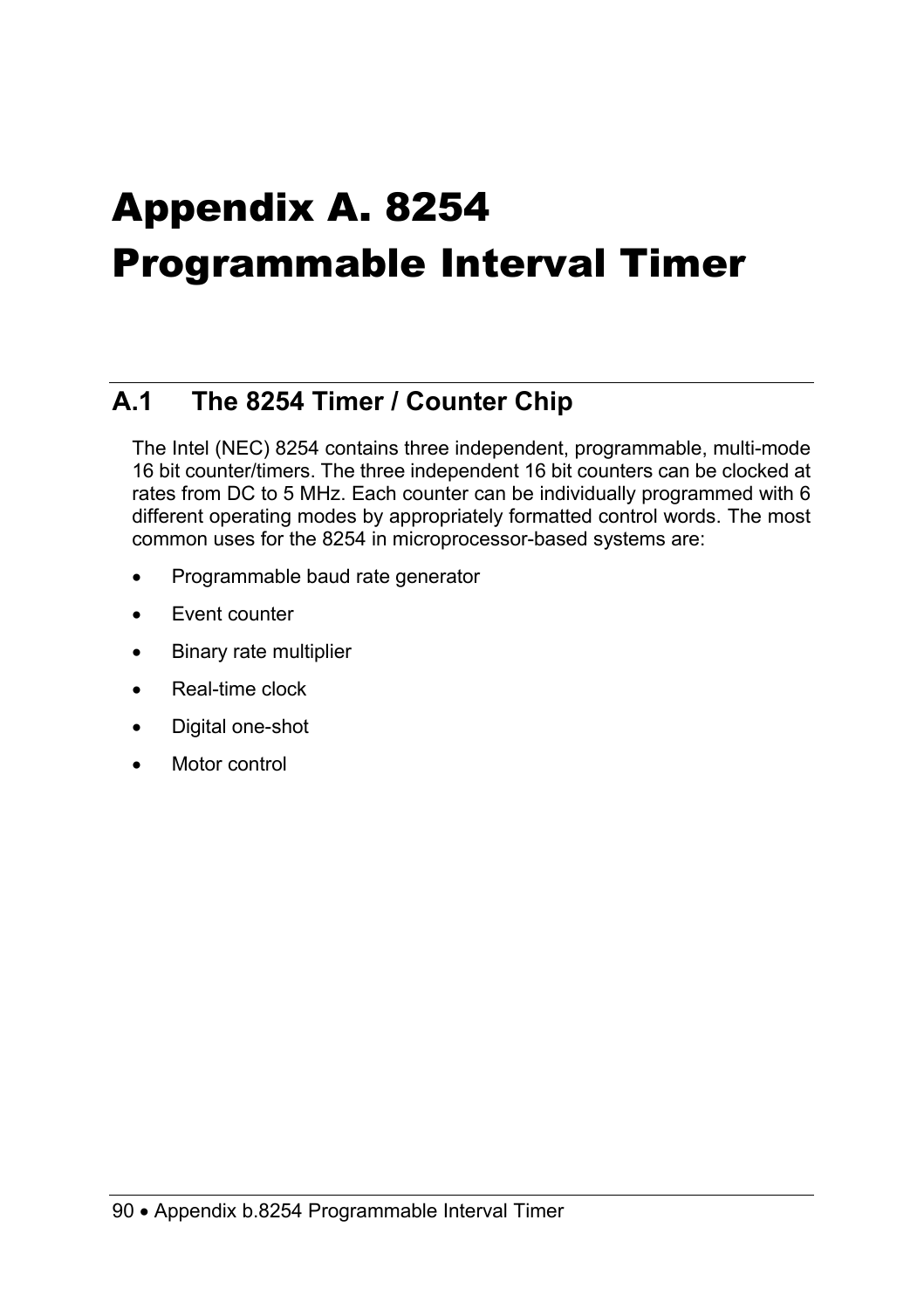# Appendix A. 8254 Programmable Interval Timer

## A.1 The 8254 Timer / Counter Chip

The Intel (NEC) 8254 contains three independent, programmable, multi-mode 16 bit counter/timers. The three independent 16 bit counters can be clocked at rates from DC to 5 MHz. Each counter can be individually programmed with 6 different operating modes by appropriately formatted control words. The most common uses for the 8254 in microprocessor-based systems are:

- Programmable baud rate generator
- Event counter
- Binary rate multiplier
- Real-time clock
- Digital one-shot
- Motor control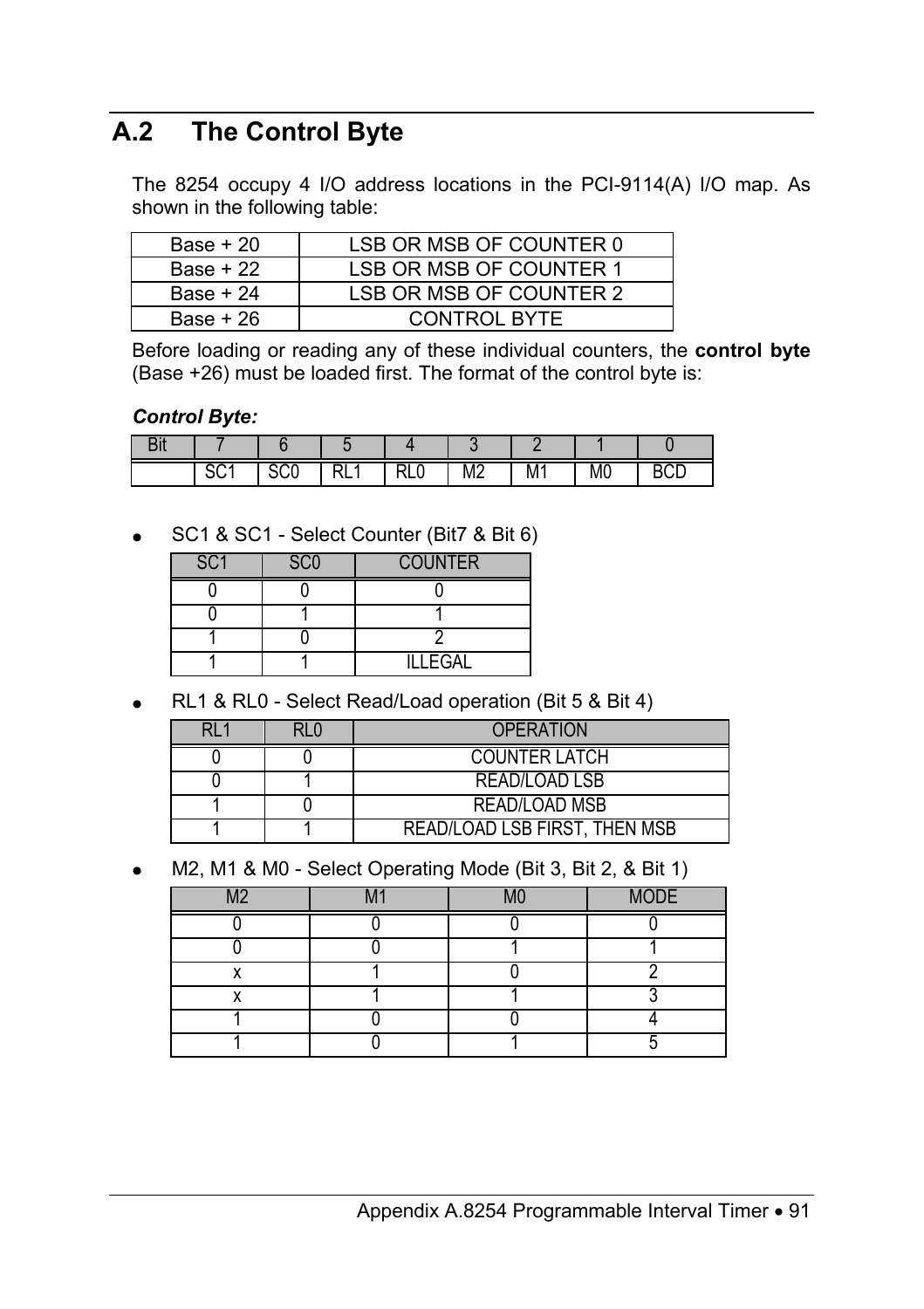## A.2 The Control Byte

The 8254 occupy 4 I/O address locations in the PCI-9114(A) I/O map. As shown in the following table:

| Base + 20 | LSB OR MSB OF COUNTER 0 |
|---|---|
| Base + 22 | LSB OR MSB OF COUNTER 1 |
| Base + 24 | LSB OR MSB OF COUNTER 2 |
| Base + 26 | CONTROL BYTE |

Before loading or reading any of these individual counters, the **control byte** (Base +26) must be loaded first. The format of the control byte is:

***Control Byte:***

| Bit | 7 | 6 | 5 | 4 | 3 | 2 | 1 | 0 |
|---|---|---|---|---|---|---|---|---|
| | SC1 | SC0 | RL1 | RL0 | M2 | M1 | M0 | BCD |

- SC1 & SC1 - Select Counter (Bit7 & Bit 6)

| SC1 | SC0 | COUNTER |
|---|---|---|
| 0 | 0 | 0 |
| 0 | 1 | 1 |
| 1 | 0 | 2 |
| 1 | 1 | ILLEGAL |

- RL1 & RL0 - Select Read/Load operation (Bit 5 & Bit 4)

| RL1 | RL0 | OPERATION |
|---|---|---|
| 0 | 0 | COUNTER LATCH |
| 0 | 1 | READ/LOAD LSB |
| 1 | 0 | READ/LOAD MSB |
| 1 | 1 | READ/LOAD LSB FIRST, THEN MSB |

- M2, M1 & M0 - Select Operating Mode (Bit 3, Bit 2, & Bit 1)

| M2 | M1 | M0 | MODE |
|---|---|---|---|
| 0 | 0 | 0 | 0 |
| 0 | 0 | 1 | 1 |
| x | 1 | 0 | 2 |
| x | 1 | 1 | 3 |
| 1 | 0 | 0 | 4 |
| 1 | 0 | 1 | 5 |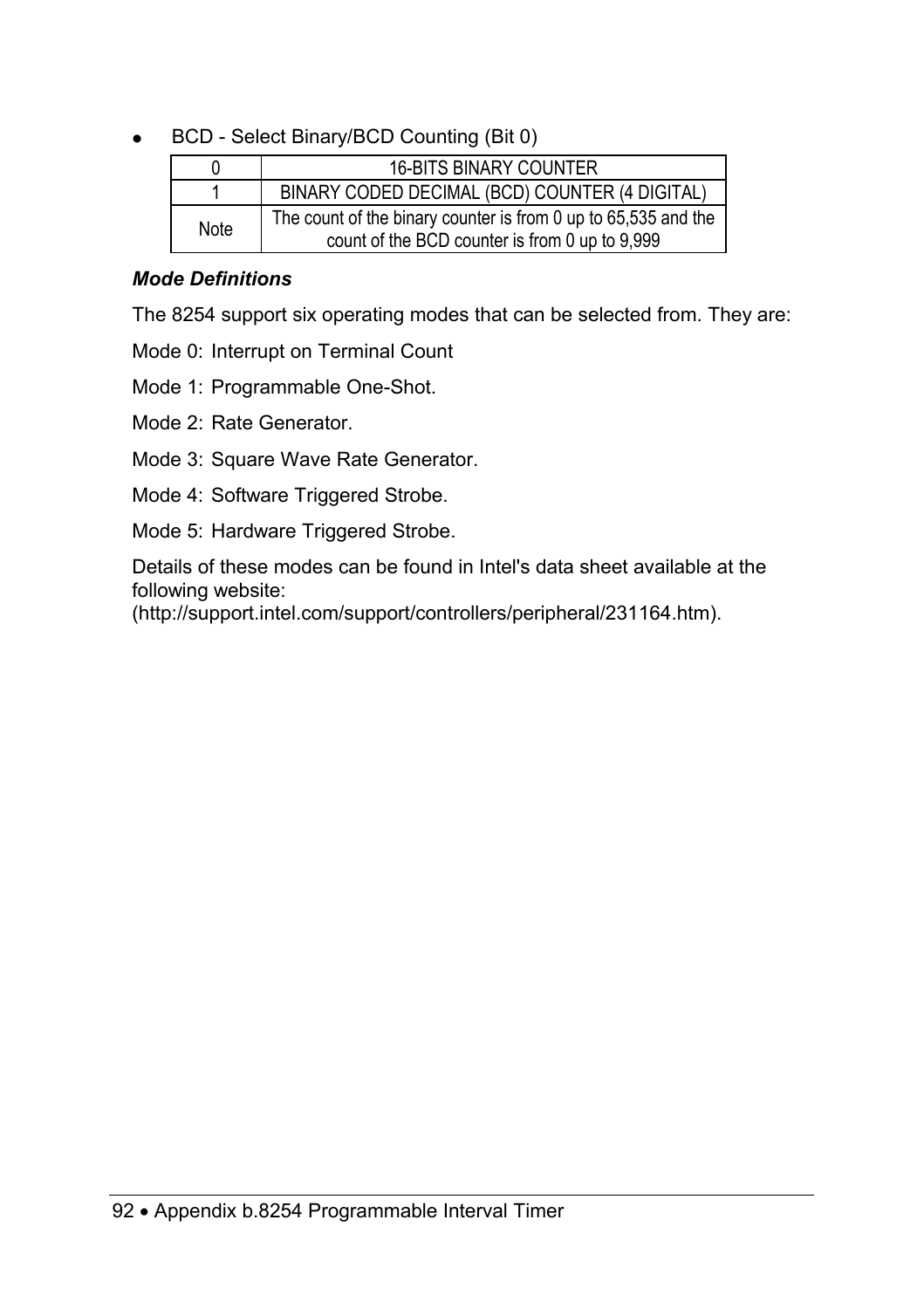- BCD - Select Binary/BCD Counting (Bit 0)

| 0 | 16-BITS BINARY COUNTER |
|---|---|
| 1 | BINARY CODED DECIMAL (BCD) COUNTER (4 DIGITAL) |
| Note | The count of the binary counter is from 0 up to 65,535 and the count of the BCD counter is from 0 up to 9,999 |

***Mode Definitions***

The 8254 support six operating modes that can be selected from. They are:

Mode 0: Interrupt on Terminal Count

Mode 1: Programmable One-Shot.

Mode 2: Rate Generator.

Mode 3: Square Wave Rate Generator.

Mode 4: Software Triggered Strobe.

Mode 5: Hardware Triggered Strobe.

Details of these modes can be found in Intel's data sheet available at the following website:
(http://support.intel.com/support/controllers/peripheral/231164.htm).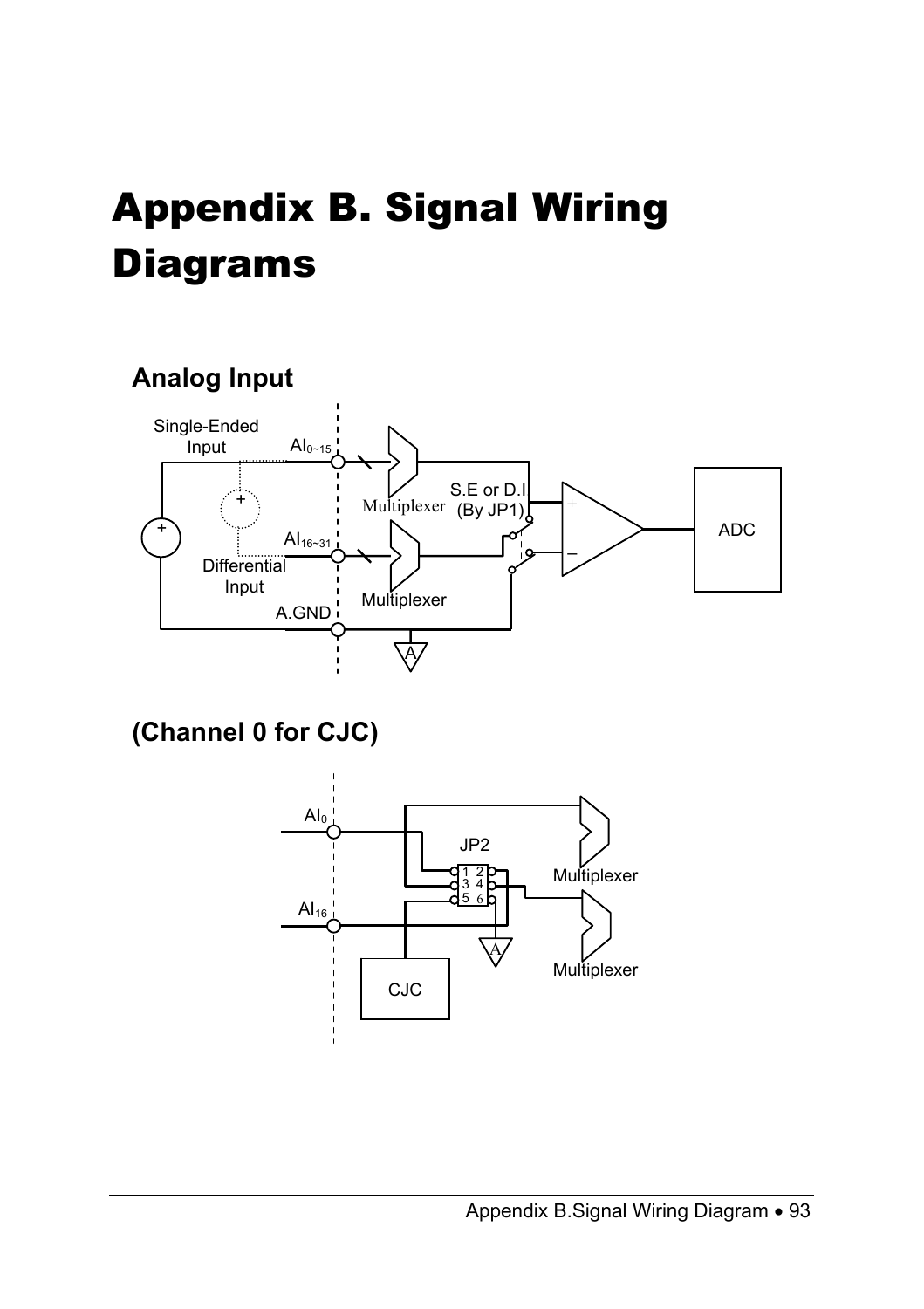# Appendix B. Signal Wiring Diagrams

## Analog Input

Single-Ended Input

$AI_{0\sim15}$

Multiplexer

S.E or D.I (By JP1)

ADC

$AI_{16\sim31}$

Differential Input

Multiplexer

A.GND

## (Channel 0 for CJC)

$AI_0$

JP2

Multiplexer

$AI_{16}$

Multiplexer

CJC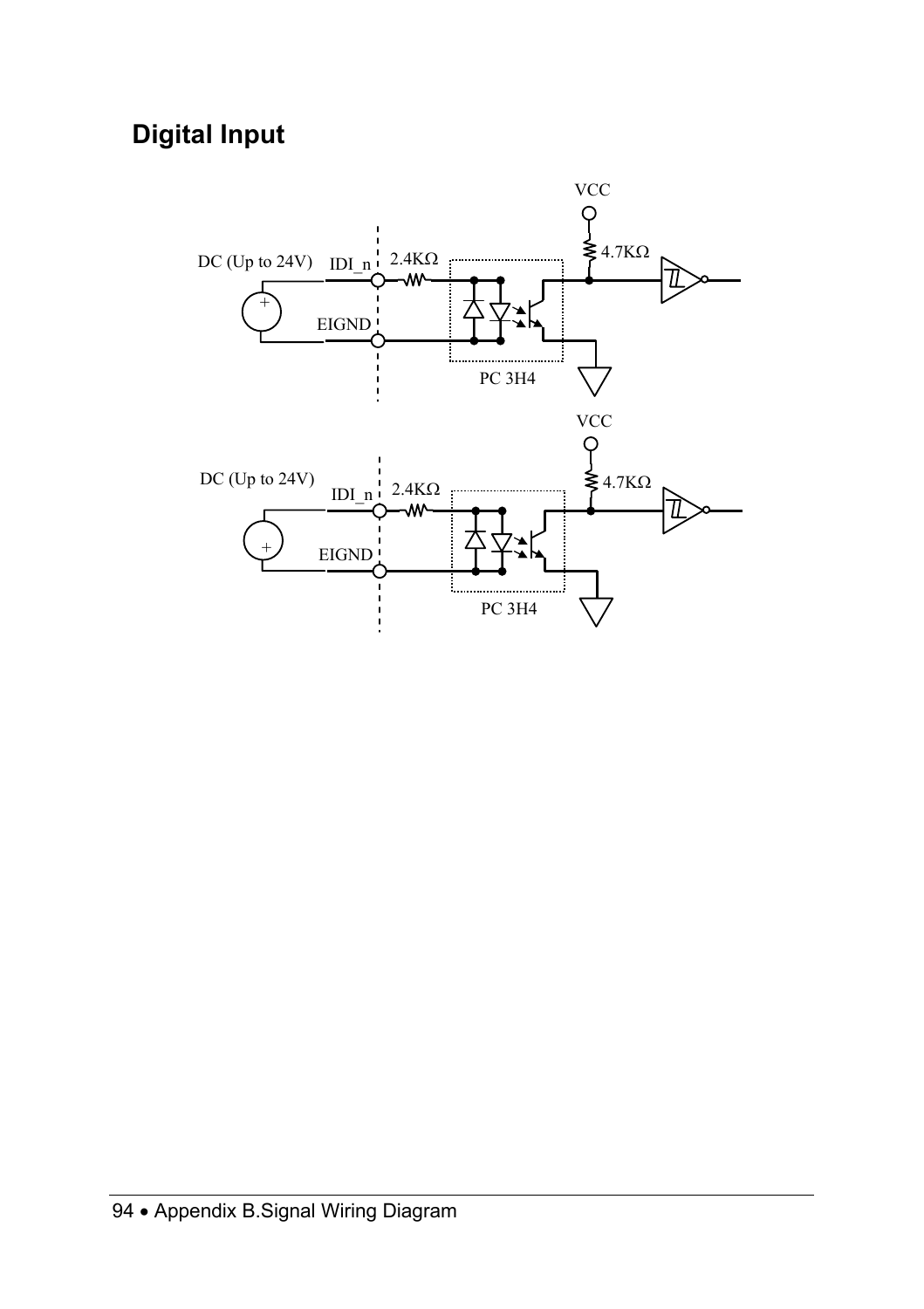## Digital Input

VCC

DC (Up to 24V) IDI_n 2.4KΩ 4.7KΩ

EIGND

PC 3H4

VCC

DC (Up to 24V) IDI_n 2.4KΩ 4.7KΩ

EIGND

PC 3H4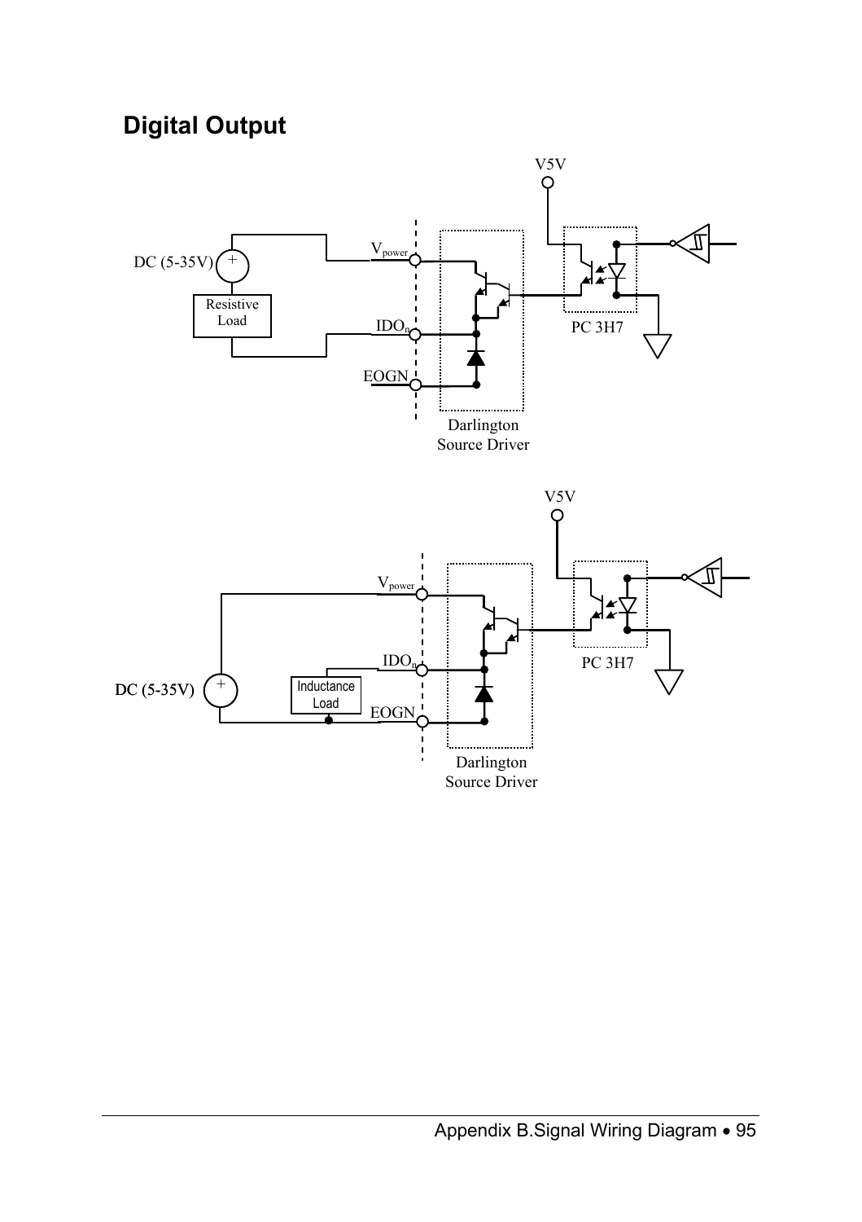## Digital Output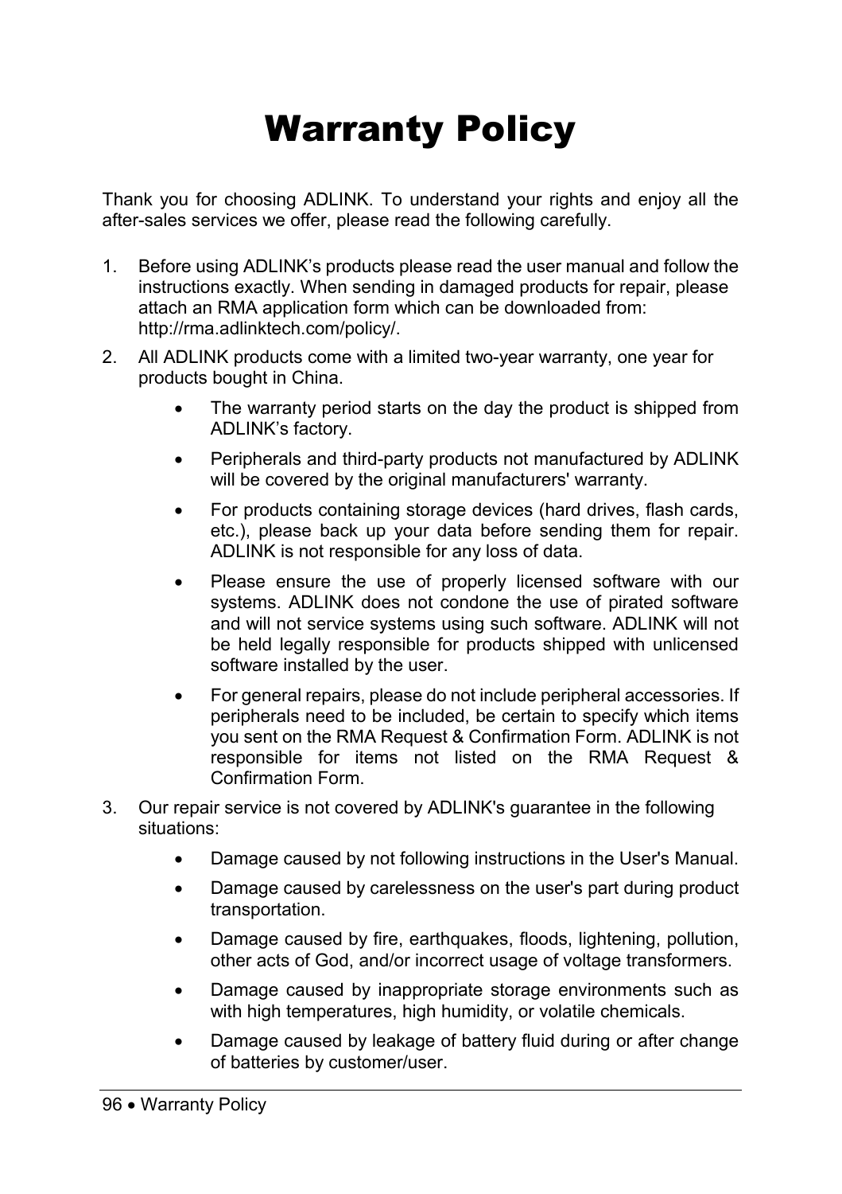# Warranty Policy

Thank you for choosing ADLINK. To understand your rights and enjoy all the after-sales services we offer, please read the following carefully.

1. Before using ADLINK's products please read the user manual and follow the instructions exactly. When sending in damaged products for repair, please attach an RMA application form which can be downloaded from: http://rma.adlinktech.com/policy/.
2. All ADLINK products come with a limited two-year warranty, one year for products bought in China.
    - The warranty period starts on the day the product is shipped from ADLINK's factory.
    - Peripherals and third-party products not manufactured by ADLINK will be covered by the original manufacturers' warranty.
    - For products containing storage devices (hard drives, flash cards, etc.), please back up your data before sending them for repair. ADLINK is not responsible for any loss of data.
    - Please ensure the use of properly licensed software with our systems. ADLINK does not condone the use of pirated software and will not service systems using such software. ADLINK will not be held legally responsible for products shipped with unlicensed software installed by the user.
    - For general repairs, please do not include peripheral accessories. If peripherals need to be included, be certain to specify which items you sent on the RMA Request & Confirmation Form. ADLINK is not responsible for items not listed on the RMA Request & Confirmation Form.
3. Our repair service is not covered by ADLINK's guarantee in the following situations:
    - Damage caused by not following instructions in the User's Manual.
    - Damage caused by carelessness on the user's part during product transportation.
    - Damage caused by fire, earthquakes, floods, lightening, pollution, other acts of God, and/or incorrect usage of voltage transformers.
    - Damage caused by inappropriate storage environments such as with high temperatures, high humidity, or volatile chemicals.
    - Damage caused by leakage of battery fluid during or after change of batteries by customer/user.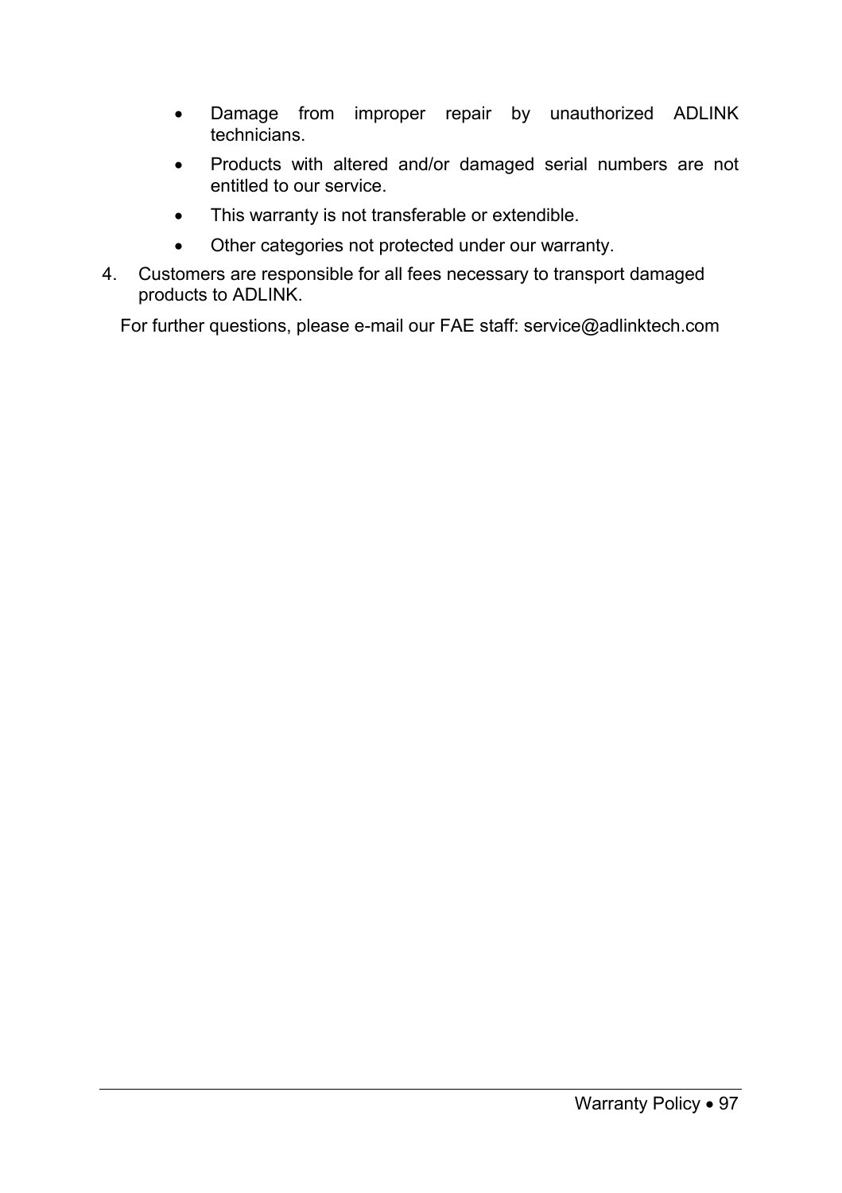- Damage from improper repair by unauthorized ADLINK technicians.
- Products with altered and/or damaged serial numbers are not entitled to our service.
- This warranty is not transferable or extendible.
- Other categories not protected under our warranty.

4. Customers are responsible for all fees necessary to transport damaged products to ADLINK.

For further questions, please e-mail our FAE staff: service@adlinktech.com